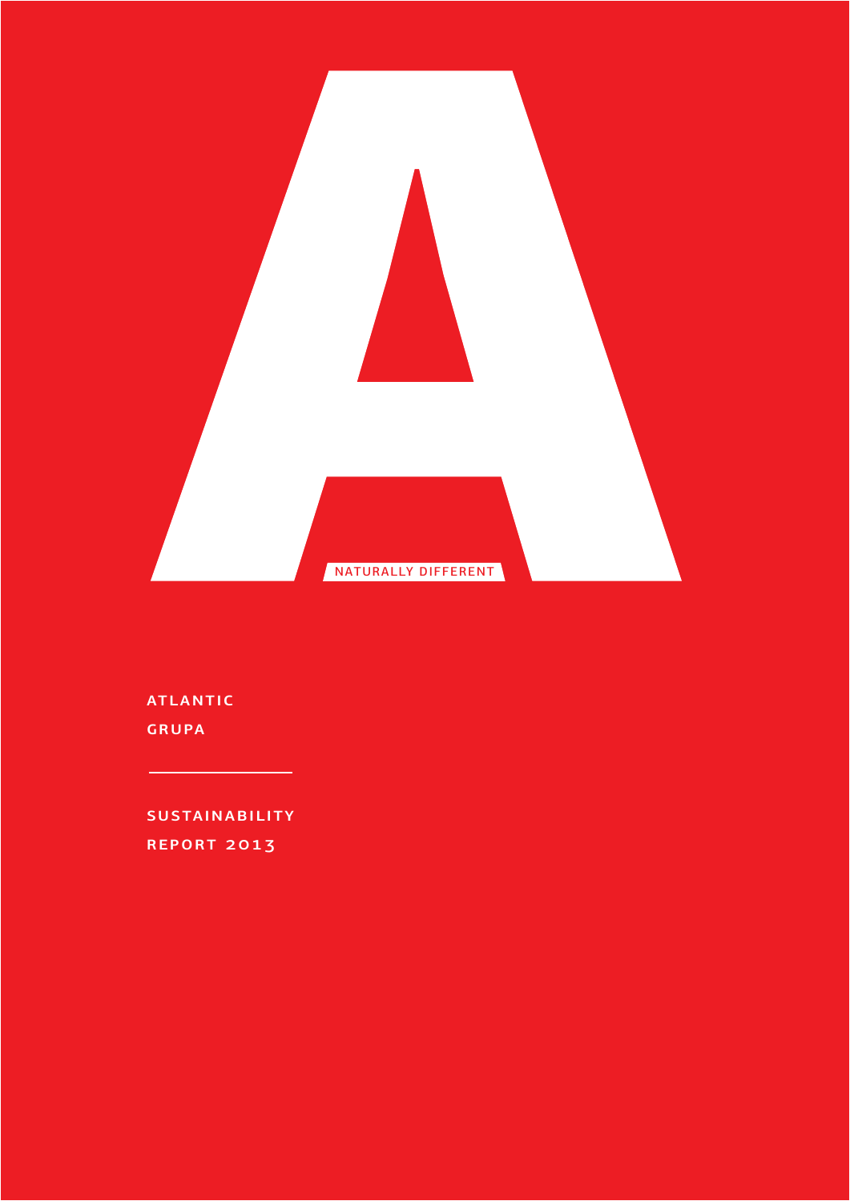NATURALLY DIFFERENT

ATLANTIC
GRUPA

# SUSTAINABILITY REPORT 2013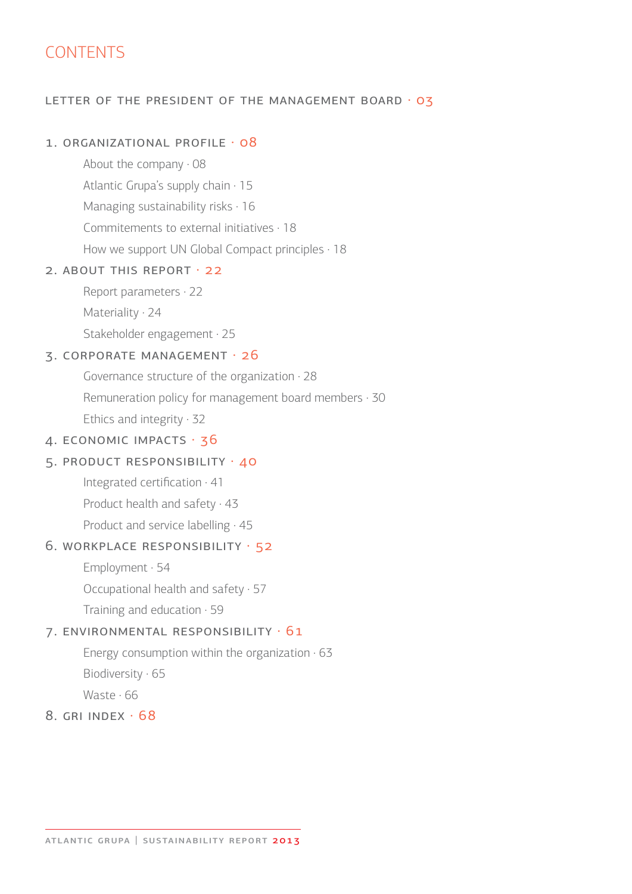# CONTENTS

LETTER OF THE PRESIDENT OF THE MANAGEMENT BOARD · 03

1. ORGANIZATIONAL PROFILE · 08
   - About the company · 08
   - Atlantic Grupa's supply chain · 15
   - Managing sustainability risks · 16
   - Commitements to external initiatives · 18
   - How we support UN Global Compact principles · 18
2. ABOUT THIS REPORT · 22
   - Report parameters · 22
   - Materiality · 24
   - Stakeholder engagement · 25
3. CORPORATE MANAGEMENT · 26
   - Governance structure of the organization · 28
   - Remuneration policy for management board members · 30
   - Ethics and integrity · 32
4. ECONOMIC IMPACTS · 36
5. PRODUCT RESPONSIBILITY · 40
   - Integrated certification · 41
   - Product health and safety · 43
   - Product and service labelling · 45
6. WORKPLACE RESPONSIBILITY · 52
   - Employment · 54
   - Occupational health and safety · 57
   - Training and education · 59
7. ENVIRONMENTAL RESPONSIBILITY · 61
   - Energy consumption within the organization · 63
   - Biodiversity · 65
   - Waste · 66
8. GRI INDEX · 68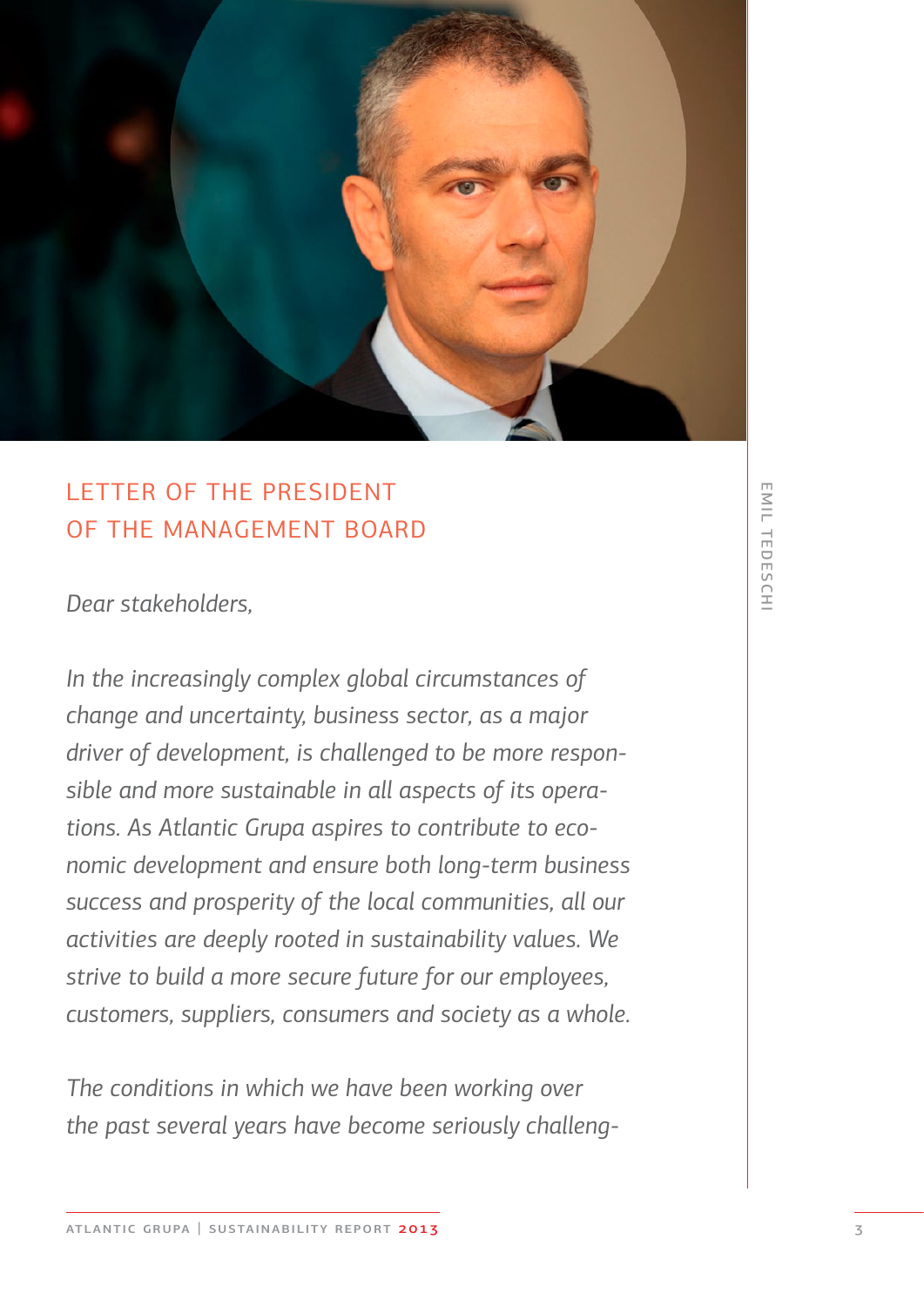## LETTER OF THE PRESIDENT OF THE MANAGEMENT BOARD

EMIL TEDESCHI

*Dear stakeholders,*

*In the increasingly complex global circumstances of change and uncertainty, business sector, as a major driver of development, is challenged to be more responsible and more sustainable in all aspects of its operations. As Atlantic Grupa aspires to contribute to economic development and ensure both long-term business success and prosperity of the local communities, all our activities are deeply rooted in sustainability values. We strive to build a more secure future for our employees, customers, suppliers, consumers and society as a whole.*

*The conditions in which we have been working over the past several years have become seriously challeng-*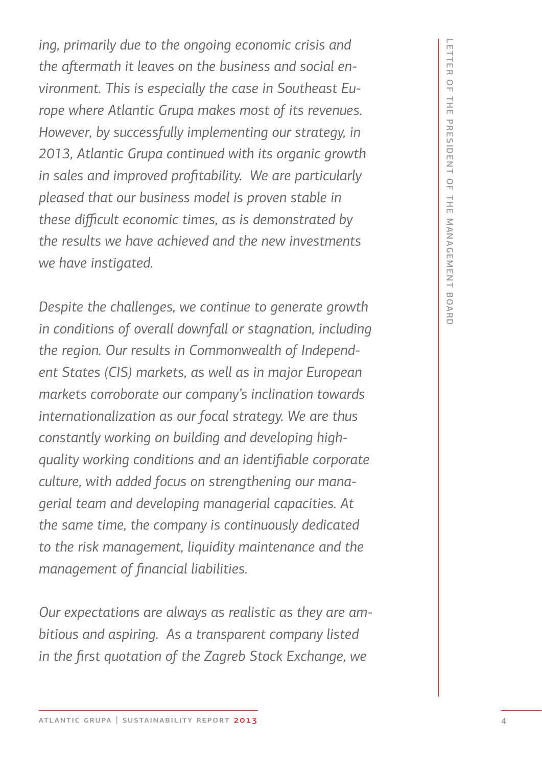*ing, primarily due to the ongoing economic crisis and the aftermath it leaves on the business and social environment. This is especially the case in Southeast Europe where Atlantic Grupa makes most of its revenues. However, by successfully implementing our strategy, in 2013, Atlantic Grupa continued with its organic growth in sales and improved profitability. We are particularly pleased that our business model is proven stable in these difficult economic times, as is demonstrated by the results we have achieved and the new investments we have instigated.*

*Despite the challenges, we continue to generate growth in conditions of overall downfall or stagnation, including the region. Our results in Commonwealth of Independent States (CIS) markets, as well as in major European markets corroborate our company's inclination towards internationalization as our focal strategy. We are thus constantly working on building and developing high-quality working conditions and an identifiable corporate culture, with added focus on strengthening our managerial team and developing managerial capacities. At the same time, the company is continuously dedicated to the risk management, liquidity maintenance and the management of financial liabilities.*

*Our expectations are always as realistic as they are ambitious and aspiring. As a transparent company listed in the first quotation of the Zagreb Stock Exchange, we*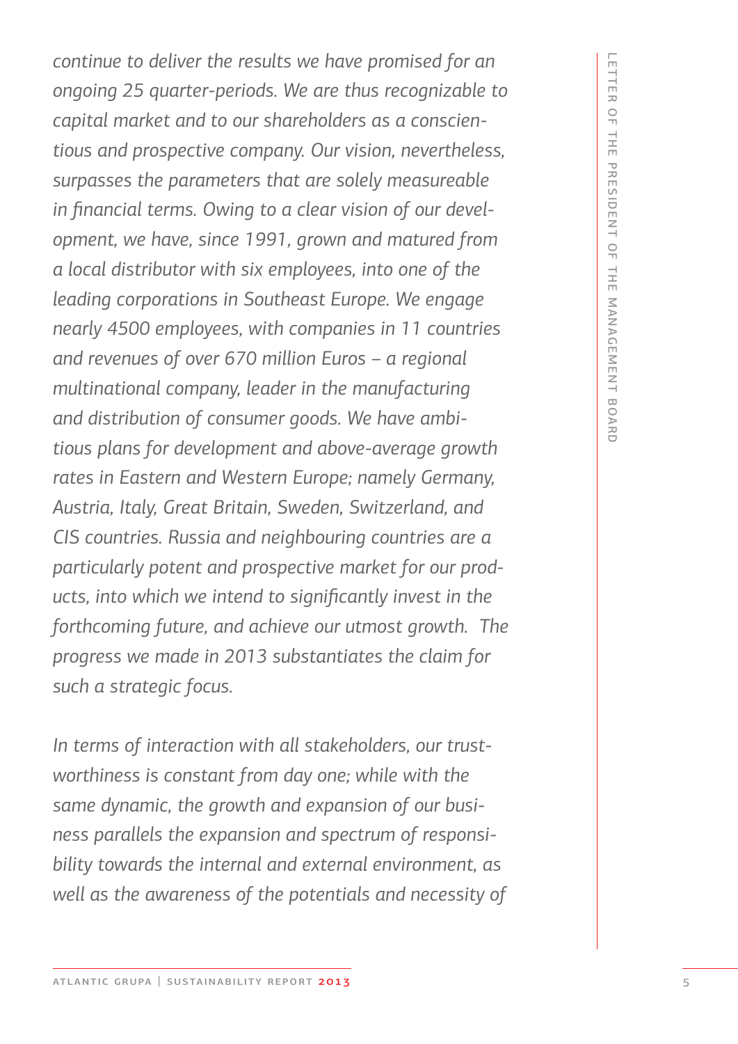*continue to deliver the results we have promised for an ongoing 25 quarter-periods. We are thus recognizable to capital market and to our shareholders as a conscientious and prospective company. Our vision, nevertheless, surpasses the parameters that are solely measureable in financial terms. Owing to a clear vision of our development, we have, since 1991, grown and matured from a local distributor with six employees, into one of the leading corporations in Southeast Europe. We engage nearly 4500 employees, with companies in 11 countries and revenues of over 670 million Euros – a regional multinational company, leader in the manufacturing and distribution of consumer goods. We have ambitious plans for development and above-average growth rates in Eastern and Western Europe; namely Germany, Austria, Italy, Great Britain, Sweden, Switzerland, and CIS countries. Russia and neighbouring countries are a particularly potent and prospective market for our products, into which we intend to significantly invest in the forthcoming future, and achieve our utmost growth. The progress we made in 2013 substantiates the claim for such a strategic focus.*

*In terms of interaction with all stakeholders, our trustworthiness is constant from day one; while with the same dynamic, the growth and expansion of our business parallels the expansion and spectrum of responsibility towards the internal and external environment, as well as the awareness of the potentials and necessity of*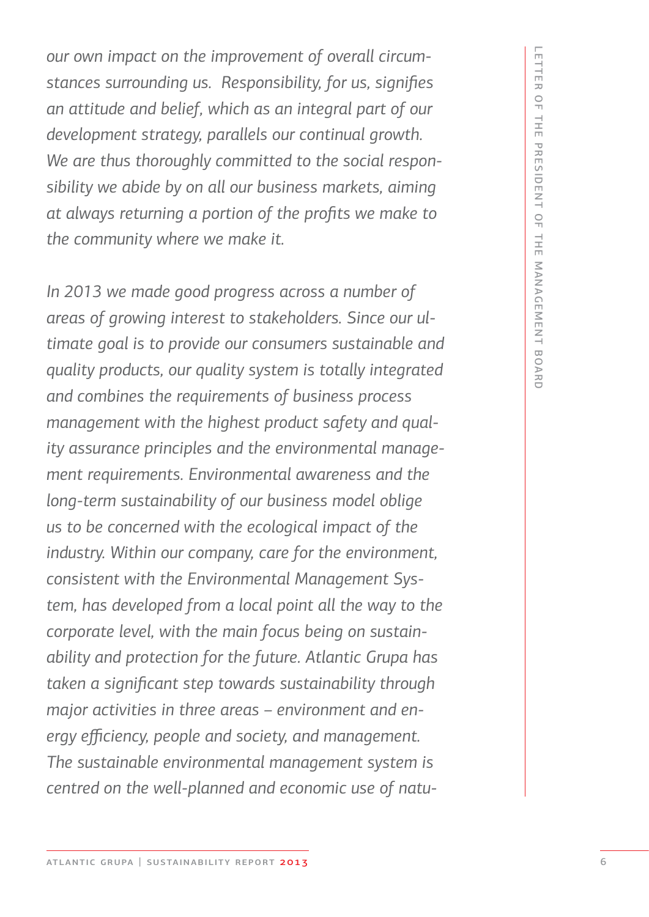*our own impact on the improvement of overall circumstances surrounding us. Responsibility, for us, signifies an attitude and belief, which as an integral part of our development strategy, parallels our continual growth. We are thus thoroughly committed to the social responsibility we abide by on all our business markets, aiming at always returning a portion of the profits we make to the community where we make it.*

*In 2013 we made good progress across a number of areas of growing interest to stakeholders. Since our ultimate goal is to provide our consumers sustainable and quality products, our quality system is totally integrated and combines the requirements of business process management with the highest product safety and quality assurance principles and the environmental management requirements. Environmental awareness and the long-term sustainability of our business model oblige us to be concerned with the ecological impact of the industry. Within our company, care for the environment, consistent with the Environmental Management System, has developed from a local point all the way to the corporate level, with the main focus being on sustainability and protection for the future. Atlantic Grupa has taken a significant step towards sustainability through major activities in three areas – environment and energy efficiency, people and society, and management. The sustainable environmental management system is centred on the well-planned and economic use of natu-*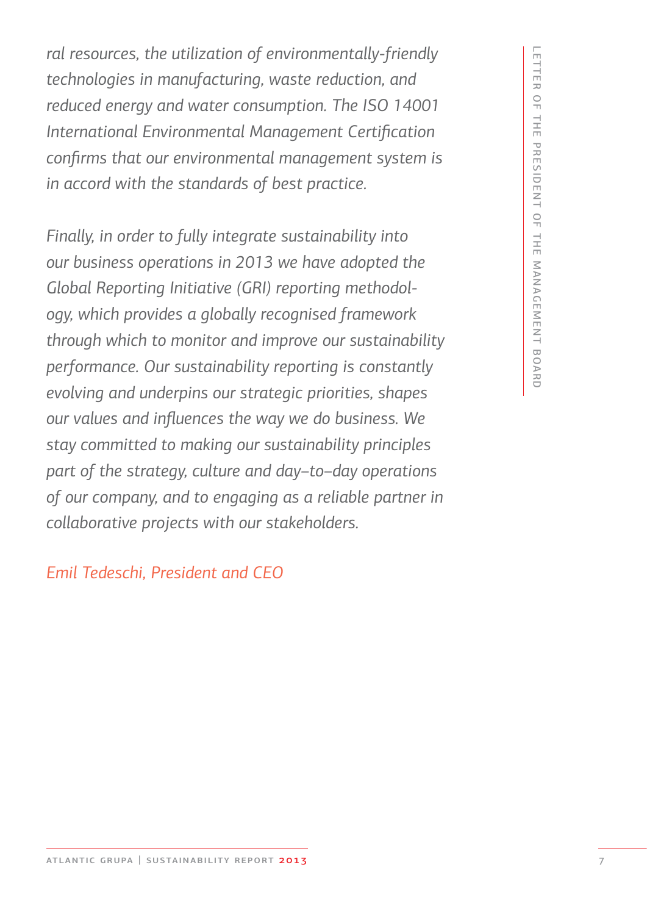*ral resources, the utilization of environmentally-friendly technologies in manufacturing, waste reduction, and reduced energy and water consumption. The ISO 14001 International Environmental Management Certification confirms that our environmental management system is in accord with the standards of best practice.*

*Finally, in order to fully integrate sustainability into our business operations in 2013 we have adopted the Global Reporting Initiative (GRI) reporting methodology, which provides a globally recognised framework through which to monitor and improve our sustainability performance. Our sustainability reporting is constantly evolving and underpins our strategic priorities, shapes our values and influences the way we do business. We stay committed to making our sustainability principles part of the strategy, culture and day–to–day operations of our company, and to engaging as a reliable partner in collaborative projects with our stakeholders.*

*Emil Tedeschi, President and CEO*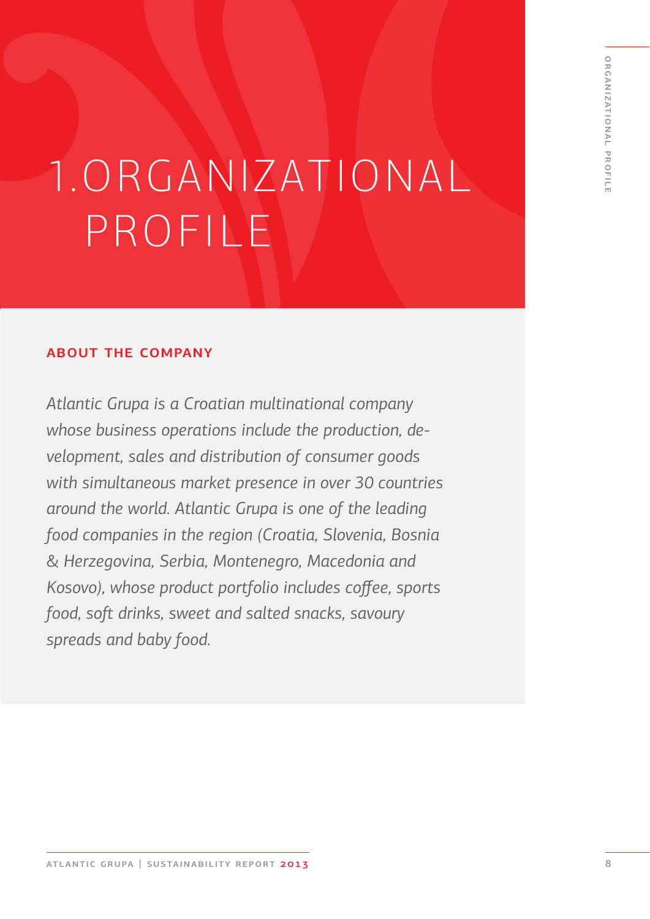# 1. ORGANIZATIONAL PROFILE

## ABOUT THE COMPANY

*Atlantic Grupa is a Croatian multinational company whose business operations include the production, development, sales and distribution of consumer goods with simultaneous market presence in over 30 countries around the world. Atlantic Grupa is one of the leading food companies in the region (Croatia, Slovenia, Bosnia & Herzegovina, Serbia, Montenegro, Macedonia and Kosovo), whose product portfolio includes coffee, sports food, soft drinks, sweet and salted snacks, savoury spreads and baby food.*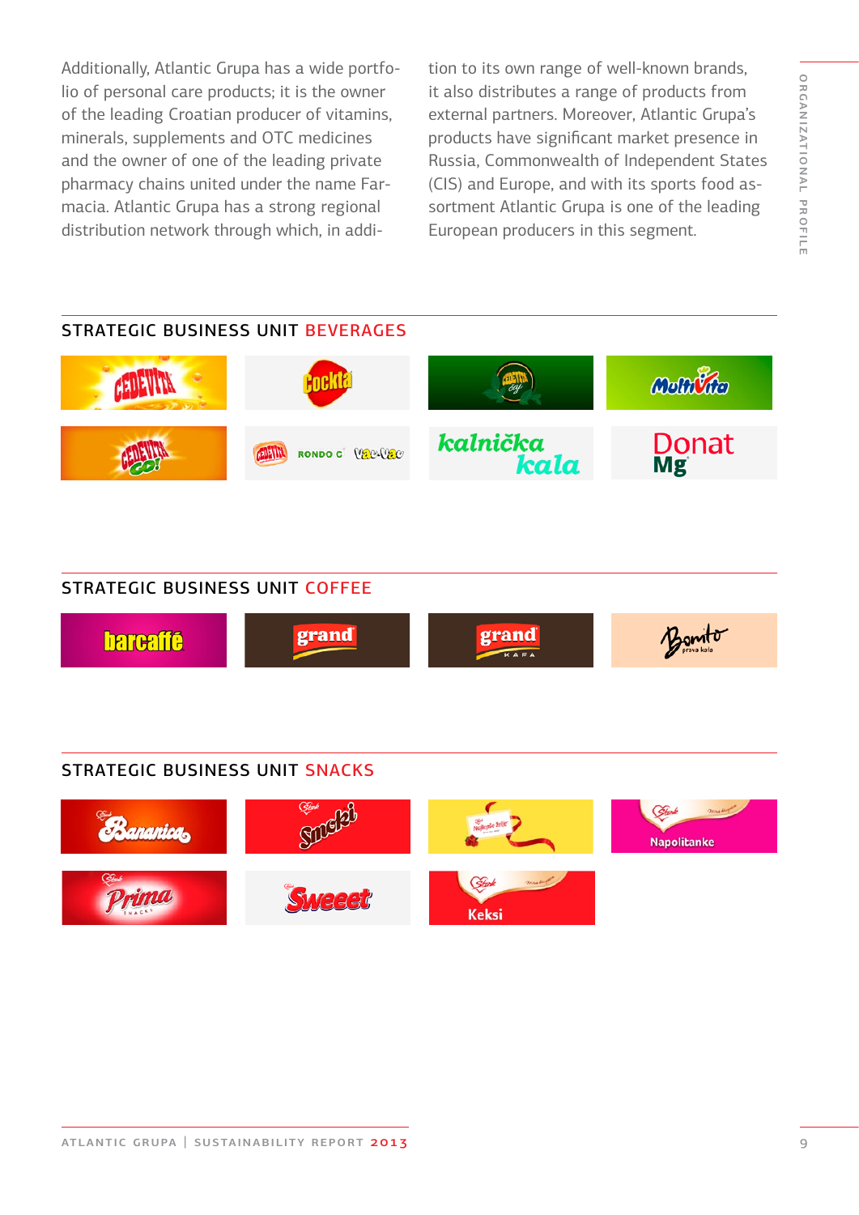Additionally, Atlantic Grupa has a wide portfolio of personal care products; it is the owner of the leading Croatian producer of vitamins, minerals, supplements and OTC medicines and the owner of one of the leading private pharmacy chains united under the name Farmacia. Atlantic Grupa has a strong regional distribution network through which, in addition to its own range of well-known brands, it also distributes a range of products from external partners. Moreover, Atlantic Grupa's products have significant market presence in Russia, Commonwealth of Independent States (CIS) and Europe, and with its sports food assortment Atlantic Grupa is one of the leading European producers in this segment.

## STRATEGIC BUSINESS UNIT BEVERAGES

## STRATEGIC BUSINESS UNIT COFFEE

## STRATEGIC BUSINESS UNIT SNACKS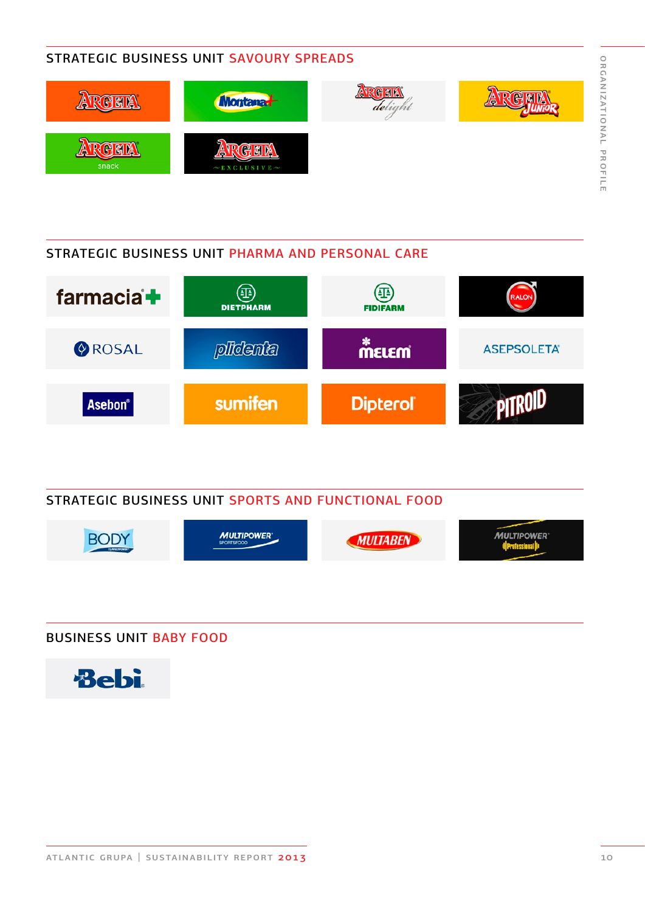## STRATEGIC BUSINESS UNIT SAVOURY SPREADS

ARGETA | Montana | ARGETA delight | ARGETA Junior
ARGETA snack | ARGETA EXCLUSIVE

## STRATEGIC BUSINESS UNIT PHARMA AND PERSONAL CARE

farmacia | DIETPHARM | FIDIFARM | RALON
ROSAL | plidenta | MELEM | ASEPSOLETA
Asebon | sumifen | Dipterol | PITROID

## STRATEGIC BUSINESS UNIT SPORTS AND FUNCTIONAL FOOD

BODY | MULTIPOWER SPORTSFOOD | MULTABEN | MULTIPOWER Professional

## BUSINESS UNIT BABY FOOD

Bebi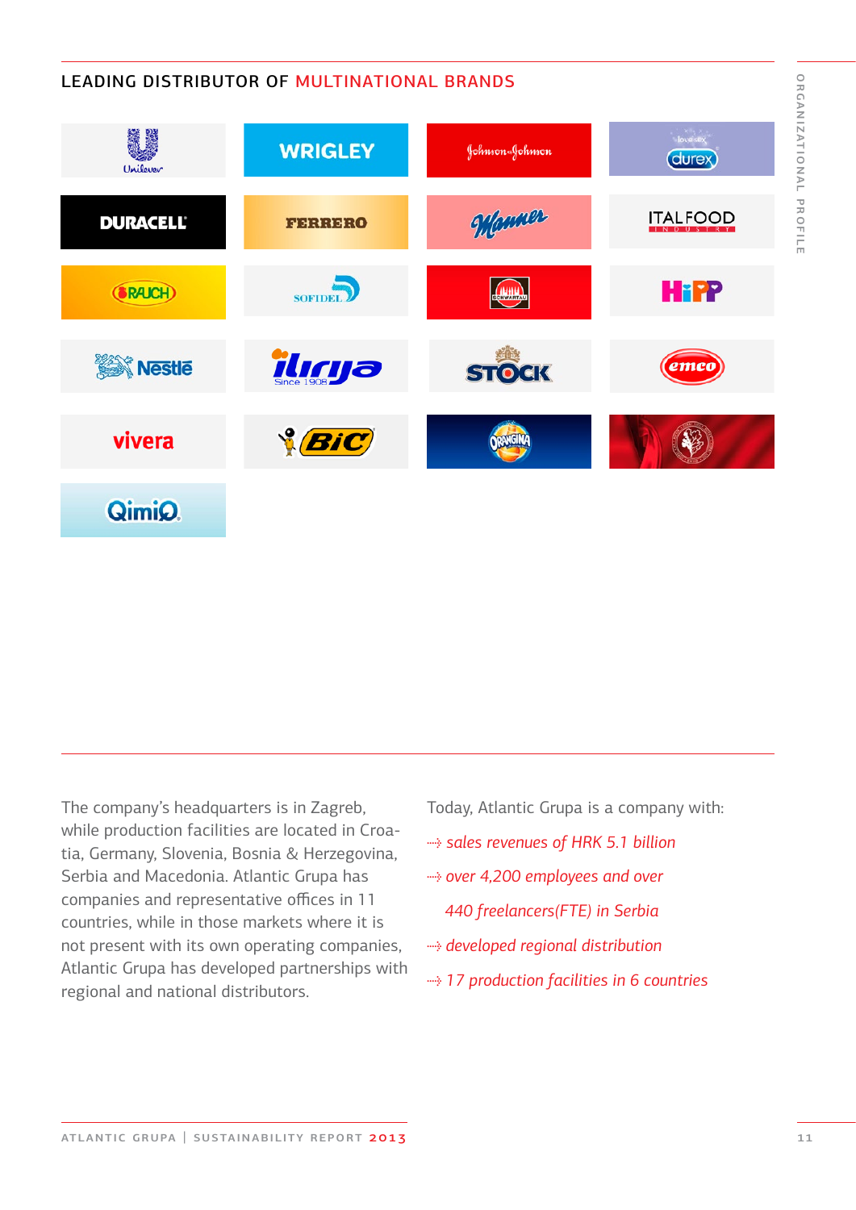## LEADING DISTRIBUTOR OF MULTINATIONAL BRANDS

The company's headquarters is in Zagreb, while production facilities are located in Croatia, Germany, Slovenia, Bosnia & Herzegovina, Serbia and Macedonia. Atlantic Grupa has companies and representative offices in 11 countries, while in those markets where it is not present with its own operating companies, Atlantic Grupa has developed partnerships with regional and national distributors.

Today, Atlantic Grupa is a company with:

- *sales revenues of HRK 5.1 billion*
- *over 4,200 employees and over 440 freelancers(FTE) in Serbia*
- *developed regional distribution*
- *17 production facilities in 6 countries*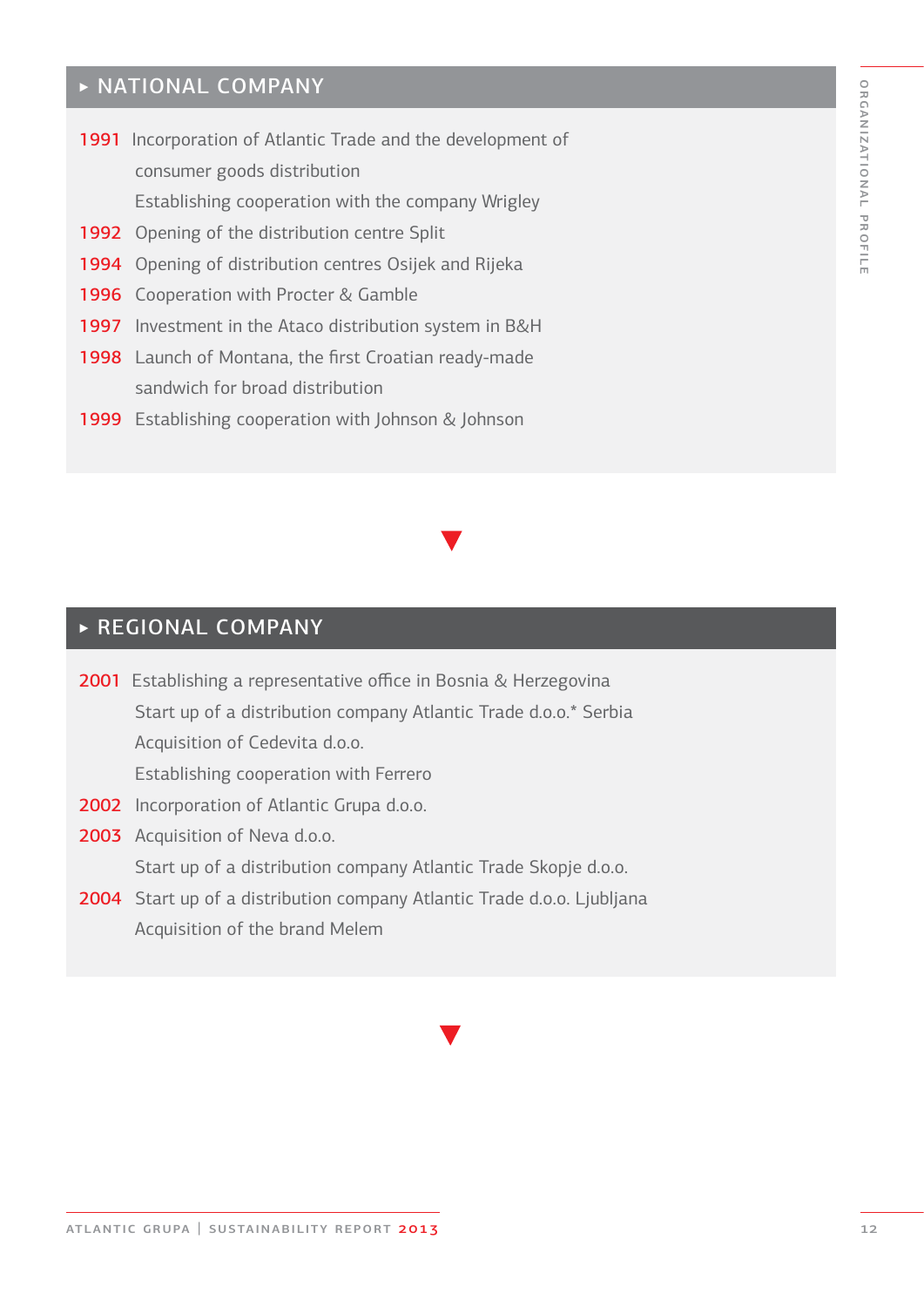## ▸ NATIONAL COMPANY

**1991** Incorporation of Atlantic Trade and the development of consumer goods distribution
Establishing cooperation with the company Wrigley

**1992** Opening of the distribution centre Split

**1994** Opening of distribution centres Osijek and Rijeka

**1996** Cooperation with Procter & Gamble

**1997** Investment in the Ataco distribution system in B&H

**1998** Launch of Montana, the first Croatian ready-made sandwich for broad distribution

**1999** Establishing cooperation with Johnson & Johnson

▼

## ▸ REGIONAL COMPANY

**2001** Establishing a representative office in Bosnia & Herzegovina
Start up of a distribution company Atlantic Trade d.o.o.* Serbia
Acquisition of Cedevita d.o.o.
Establishing cooperation with Ferrero

**2002** Incorporation of Atlantic Grupa d.o.o.

**2003** Acquisition of Neva d.o.o.
Start up of a distribution company Atlantic Trade Skopje d.o.o.

**2004** Start up of a distribution company Atlantic Trade d.o.o. Ljubljana
Acquisition of the brand Melem

▼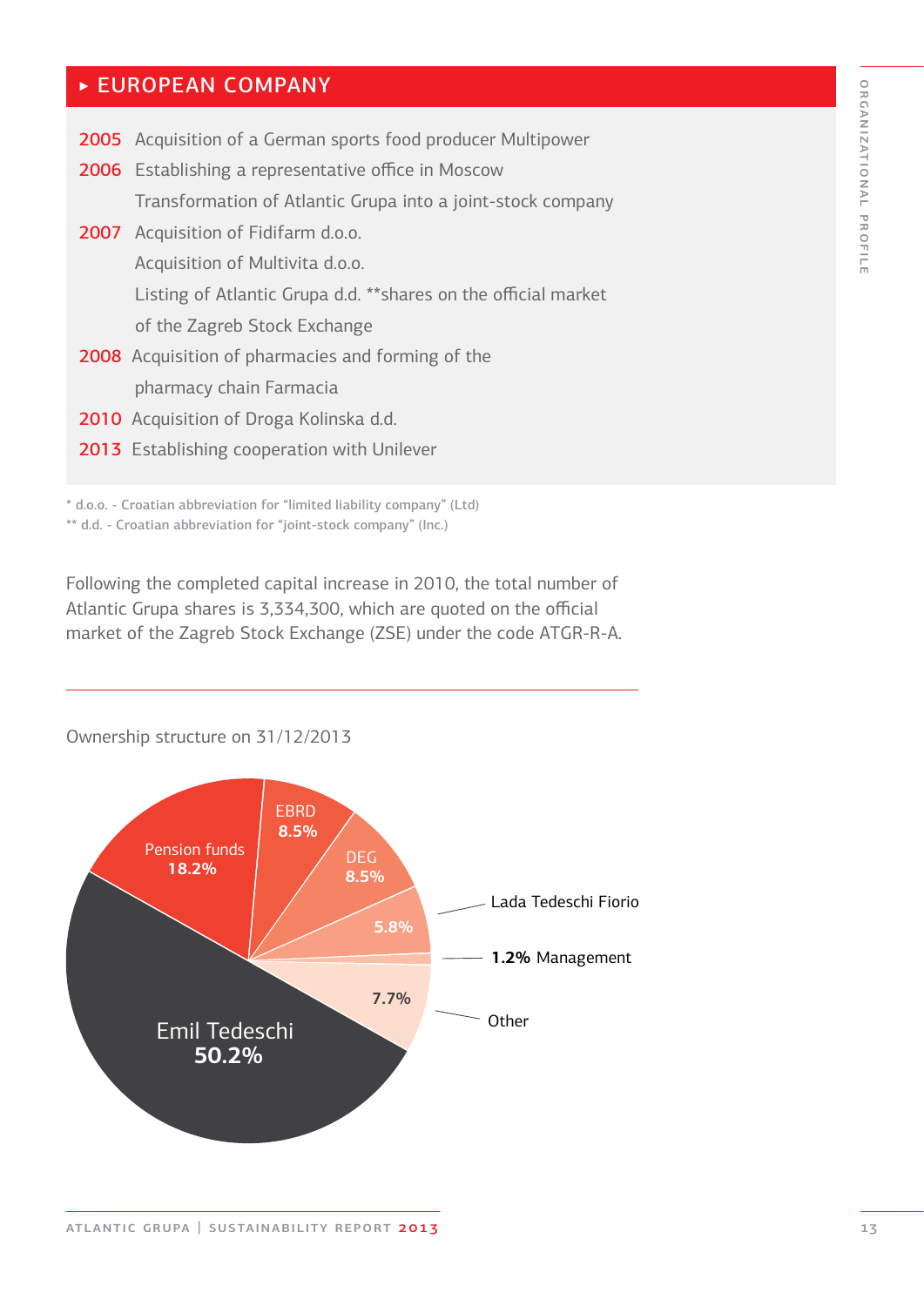## ▸ EUROPEAN COMPANY

**2005** Acquisition of a German sports food producer Multipower

**2006** Establishing a representative office in Moscow
Transformation of Atlantic Grupa into a joint-stock company

**2007** Acquisition of Fidifarm d.o.o.
Acquisition of Multivita d.o.o.
Listing of Atlantic Grupa d.d. **shares on the official market of the Zagreb Stock Exchange

**2008** Acquisition of pharmacies and forming of the pharmacy chain Farmacia

**2010** Acquisition of Droga Kolinska d.d.

**2013** Establishing cooperation with Unilever

\* d.o.o. - Croatian abbreviation for "limited liability company" (Ltd)
\*\* d.d. - Croatian abbreviation for "joint-stock company" (Inc.)

Following the completed capital increase in 2010, the total number of Atlantic Grupa shares is 3,334,300, which are quoted on the official market of the Zagreb Stock Exchange (ZSE) under the code ATGR-R-A.

Ownership structure on 31/12/2013

| Owner | Share |
|---|---|
| Emil Tedeschi | 50.2% |
| Pension funds | 18.2% |
| EBRD | 8.5% |
| DEG | 8.5% |
| Lada Tedeschi Fiorio | 5.8% |
| Management | 1.2% |
| Other | 7.7% |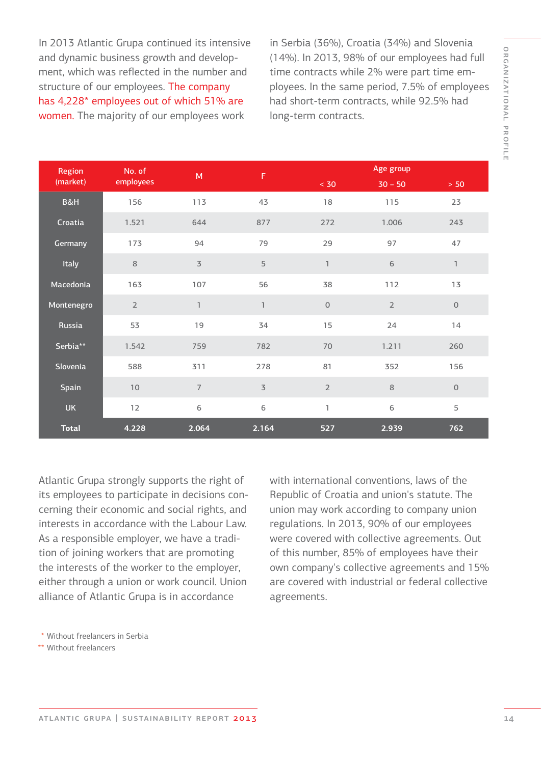In 2013 Atlantic Grupa continued its intensive and dynamic business growth and development, which was reflected in the number and structure of our employees. The company has 4,228* employees out of which 51% are women. The majority of our employees work in Serbia (36%), Croatia (34%) and Slovenia (14%). In 2013, 98% of our employees had full time contracts while 2% were part time employees. In the same period, 7.5% of employees had short-term contracts, while 92.5% had long-term contracts.

| Region (market) | No. of employees | M | F | Age group | | |
|---|---|---|---|---|---|---|
| | | | | < 30 | 30 – 50 | > 50 |
| B&H | 156 | 113 | 43 | 18 | 115 | 23 |
| Croatia | 1.521 | 644 | 877 | 272 | 1.006 | 243 |
| Germany | 173 | 94 | 79 | 29 | 97 | 47 |
| Italy | 8 | 3 | 5 | 1 | 6 | 1 |
| Macedonia | 163 | 107 | 56 | 38 | 112 | 13 |
| Montenegro | 2 | 1 | 1 | 0 | 2 | 0 |
| Russia | 53 | 19 | 34 | 15 | 24 | 14 |
| Serbia** | 1.542 | 759 | 782 | 70 | 1.211 | 260 |
| Slovenia | 588 | 311 | 278 | 81 | 352 | 156 |
| Spain | 10 | 7 | 3 | 2 | 8 | 0 |
| UK | 12 | 6 | 6 | 1 | 6 | 5 |
| **Total** | **4.228** | **2.064** | **2.164** | **527** | **2.939** | **762** |

Atlantic Grupa strongly supports the right of its employees to participate in decisions concerning their economic and social rights, and interests in accordance with the Labour Law. As a responsible employer, we have a tradition of joining workers that are promoting the interests of the worker to the employer, either through a union or work council. Union alliance of Atlantic Grupa is in accordance with international conventions, laws of the Republic of Croatia and union's statute. The union may work according to company union regulations. In 2013, 90% of our employees were covered with collective agreements. Out of this number, 85% of employees have their own company's collective agreements and 15% are covered with industrial or federal collective agreements.

\* Without freelancers in Serbia

\*\* Without freelancers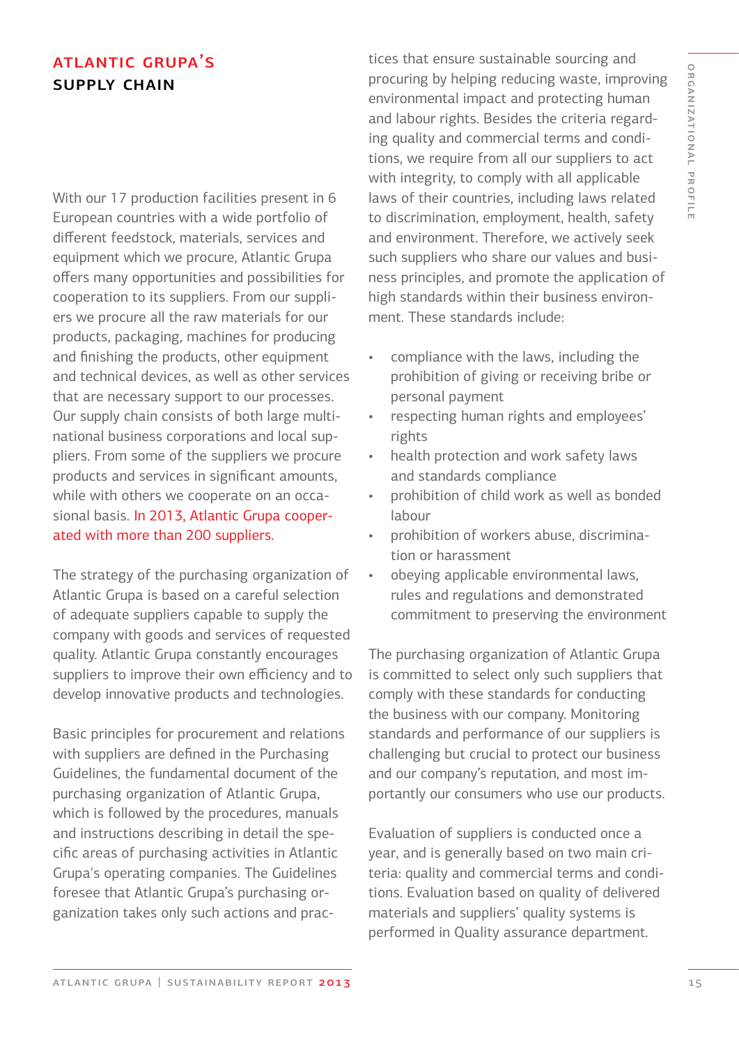## ATLANTIC GRUPA'S SUPPLY CHAIN

With our 17 production facilities present in 6 European countries with a wide portfolio of different feedstock, materials, services and equipment which we procure, Atlantic Grupa offers many opportunities and possibilities for cooperation to its suppliers. From our suppliers we procure all the raw materials for our products, packaging, machines for producing and finishing the products, other equipment and technical devices, as well as other services that are necessary support to our processes. Our supply chain consists of both large multinational business corporations and local suppliers. From some of the suppliers we procure products and services in significant amounts, while with others we cooperate on an occasional basis. In 2013, Atlantic Grupa cooperated with more than 200 suppliers.

The strategy of the purchasing organization of Atlantic Grupa is based on a careful selection of adequate suppliers capable to supply the company with goods and services of requested quality. Atlantic Grupa constantly encourages suppliers to improve their own efficiency and to develop innovative products and technologies.

Basic principles for procurement and relations with suppliers are defined in the Purchasing Guidelines, the fundamental document of the purchasing organization of Atlantic Grupa, which is followed by the procedures, manuals and instructions describing in detail the specific areas of purchasing activities in Atlantic Grupa's operating companies. The Guidelines foresee that Atlantic Grupa's purchasing organization takes only such actions and practices that ensure sustainable sourcing and procuring by helping reducing waste, improving environmental impact and protecting human and labour rights. Besides the criteria regarding quality and commercial terms and conditions, we require from all our suppliers to act with integrity, to comply with all applicable laws of their countries, including laws related to discrimination, employment, health, safety and environment. Therefore, we actively seek such suppliers who share our values and business principles, and promote the application of high standards within their business environment. These standards include:

- compliance with the laws, including the prohibition of giving or receiving bribe or personal payment
- respecting human rights and employees' rights
- health protection and work safety laws and standards compliance
- prohibition of child work as well as bonded labour
- prohibition of workers abuse, discrimination or harassment
- obeying applicable environmental laws, rules and regulations and demonstrated commitment to preserving the environment

The purchasing organization of Atlantic Grupa is committed to select only such suppliers that comply with these standards for conducting the business with our company. Monitoring standards and performance of our suppliers is challenging but crucial to protect our business and our company's reputation, and most importantly our consumers who use our products.

Evaluation of suppliers is conducted once a year, and is generally based on two main criteria: quality and commercial terms and conditions. Evaluation based on quality of delivered materials and suppliers' quality systems is performed in Quality assurance department.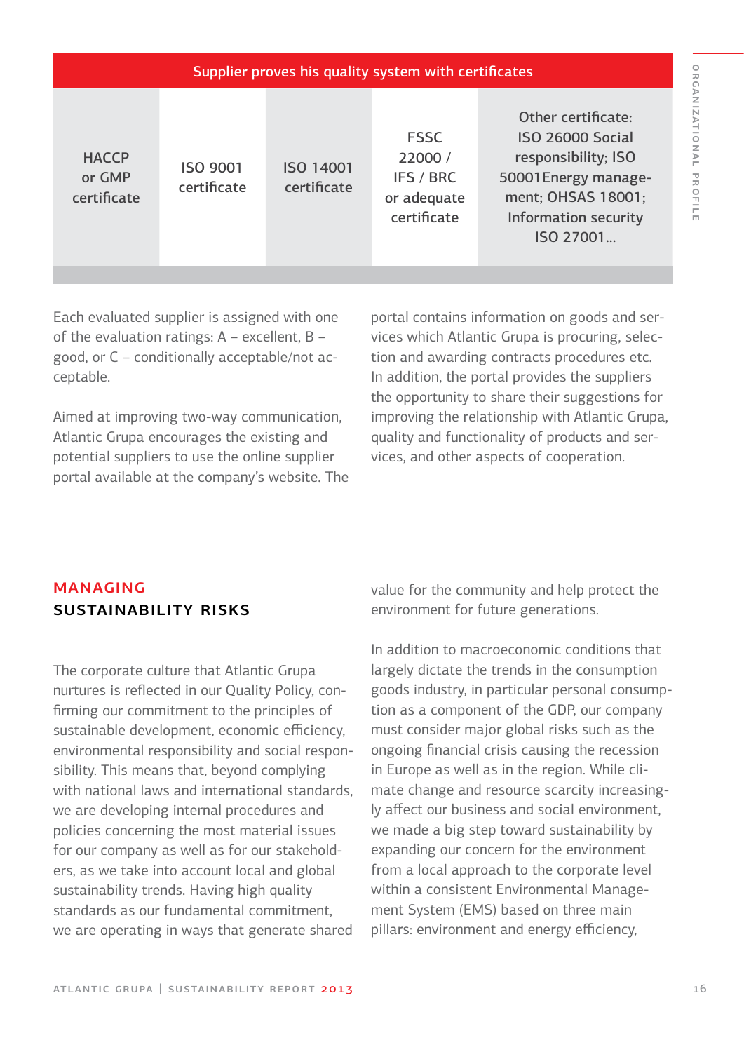| Supplier proves his quality system with certificates | | | | |
|---|---|---|---|---|
| HACCP or GMP certificate | ISO 9001 certificate | ISO 14001 certificate | FSSC 22000 / IFS / BRC or adequate certificate | Other certificate: ISO 26000 Social responsibility; ISO 50001Energy management; OHSAS 18001; Information security ISO 27001... |

Each evaluated supplier is assigned with one of the evaluation ratings: A – excellent, B – good, or C – conditionally acceptable/not acceptable.

Aimed at improving two-way communication, Atlantic Grupa encourages the existing and potential suppliers to use the online supplier portal available at the company's website. The portal contains information on goods and services which Atlantic Grupa is procuring, selection and awarding contracts procedures etc. In addition, the portal provides the suppliers the opportunity to share their suggestions for improving the relationship with Atlantic Grupa, quality and functionality of products and services, and other aspects of cooperation.

## MANAGING SUSTAINABILITY RISKS

The corporate culture that Atlantic Grupa nurtures is reflected in our Quality Policy, confirming our commitment to the principles of sustainable development, economic efficiency, environmental responsibility and social responsibility. This means that, beyond complying with national laws and international standards, we are developing internal procedures and policies concerning the most material issues for our company as well as for our stakeholders, as we take into account local and global sustainability trends. Having high quality standards as our fundamental commitment, we are operating in ways that generate shared value for the community and help protect the environment for future generations.

In addition to macroeconomic conditions that largely dictate the trends in the consumption goods industry, in particular personal consumption as a component of the GDP, our company must consider major global risks such as the ongoing financial crisis causing the recession in Europe as well as in the region. While climate change and resource scarcity increasingly affect our business and social environment, we made a big step toward sustainability by expanding our concern for the environment from a local approach to the corporate level within a consistent Environmental Management System (EMS) based on three main pillars: environment and energy efficiency,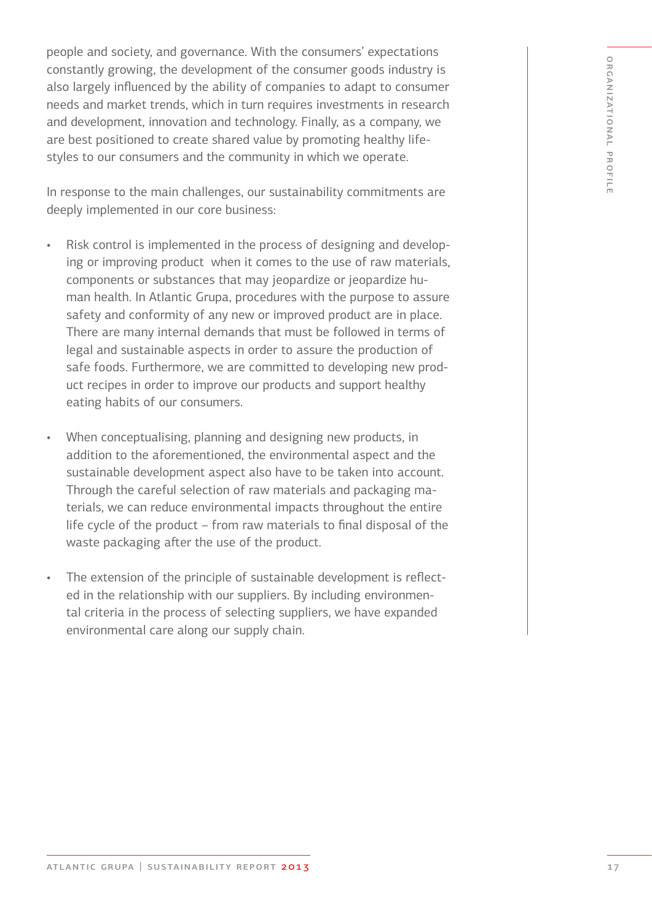people and society, and governance. With the consumers' expectations constantly growing, the development of the consumer goods industry is also largely influenced by the ability of companies to adapt to consumer needs and market trends, which in turn requires investments in research and development, innovation and technology. Finally, as a company, we are best positioned to create shared value by promoting healthy lifestyles to our consumers and the community in which we operate.

In response to the main challenges, our sustainability commitments are deeply implemented in our core business:

- Risk control is implemented in the process of designing and developing or improving product when it comes to the use of raw materials, components or substances that may jeopardize or jeopardize human health. In Atlantic Grupa, procedures with the purpose to assure safety and conformity of any new or improved product are in place. There are many internal demands that must be followed in terms of legal and sustainable aspects in order to assure the production of safe foods. Furthermore, we are committed to developing new product recipes in order to improve our products and support healthy eating habits of our consumers.

- When conceptualising, planning and designing new products, in addition to the aforementioned, the environmental aspect and the sustainable development aspect also have to be taken into account. Through the careful selection of raw materials and packaging materials, we can reduce environmental impacts throughout the entire life cycle of the product – from raw materials to final disposal of the waste packaging after the use of the product.

- The extension of the principle of sustainable development is reflected in the relationship with our suppliers. By including environmental criteria in the process of selecting suppliers, we have expanded environmental care along our supply chain.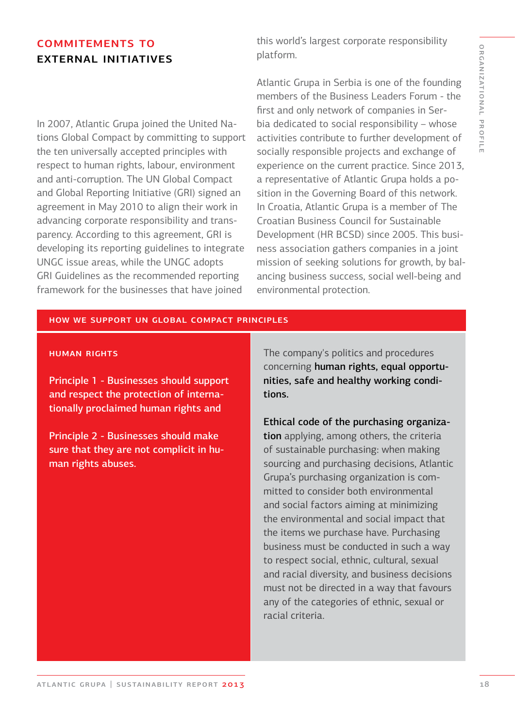## COMMITEMENTS TO EXTERNAL INITIATIVES

In 2007, Atlantic Grupa joined the United Nations Global Compact by committing to support the ten universally accepted principles with respect to human rights, labour, environment and anti-corruption. The UN Global Compact and Global Reporting Initiative (GRI) signed an agreement in May 2010 to align their work in advancing corporate responsibility and transparency. According to this agreement, GRI is developing its reporting guidelines to integrate UNGC issue areas, while the UNGC adopts GRI Guidelines as the recommended reporting framework for the businesses that have joined this world's largest corporate responsibility platform.

Atlantic Grupa in Serbia is one of the founding members of the Business Leaders Forum - the first and only network of companies in Serbia dedicated to social responsibility – whose activities contribute to further development of socially responsible projects and exchange of experience on the current practice. Since 2013, a representative of Atlantic Grupa holds a position in the Governing Board of this network. In Croatia, Atlantic Grupa is a member of The Croatian Business Council for Sustainable Development (HR BCSD) since 2005. This business association gathers companies in a joint mission of seeking solutions for growth, by balancing business success, social well-being and environmental protection.

| HOW WE SUPPORT UN GLOBAL COMPACT PRINCIPLES | |
|---|---|
| **HUMAN RIGHTS**<br><br>Principle 1 - Businesses should support and respect the protection of internationally proclaimed human rights and<br><br>Principle 2 - Businesses should make sure that they are not complicit in human rights abuses. | The company's politics and procedures concerning **human rights, equal opportunities, safe and healthy working conditions.**<br><br>**Ethical code of the purchasing organization** applying, among others, the criteria of sustainable purchasing: when making sourcing and purchasing decisions, Atlantic Grupa's purchasing organization is committed to consider both environmental and social factors aiming at minimizing the environmental and social impact that the items we purchase have. Purchasing business must be conducted in such a way to respect social, ethnic, cultural, sexual and racial diversity, and business decisions must not be directed in a way that favours any of the categories of ethnic, sexual or racial criteria. |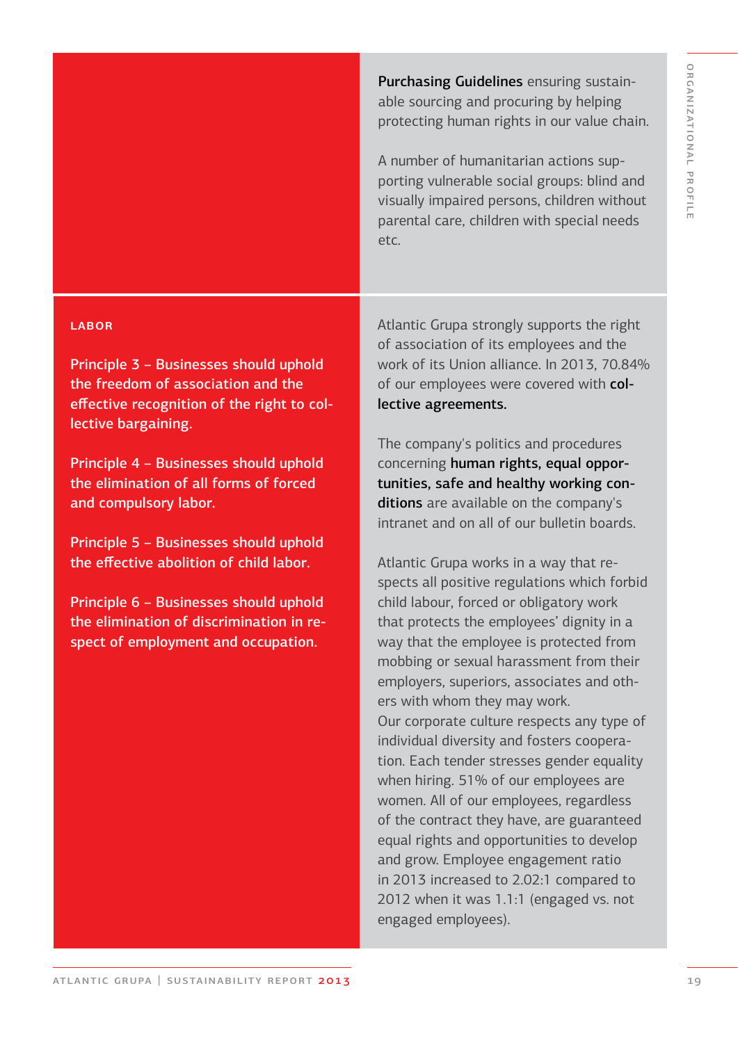**Purchasing Guidelines** ensuring sustainable sourcing and procuring by helping protecting human rights in our value chain.

A number of humanitarian actions supporting vulnerable social groups: blind and visually impaired persons, children without parental care, children with special needs etc.

## LABOR

Principle 3 – Businesses should uphold the freedom of association and the effective recognition of the right to collective bargaining.

Principle 4 – Businesses should uphold the elimination of all forms of forced and compulsory labor.

Principle 5 – Businesses should uphold the effective abolition of child labor.

Principle 6 – Businesses should uphold the elimination of discrimination in respect of employment and occupation.

Atlantic Grupa strongly supports the right of association of its employees and the work of its Union alliance. In 2013, 70.84% of our employees were covered with **collective agreements.**

The company's politics and procedures concerning **human rights, equal opportunities, safe and healthy working conditions** are available on the company's intranet and on all of our bulletin boards.

Atlantic Grupa works in a way that respects all positive regulations which forbid child labour, forced or obligatory work that protects the employees' dignity in a way that the employee is protected from mobbing or sexual harassment from their employers, superiors, associates and others with whom they may work.
Our corporate culture respects any type of individual diversity and fosters cooperation. Each tender stresses gender equality when hiring. 51% of our employees are women. All of our employees, regardless of the contract they have, are guaranteed equal rights and opportunities to develop and grow. Employee engagement ratio in 2013 increased to 2.02:1 compared to 2012 when it was 1.1:1 (engaged vs. not engaged employees).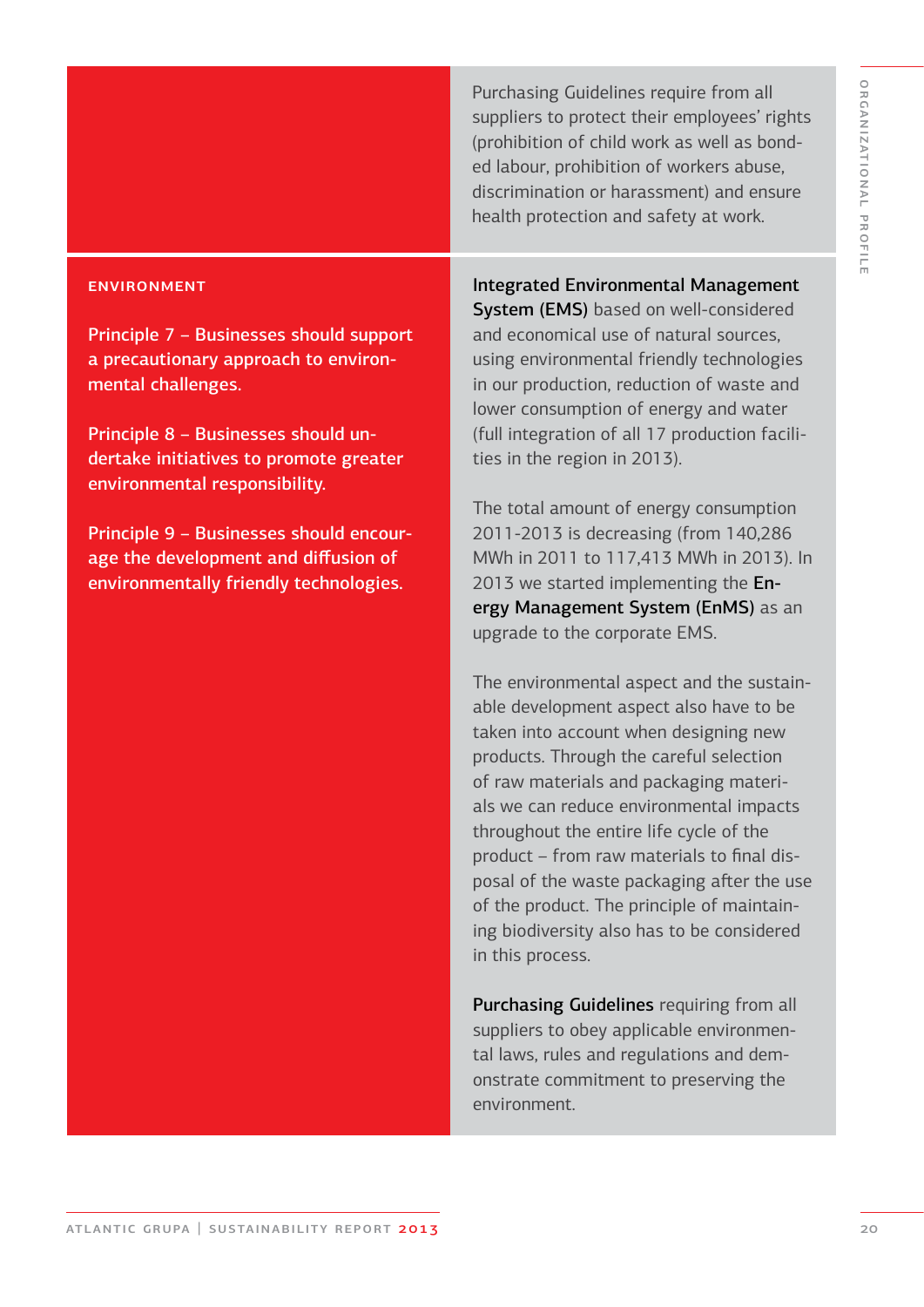| | |
|---|---|
| | Purchasing Guidelines require from all suppliers to protect their employees' rights (prohibition of child work as well as bonded labour, prohibition of workers abuse, discrimination or harassment) and ensure health protection and safety at work. |
| **ENVIRONMENT**<br><br>Principle 7 – Businesses should support a precautionary approach to environmental challenges.<br><br>Principle 8 – Businesses should undertake initiatives to promote greater environmental responsibility.<br><br>Principle 9 – Businesses should encourage the development and diffusion of environmentally friendly technologies. | **Integrated Environmental Management System (EMS)** based on well-considered and economical use of natural sources, using environmental friendly technologies in our production, reduction of waste and lower consumption of energy and water (full integration of all 17 production facilities in the region in 2013).<br><br>The total amount of energy consumption 2011-2013 is decreasing (from 140,286 MWh in 2011 to 117,413 MWh in 2013). In 2013 we started implementing the **Energy Management System (EnMS)** as an upgrade to the corporate EMS.<br><br>The environmental aspect and the sustainable development aspect also have to be taken into account when designing new products. Through the careful selection of raw materials and packaging materials we can reduce environmental impacts throughout the entire life cycle of the product – from raw materials to final disposal of the waste packaging after the use of the product. The principle of maintaining biodiversity also has to be considered in this process.<br><br>**Purchasing Guidelines** requiring from all suppliers to obey applicable environmental laws, rules and regulations and demonstrate commitment to preserving the environment. |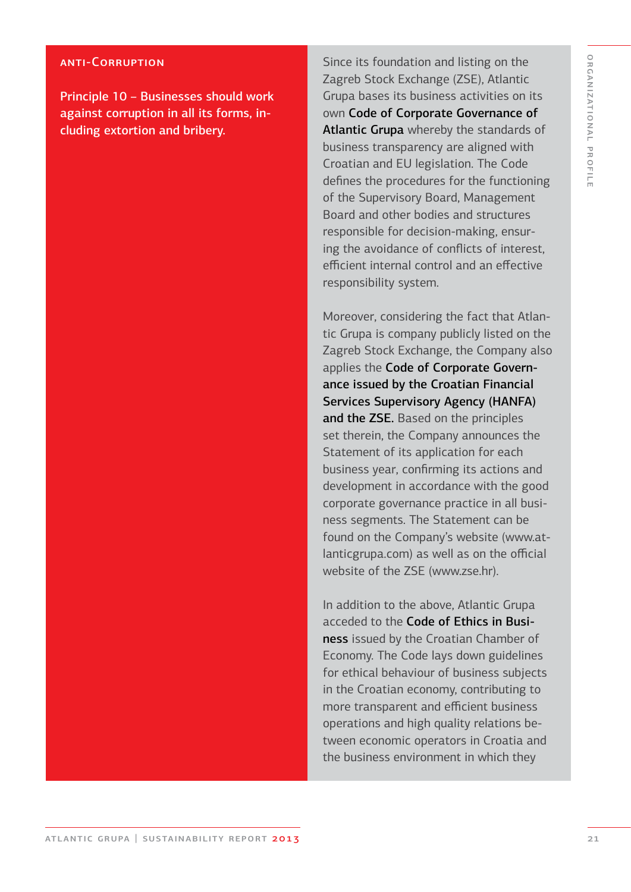### Anti-Corruption

**Principle 10 – Businesses should work against corruption in all its forms, including extortion and bribery.**

Since its foundation and listing on the Zagreb Stock Exchange (ZSE), Atlantic Grupa bases its business activities on its own **Code of Corporate Governance of Atlantic Grupa** whereby the standards of business transparency are aligned with Croatian and EU legislation. The Code defines the procedures for the functioning of the Supervisory Board, Management Board and other bodies and structures responsible for decision-making, ensuring the avoidance of conflicts of interest, efficient internal control and an effective responsibility system.

Moreover, considering the fact that Atlantic Grupa is company publicly listed on the Zagreb Stock Exchange, the Company also applies the **Code of Corporate Governance issued by the Croatian Financial Services Supervisory Agency (HANFA) and the ZSE.** Based on the principles set therein, the Company announces the Statement of its application for each business year, confirming its actions and development in accordance with the good corporate governance practice in all business segments. The Statement can be found on the Company's website (www.atlanticgrupa.com) as well as on the official website of the ZSE (www.zse.hr).

In addition to the above, Atlantic Grupa acceded to the **Code of Ethics in Business** issued by the Croatian Chamber of Economy. The Code lays down guidelines for ethical behaviour of business subjects in the Croatian economy, contributing to more transparent and efficient business operations and high quality relations between economic operators in Croatia and the business environment in which they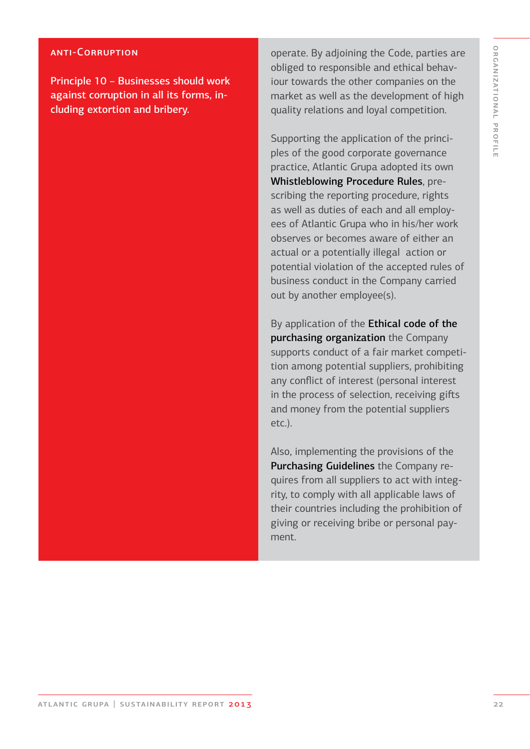## ANTI-CORRUPTION

**Principle 10 – Businesses should work against corruption in all its forms, including extortion and bribery.**

operate. By adjoining the Code, parties are obliged to responsible and ethical behaviour towards the other companies on the market as well as the development of high quality relations and loyal competition.

Supporting the application of the principles of the good corporate governance practice, Atlantic Grupa adopted its own **Whistleblowing Procedure Rules**, prescribing the reporting procedure, rights as well as duties of each and all employees of Atlantic Grupa who in his/her work observes or becomes aware of either an actual or a potentially illegal action or potential violation of the accepted rules of business conduct in the Company carried out by another employee(s).

By application of the **Ethical code of the purchasing organization** the Company supports conduct of a fair market competition among potential suppliers, prohibiting any conflict of interest (personal interest in the process of selection, receiving gifts and money from the potential suppliers etc.).

Also, implementing the provisions of the **Purchasing Guidelines** the Company requires from all suppliers to act with integrity, to comply with all applicable laws of their countries including the prohibition of giving or receiving bribe or personal payment.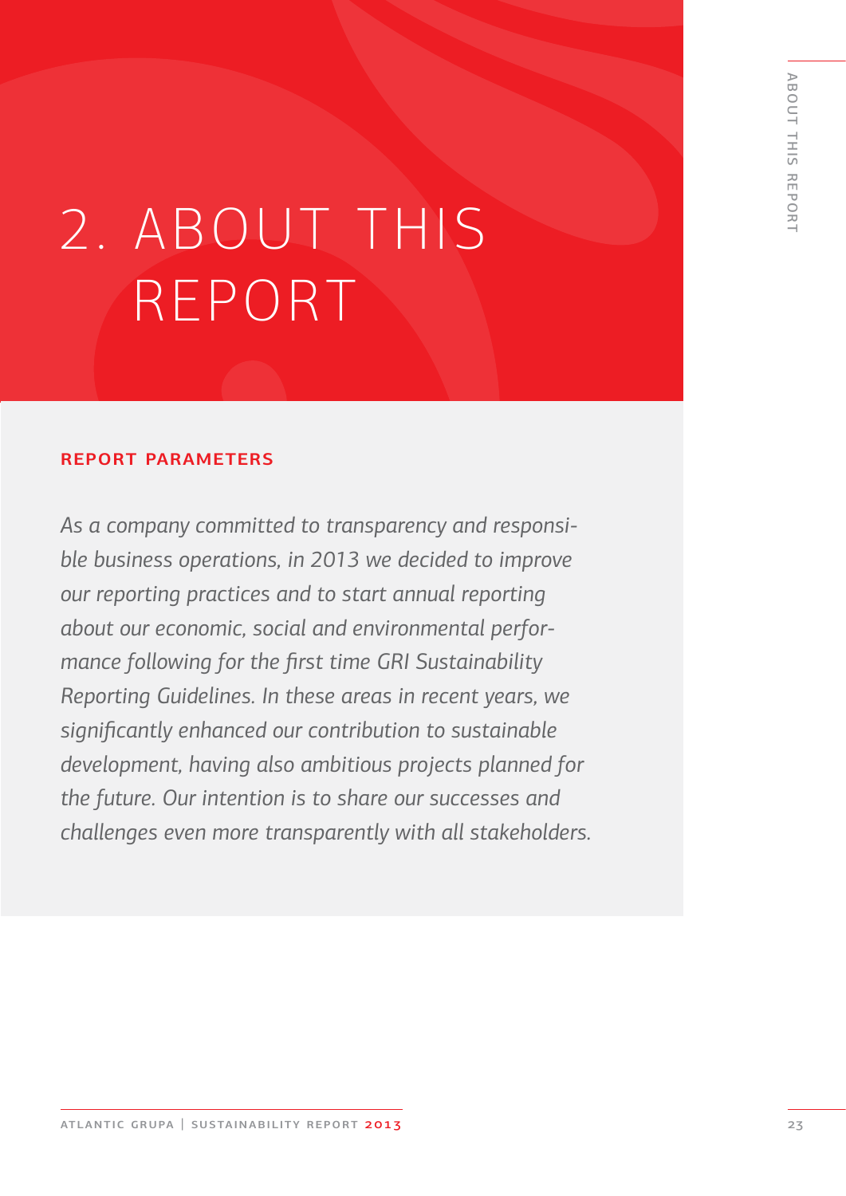# 2. ABOUT THIS REPORT

## REPORT PARAMETERS

*As a company committed to transparency and responsible business operations, in 2013 we decided to improve our reporting practices and to start annual reporting about our economic, social and environmental performance following for the first time GRI Sustainability Reporting Guidelines. In these areas in recent years, we significantly enhanced our contribution to sustainable development, having also ambitious projects planned for the future. Our intention is to share our successes and challenges even more transparently with all stakeholders.*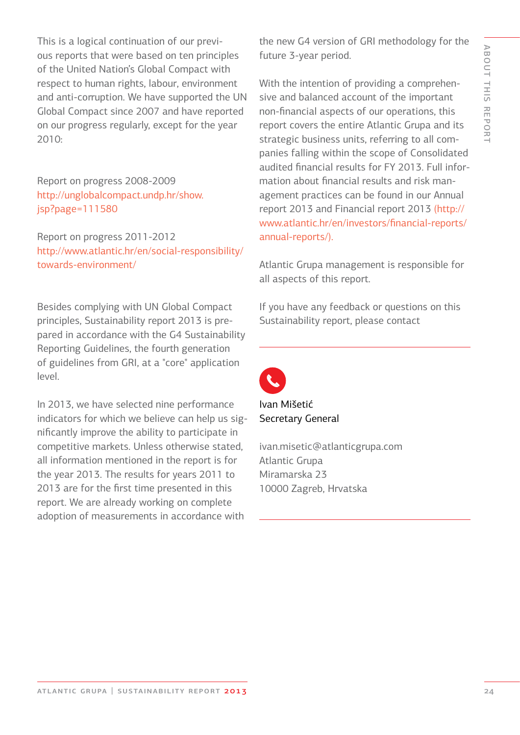This is a logical continuation of our previous reports that were based on ten principles of the United Nation's Global Compact with respect to human rights, labour, environment and anti-corruption. We have supported the UN Global Compact since 2007 and have reported on our progress regularly, except for the year 2010:

Report on progress 2008-2009
http://unglobalcompact.undp.hr/show.jsp?page=111580

Report on progress 2011-2012
http://www.atlantic.hr/en/social-responsibility/towards-environment/

Besides complying with UN Global Compact principles, Sustainability report 2013 is prepared in accordance with the G4 Sustainability Reporting Guidelines, the fourth generation of guidelines from GRI, at a "core" application level.

In 2013, we have selected nine performance indicators for which we believe can help us significantly improve the ability to participate in competitive markets. Unless otherwise stated, all information mentioned in the report is for the year 2013. The results for years 2011 to 2013 are for the first time presented in this report. We are already working on complete adoption of measurements in accordance with the new G4 version of GRI methodology for the future 3-year period.

With the intention of providing a comprehensive and balanced account of the important non-financial aspects of our operations, this report covers the entire Atlantic Grupa and its strategic business units, referring to all companies falling within the scope of Consolidated audited financial results for FY 2013. Full information about financial results and risk management practices can be found in our Annual report 2013 and Financial report 2013 (http://www.atlantic.hr/en/investors/financial-reports/annual-reports/).

Atlantic Grupa management is responsible for all aspects of this report.

If you have any feedback or questions on this Sustainability report, please contact

Ivan Mišetić
Secretary General

ivan.misetic@atlanticgrupa.com
Atlantic Grupa
Miramarska 23
10000 Zagreb, Hrvatska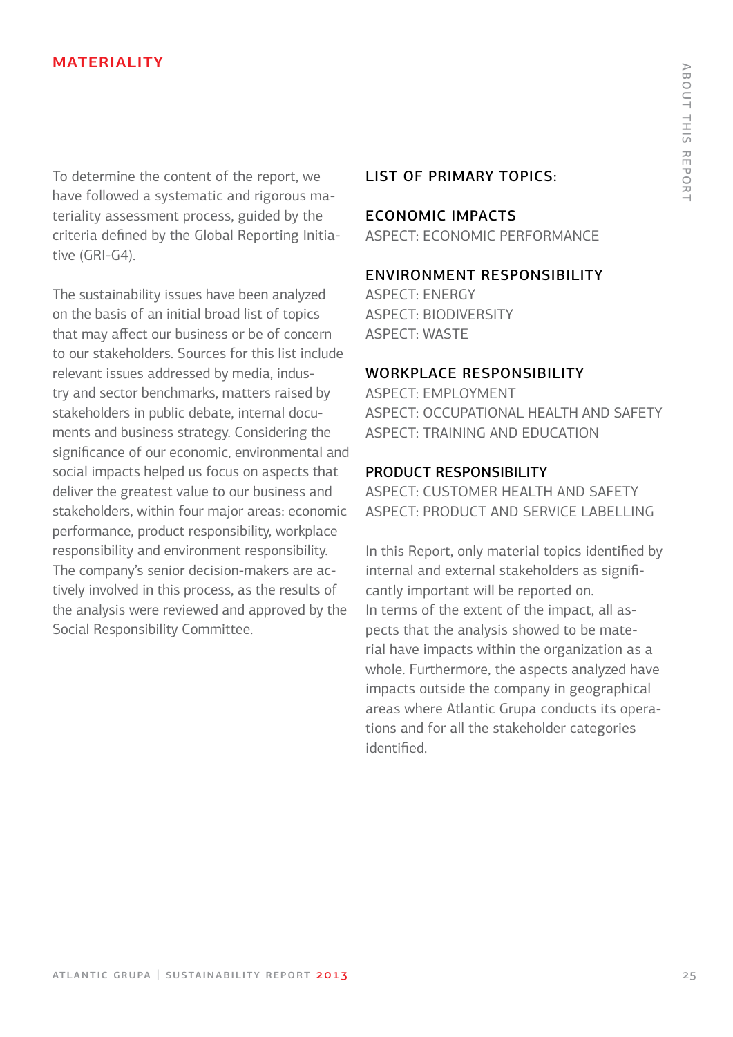## MATERIALITY

To determine the content of the report, we have followed a systematic and rigorous materiality assessment process, guided by the criteria defined by the Global Reporting Initiative (GRI-G4).

The sustainability issues have been analyzed on the basis of an initial broad list of topics that may affect our business or be of concern to our stakeholders. Sources for this list include relevant issues addressed by media, industry and sector benchmarks, matters raised by stakeholders in public debate, internal documents and business strategy. Considering the significance of our economic, environmental and social impacts helped us focus on aspects that deliver the greatest value to our business and stakeholders, within four major areas: economic performance, product responsibility, workplace responsibility and environment responsibility. The company's senior decision-makers are actively involved in this process, as the results of the analysis were reviewed and approved by the Social Responsibility Committee.

### LIST OF PRIMARY TOPICS:

**ECONOMIC IMPACTS**
ASPECT: ECONOMIC PERFORMANCE

**ENVIRONMENT RESPONSIBILITY**
ASPECT: ENERGY
ASPECT: BIODIVERSITY
ASPECT: WASTE

**WORKPLACE RESPONSIBILITY**
ASPECT: EMPLOYMENT
ASPECT: OCCUPATIONAL HEALTH AND SAFETY
ASPECT: TRAINING AND EDUCATION

**PRODUCT RESPONSIBILITY**
ASPECT: CUSTOMER HEALTH AND SAFETY
ASPECT: PRODUCT AND SERVICE LABELLING

In this Report, only material topics identified by internal and external stakeholders as significantly important will be reported on.
In terms of the extent of the impact, all aspects that the analysis showed to be material have impacts within the organization as a whole. Furthermore, the aspects analyzed have impacts outside the company in geographical areas where Atlantic Grupa conducts its operations and for all the stakeholder categories identified.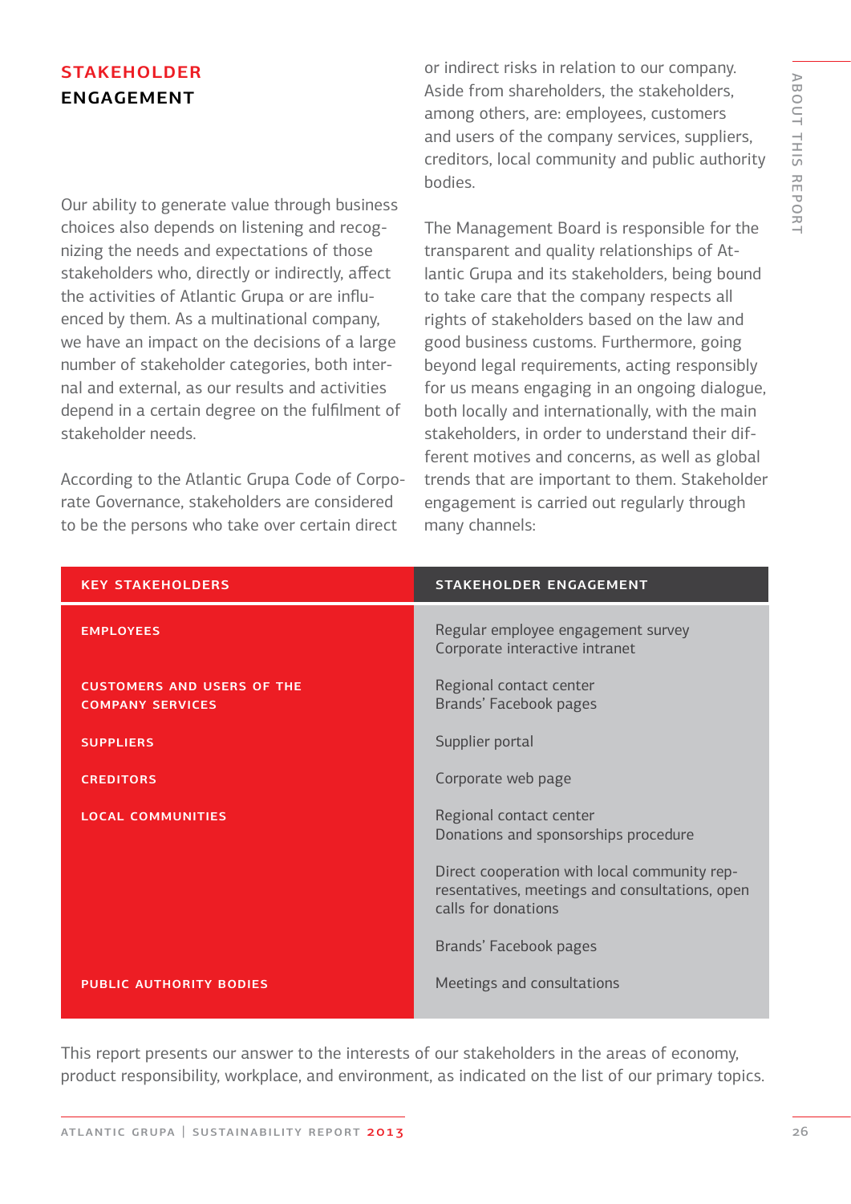## STAKEHOLDER ENGAGEMENT

Our ability to generate value through business choices also depends on listening and recognizing the needs and expectations of those stakeholders who, directly or indirectly, affect the activities of Atlantic Grupa or are influenced by them. As a multinational company, we have an impact on the decisions of a large number of stakeholder categories, both internal and external, as our results and activities depend in a certain degree on the fulfilment of stakeholder needs.

According to the Atlantic Grupa Code of Corporate Governance, stakeholders are considered to be the persons who take over certain direct or indirect risks in relation to our company. Aside from shareholders, the stakeholders, among others, are: employees, customers and users of the company services, suppliers, creditors, local community and public authority bodies.

The Management Board is responsible for the transparent and quality relationships of Atlantic Grupa and its stakeholders, being bound to take care that the company respects all rights of stakeholders based on the law and good business customs. Furthermore, going beyond legal requirements, acting responsibly for us means engaging in an ongoing dialogue, both locally and internationally, with the main stakeholders, in order to understand their different motives and concerns, as well as global trends that are important to them. Stakeholder engagement is carried out regularly through many channels:

| KEY STAKEHOLDERS | STAKEHOLDER ENGAGEMENT |
|---|---|
| EMPLOYEES | Regular employee engagement survey<br>Corporate interactive intranet |
| CUSTOMERS AND USERS OF THE COMPANY SERVICES | Regional contact center<br>Brands' Facebook pages |
| SUPPLIERS | Supplier portal |
| CREDITORS | Corporate web page |
| LOCAL COMMUNITIES | Regional contact center<br>Donations and sponsorships procedure<br>Direct cooperation with local community representatives, meetings and consultations, open calls for donations<br>Brands' Facebook pages |
| PUBLIC AUTHORITY BODIES | Meetings and consultations |

This report presents our answer to the interests of our stakeholders in the areas of economy, product responsibility, workplace, and environment, as indicated on the list of our primary topics.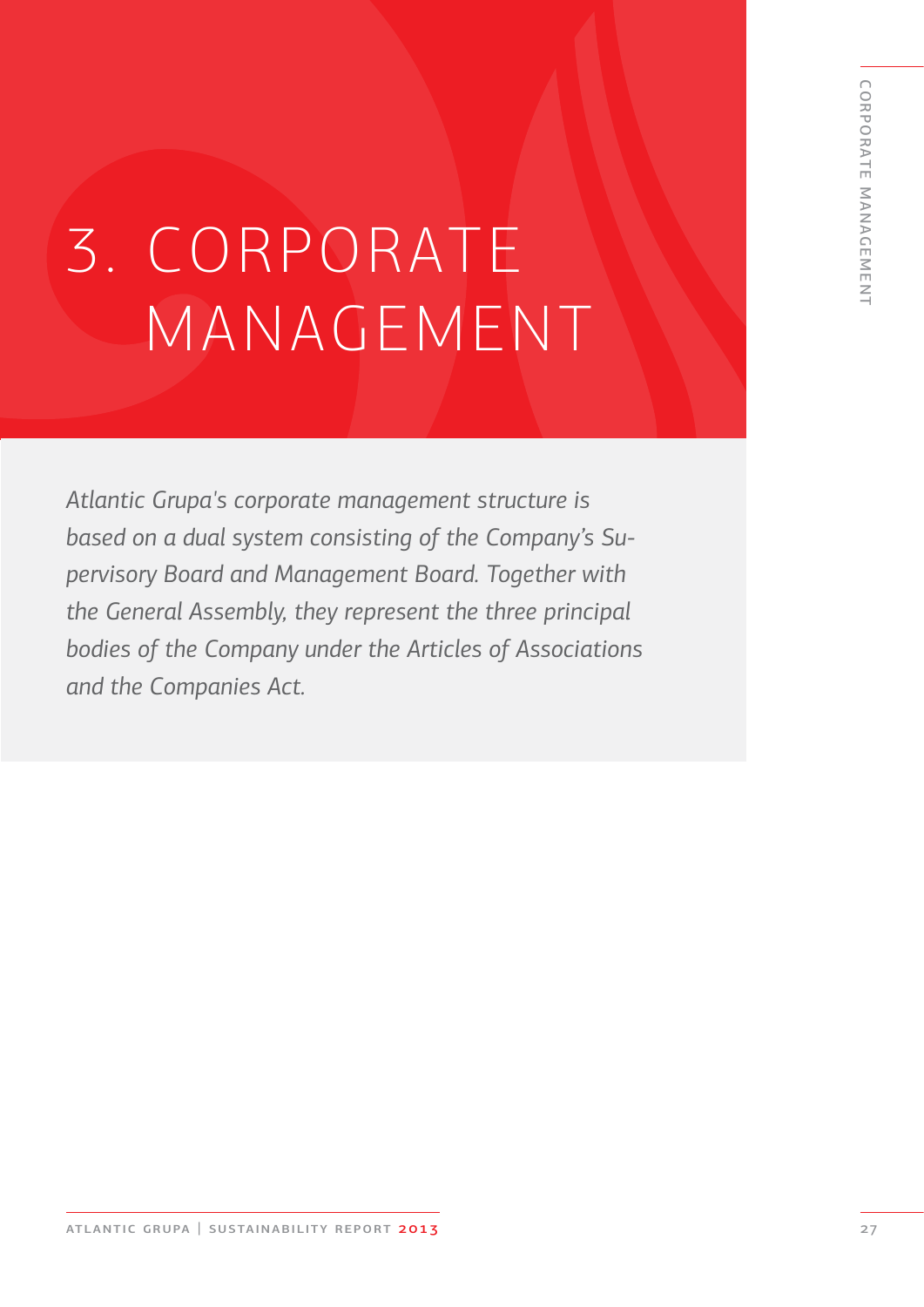# 3. CORPORATE MANAGEMENT

*Atlantic Grupa's corporate management structure is based on a dual system consisting of the Company's Supervisory Board and Management Board. Together with the General Assembly, they represent the three principal bodies of the Company under the Articles of Associations and the Companies Act.*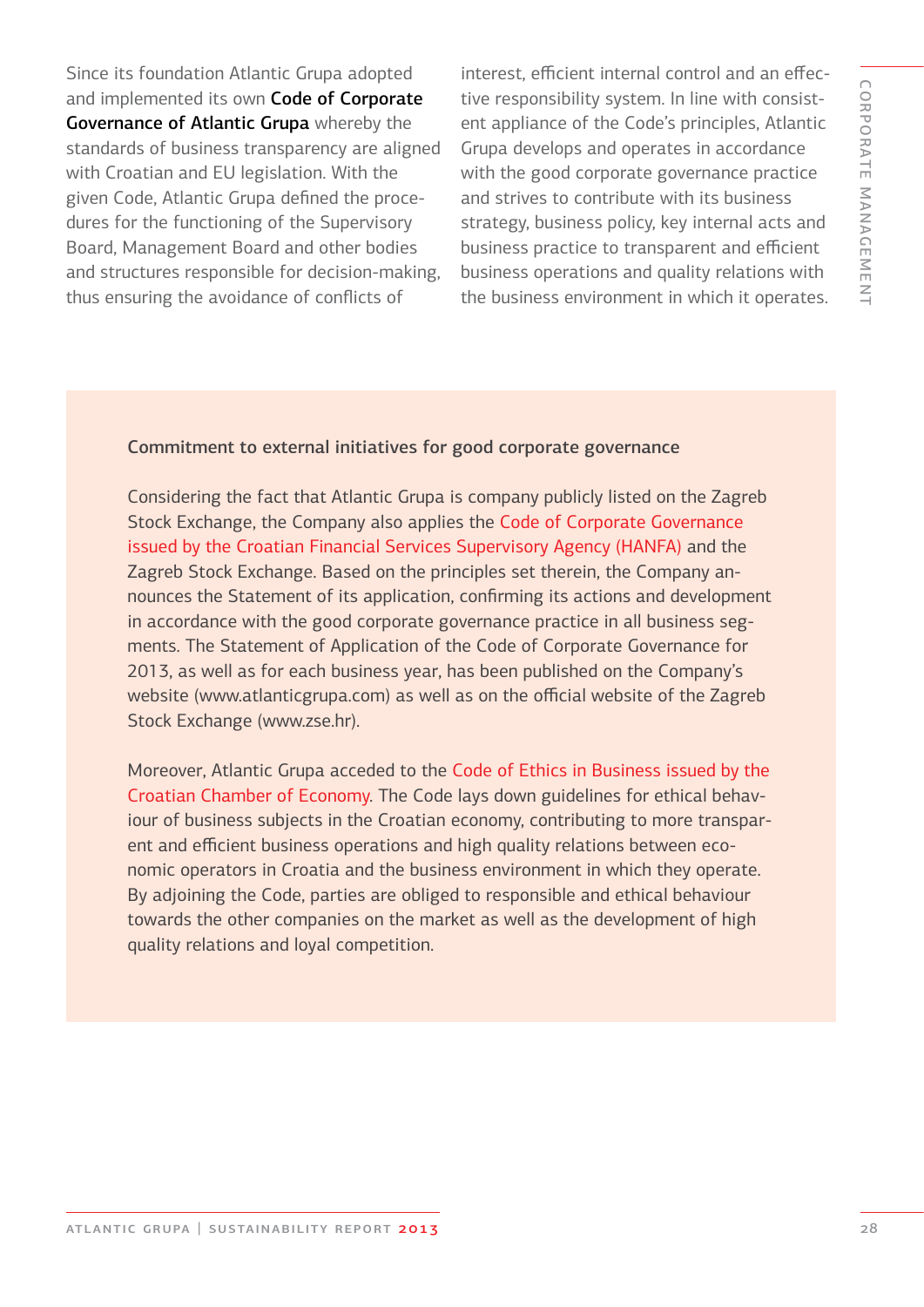Since its foundation Atlantic Grupa adopted and implemented its own **Code of Corporate Governance of Atlantic Grupa** whereby the standards of business transparency are aligned with Croatian and EU legislation. With the given Code, Atlantic Grupa defined the procedures for the functioning of the Supervisory Board, Management Board and other bodies and structures responsible for decision-making, thus ensuring the avoidance of conflicts of interest, efficient internal control and an effective responsibility system. In line with consistent appliance of the Code's principles, Atlantic Grupa develops and operates in accordance with the good corporate governance practice and strives to contribute with its business strategy, business policy, key internal acts and business practice to transparent and efficient business operations and quality relations with the business environment in which it operates.

### Commitment to external initiatives for good corporate governance

Considering the fact that Atlantic Grupa is company publicly listed on the Zagreb Stock Exchange, the Company also applies the Code of Corporate Governance issued by the Croatian Financial Services Supervisory Agency (HANFA) and the Zagreb Stock Exchange. Based on the principles set therein, the Company announces the Statement of its application, confirming its actions and development in accordance with the good corporate governance practice in all business segments. The Statement of Application of the Code of Corporate Governance for 2013, as well as for each business year, has been published on the Company's website (www.atlanticgrupa.com) as well as on the official website of the Zagreb Stock Exchange (www.zse.hr).

Moreover, Atlantic Grupa acceded to the Code of Ethics in Business issued by the Croatian Chamber of Economy. The Code lays down guidelines for ethical behaviour of business subjects in the Croatian economy, contributing to more transparent and efficient business operations and high quality relations between economic operators in Croatia and the business environment in which they operate. By adjoining the Code, parties are obliged to responsible and ethical behaviour towards the other companies on the market as well as the development of high quality relations and loyal competition.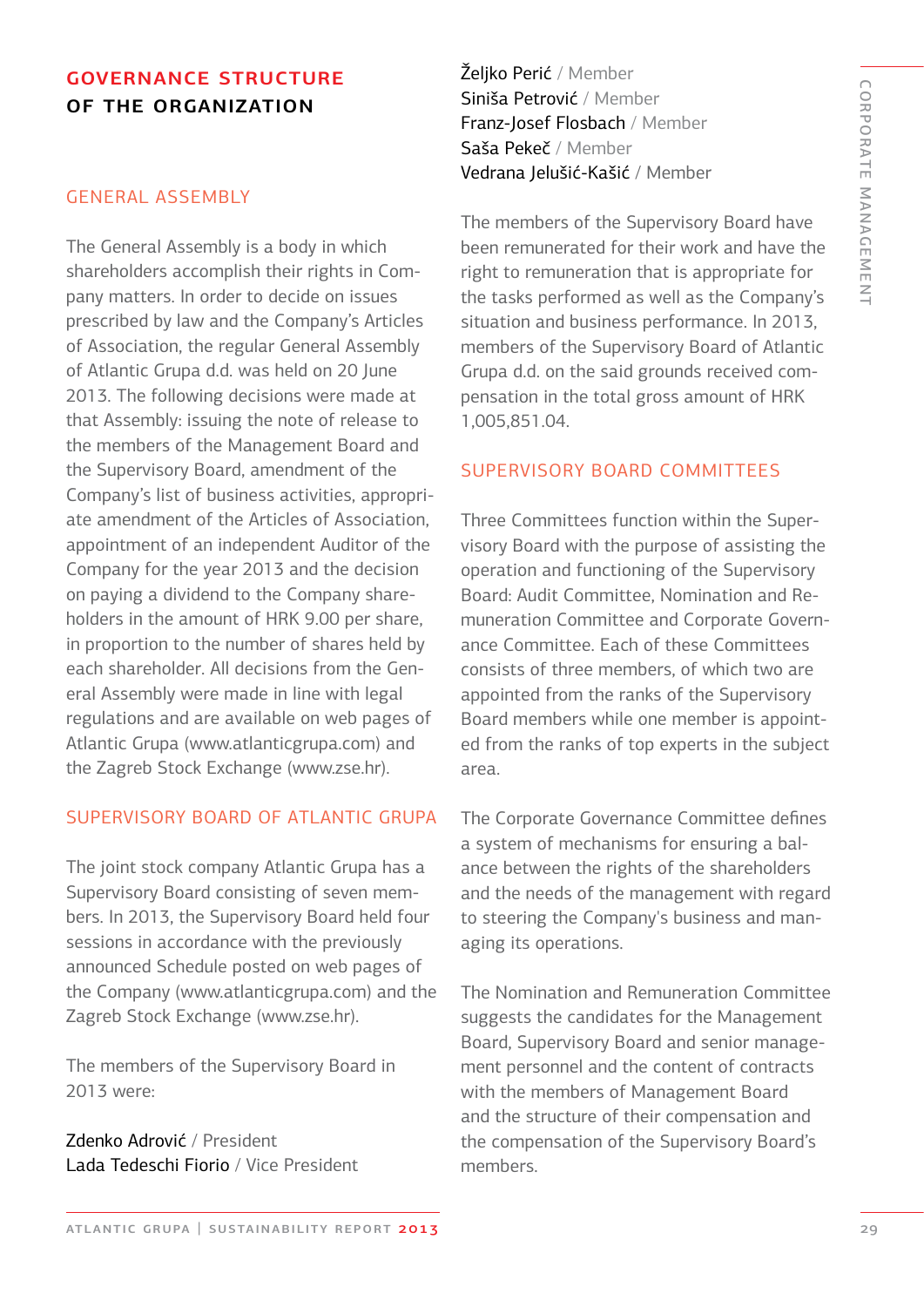# GOVERNANCE STRUCTURE OF THE ORGANIZATION

## GENERAL ASSEMBLY

The General Assembly is a body in which shareholders accomplish their rights in Company matters. In order to decide on issues prescribed by law and the Company's Articles of Association, the regular General Assembly of Atlantic Grupa d.d. was held on 20 June 2013. The following decisions were made at that Assembly: issuing the note of release to the members of the Management Board and the Supervisory Board, amendment of the Company's list of business activities, appropriate amendment of the Articles of Association, appointment of an independent Auditor of the Company for the year 2013 and the decision on paying a dividend to the Company shareholders in the amount of HRK 9.00 per share, in proportion to the number of shares held by each shareholder. All decisions from the General Assembly were made in line with legal regulations and are available on web pages of Atlantic Grupa (www.atlanticgrupa.com) and the Zagreb Stock Exchange (www.zse.hr).

## SUPERVISORY BOARD OF ATLANTIC GRUPA

The joint stock company Atlantic Grupa has a Supervisory Board consisting of seven members. In 2013, the Supervisory Board held four sessions in accordance with the previously announced Schedule posted on web pages of the Company (www.atlanticgrupa.com) and the Zagreb Stock Exchange (www.zse.hr).

The members of the Supervisory Board in 2013 were:

Zdenko Adrović / President
Lada Tedeschi Fiorio / Vice President
Željko Perić / Member
Siniša Petrović / Member
Franz-Josef Flosbach / Member
Saša Pekeč / Member
Vedrana Jelušić-Kašić / Member

The members of the Supervisory Board have been remunerated for their work and have the right to remuneration that is appropriate for the tasks performed as well as the Company's situation and business performance. In 2013, members of the Supervisory Board of Atlantic Grupa d.d. on the said grounds received compensation in the total gross amount of HRK 1,005,851.04.

## SUPERVISORY BOARD COMMITTEES

Three Committees function within the Supervisory Board with the purpose of assisting the operation and functioning of the Supervisory Board: Audit Committee, Nomination and Remuneration Committee and Corporate Governance Committee. Each of these Committees consists of three members, of which two are appointed from the ranks of the Supervisory Board members while one member is appointed from the ranks of top experts in the subject area.

The Corporate Governance Committee defines a system of mechanisms for ensuring a balance between the rights of the shareholders and the needs of the management with regard to steering the Company's business and managing its operations.

The Nomination and Remuneration Committee suggests the candidates for the Management Board, Supervisory Board and senior management personnel and the content of contracts with the members of Management Board and the structure of their compensation and the compensation of the Supervisory Board's members.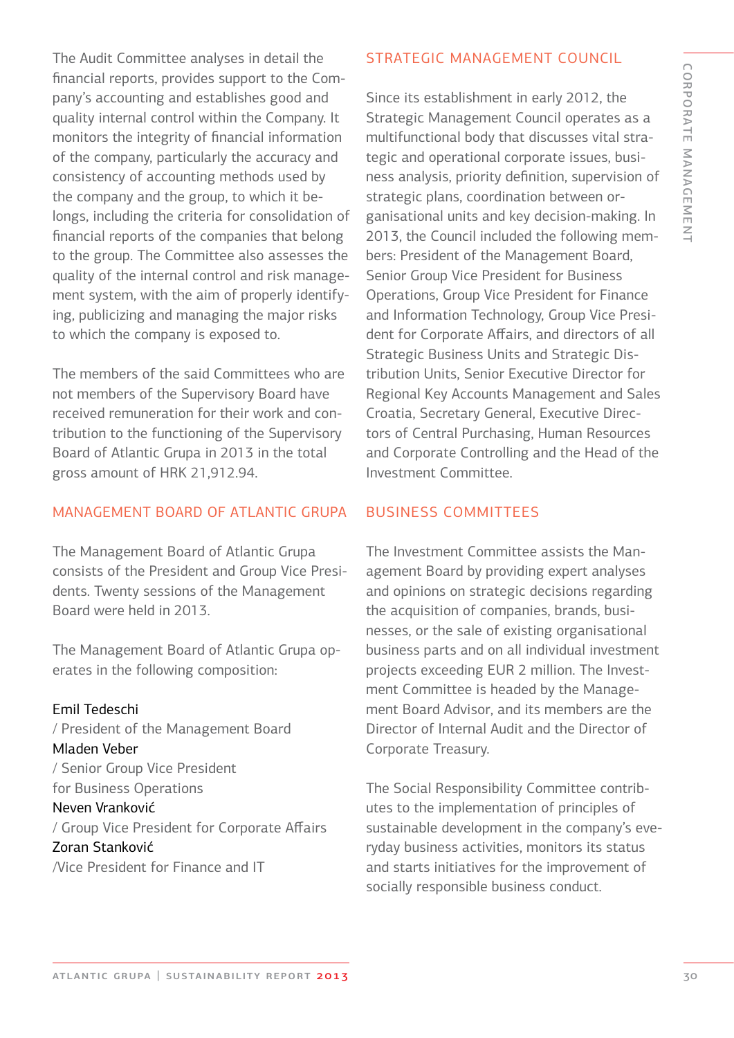The Audit Committee analyses in detail the financial reports, provides support to the Company's accounting and establishes good and quality internal control within the Company. It monitors the integrity of financial information of the company, particularly the accuracy and consistency of accounting methods used by the company and the group, to which it belongs, including the criteria for consolidation of financial reports of the companies that belong to the group. The Committee also assesses the quality of the internal control and risk management system, with the aim of properly identifying, publicizing and managing the major risks to which the company is exposed to.

The members of the said Committees who are not members of the Supervisory Board have received remuneration for their work and contribution to the functioning of the Supervisory Board of Atlantic Grupa in 2013 in the total gross amount of HRK 21,912.94.

## MANAGEMENT BOARD OF ATLANTIC GRUPA

The Management Board of Atlantic Grupa consists of the President and Group Vice Presidents. Twenty sessions of the Management Board were held in 2013.

The Management Board of Atlantic Grupa operates in the following composition:

Emil Tedeschi
/ President of the Management Board
Mladen Veber
/ Senior Group Vice President for Business Operations
Neven Vranković
/ Group Vice President for Corporate Affairs
Zoran Stanković
/Vice President for Finance and IT

## STRATEGIC MANAGEMENT COUNCIL

Since its establishment in early 2012, the Strategic Management Council operates as a multifunctional body that discusses vital strategic and operational corporate issues, business analysis, priority definition, supervision of strategic plans, coordination between organisational units and key decision-making. In 2013, the Council included the following members: President of the Management Board, Senior Group Vice President for Business Operations, Group Vice President for Finance and Information Technology, Group Vice President for Corporate Affairs, and directors of all Strategic Business Units and Strategic Distribution Units, Senior Executive Director for Regional Key Accounts Management and Sales Croatia, Secretary General, Executive Directors of Central Purchasing, Human Resources and Corporate Controlling and the Head of the Investment Committee.

## BUSINESS COMMITTEES

The Investment Committee assists the Management Board by providing expert analyses and opinions on strategic decisions regarding the acquisition of companies, brands, businesses, or the sale of existing organisational business parts and on all individual investment projects exceeding EUR 2 million. The Investment Committee is headed by the Management Board Advisor, and its members are the Director of Internal Audit and the Director of Corporate Treasury.

The Social Responsibility Committee contributes to the implementation of principles of sustainable development in the company's everyday business activities, monitors its status and starts initiatives for the improvement of socially responsible business conduct.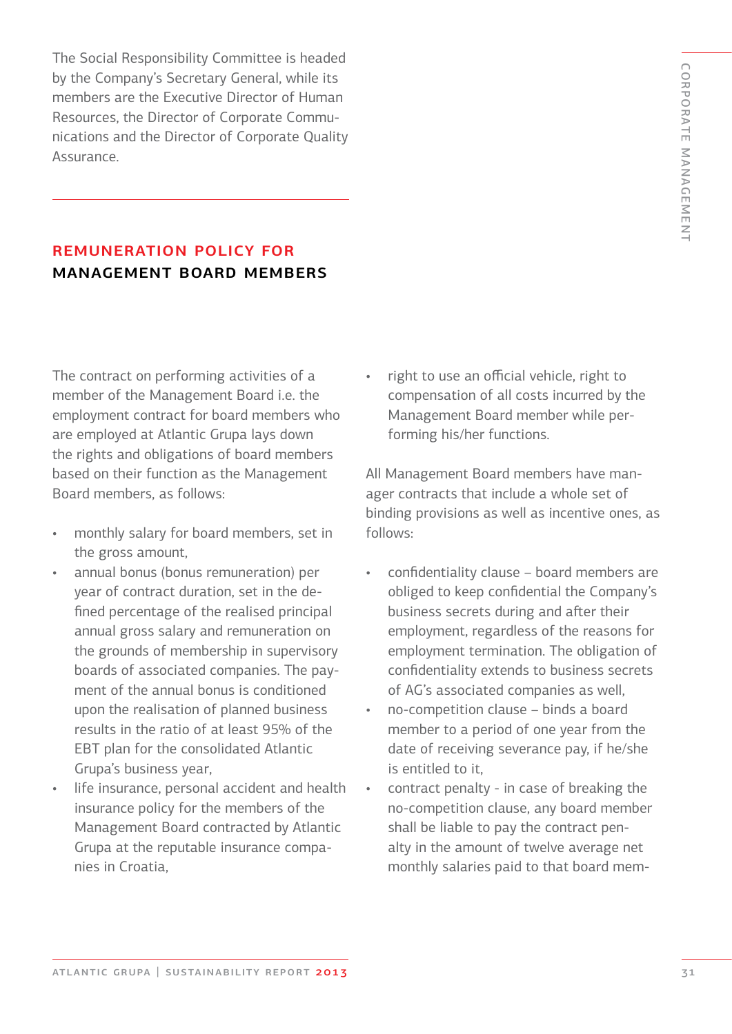The Social Responsibility Committee is headed by the Company's Secretary General, while its members are the Executive Director of Human Resources, the Director of Corporate Communications and the Director of Corporate Quality Assurance.

## REMUNERATION POLICY FOR MANAGEMENT BOARD MEMBERS

The contract on performing activities of a member of the Management Board i.e. the employment contract for board members who are employed at Atlantic Grupa lays down the rights and obligations of board members based on their function as the Management Board members, as follows:

- monthly salary for board members, set in the gross amount,
- annual bonus (bonus remuneration) per year of contract duration, set in the defined percentage of the realised principal annual gross salary and remuneration on the grounds of membership in supervisory boards of associated companies. The payment of the annual bonus is conditioned upon the realisation of planned business results in the ratio of at least 95% of the EBT plan for the consolidated Atlantic Grupa's business year,
- life insurance, personal accident and health insurance policy for the members of the Management Board contracted by Atlantic Grupa at the reputable insurance companies in Croatia,
- right to use an official vehicle, right to compensation of all costs incurred by the Management Board member while performing his/her functions.

All Management Board members have manager contracts that include a whole set of binding provisions as well as incentive ones, as follows:

- confidentiality clause – board members are obliged to keep confidential the Company's business secrets during and after their employment, regardless of the reasons for employment termination. The obligation of confidentiality extends to business secrets of AG's associated companies as well,
- no-competition clause – binds a board member to a period of one year from the date of receiving severance pay, if he/she is entitled to it,
- contract penalty - in case of breaking the no-competition clause, any board member shall be liable to pay the contract penalty in the amount of twelve average net monthly salaries paid to that board mem-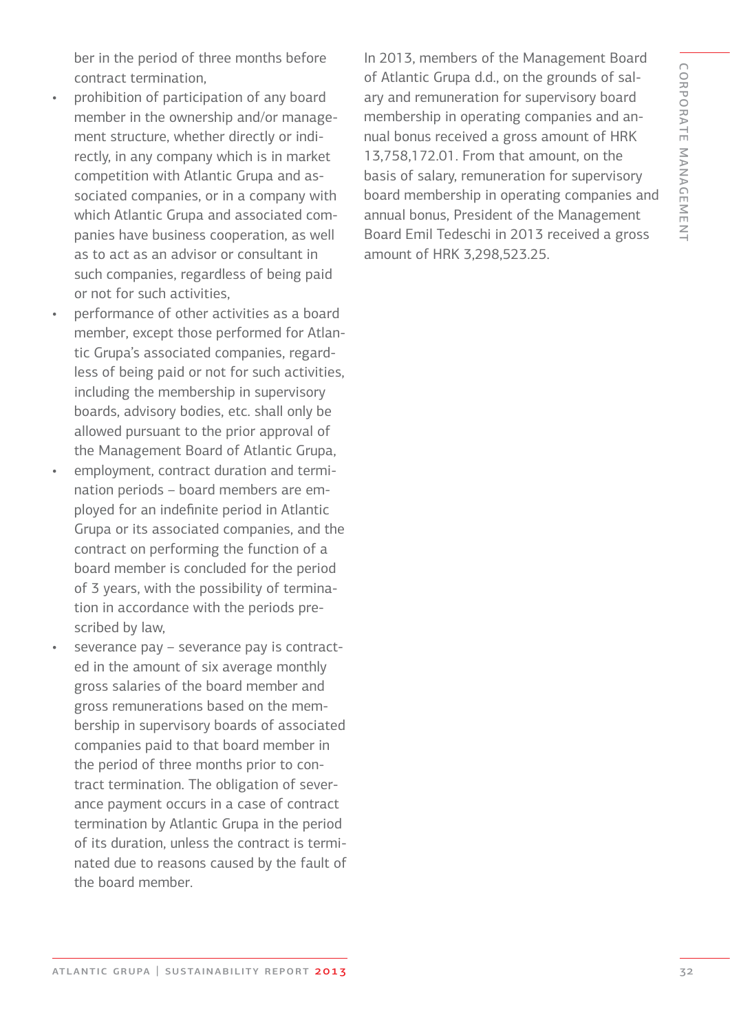ber in the period of three months before contract termination,

- prohibition of participation of any board member in the ownership and/or management structure, whether directly or indirectly, in any company which is in market competition with Atlantic Grupa and associated companies, or in a company with which Atlantic Grupa and associated companies have business cooperation, as well as to act as an advisor or consultant in such companies, regardless of being paid or not for such activities,
- performance of other activities as a board member, except those performed for Atlantic Grupa's associated companies, regardless of being paid or not for such activities, including the membership in supervisory boards, advisory bodies, etc. shall only be allowed pursuant to the prior approval of the Management Board of Atlantic Grupa,
- employment, contract duration and termination periods – board members are employed for an indefinite period in Atlantic Grupa or its associated companies, and the contract on performing the function of a board member is concluded for the period of 3 years, with the possibility of termination in accordance with the periods prescribed by law,
- severance pay – severance pay is contracted in the amount of six average monthly gross salaries of the board member and gross remunerations based on the membership in supervisory boards of associated companies paid to that board member in the period of three months prior to contract termination. The obligation of severance payment occurs in a case of contract termination by Atlantic Grupa in the period of its duration, unless the contract is terminated due to reasons caused by the fault of the board member.

In 2013, members of the Management Board of Atlantic Grupa d.d., on the grounds of salary and remuneration for supervisory board membership in operating companies and annual bonus received a gross amount of HRK 13,758,172.01. From that amount, on the basis of salary, remuneration for supervisory board membership in operating companies and annual bonus, President of the Management Board Emil Tedeschi in 2013 received a gross amount of HRK 3,298,523.25.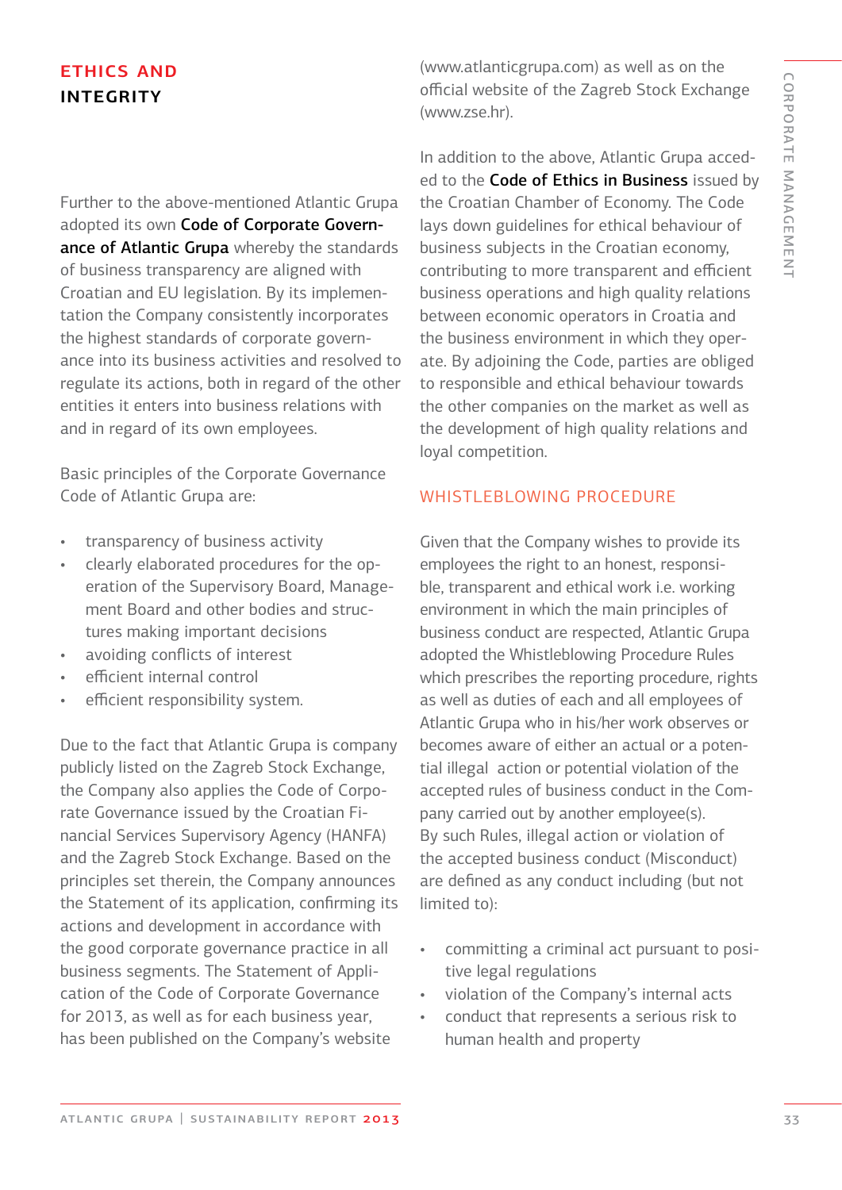## ETHICS AND INTEGRITY

Further to the above-mentioned Atlantic Grupa adopted its own **Code of Corporate Governance of Atlantic Grupa** whereby the standards of business transparency are aligned with Croatian and EU legislation. By its implementation the Company consistently incorporates the highest standards of corporate governance into its business activities and resolved to regulate its actions, both in regard of the other entities it enters into business relations with and in regard of its own employees.

Basic principles of the Corporate Governance Code of Atlantic Grupa are:

- transparency of business activity
- clearly elaborated procedures for the operation of the Supervisory Board, Management Board and other bodies and structures making important decisions
- avoiding conflicts of interest
- efficient internal control
- efficient responsibility system.

Due to the fact that Atlantic Grupa is company publicly listed on the Zagreb Stock Exchange, the Company also applies the Code of Corporate Governance issued by the Croatian Financial Services Supervisory Agency (HANFA) and the Zagreb Stock Exchange. Based on the principles set therein, the Company announces the Statement of its application, confirming its actions and development in accordance with the good corporate governance practice in all business segments. The Statement of Application of the Code of Corporate Governance for 2013, as well as for each business year, has been published on the Company's website (www.atlanticgrupa.com) as well as on the official website of the Zagreb Stock Exchange (www.zse.hr).

In addition to the above, Atlantic Grupa acceded to the **Code of Ethics in Business** issued by the Croatian Chamber of Economy. The Code lays down guidelines for ethical behaviour of business subjects in the Croatian economy, contributing to more transparent and efficient business operations and high quality relations between economic operators in Croatia and the business environment in which they operate. By adjoining the Code, parties are obliged to responsible and ethical behaviour towards the other companies on the market as well as the development of high quality relations and loyal competition.

### WHISTLEBLOWING PROCEDURE

Given that the Company wishes to provide its employees the right to an honest, responsible, transparent and ethical work i.e. working environment in which the main principles of business conduct are respected, Atlantic Grupa adopted the Whistleblowing Procedure Rules which prescribes the reporting procedure, rights as well as duties of each and all employees of Atlantic Grupa who in his/her work observes or becomes aware of either an actual or a potential illegal action or potential violation of the accepted rules of business conduct in the Company carried out by another employee(s).
By such Rules, illegal action or violation of the accepted business conduct (Misconduct) are defined as any conduct including (but not limited to):

- committing a criminal act pursuant to positive legal regulations
- violation of the Company's internal acts
- conduct that represents a serious risk to human health and property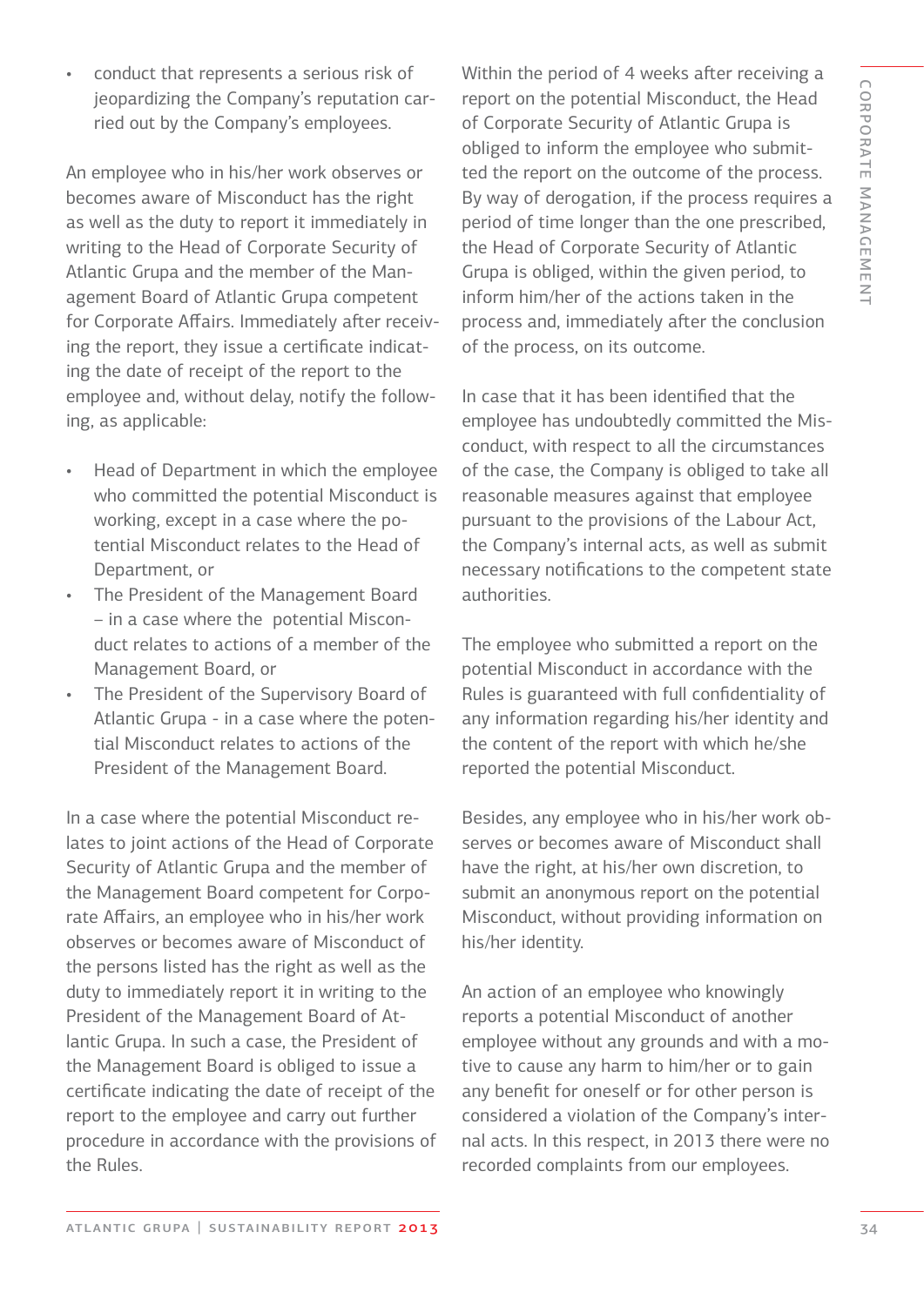- conduct that represents a serious risk of jeopardizing the Company's reputation carried out by the Company's employees.

An employee who in his/her work observes or becomes aware of Misconduct has the right as well as the duty to report it immediately in writing to the Head of Corporate Security of Atlantic Grupa and the member of the Management Board of Atlantic Grupa competent for Corporate Affairs. Immediately after receiving the report, they issue a certificate indicating the date of receipt of the report to the employee and, without delay, notify the following, as applicable:

- Head of Department in which the employee who committed the potential Misconduct is working, except in a case where the potential Misconduct relates to the Head of Department, or
- The President of the Management Board – in a case where the potential Misconduct relates to actions of a member of the Management Board, or
- The President of the Supervisory Board of Atlantic Grupa - in a case where the potential Misconduct relates to actions of the President of the Management Board.

In a case where the potential Misconduct relates to joint actions of the Head of Corporate Security of Atlantic Grupa and the member of the Management Board competent for Corporate Affairs, an employee who in his/her work observes or becomes aware of Misconduct of the persons listed has the right as well as the duty to immediately report it in writing to the President of the Management Board of Atlantic Grupa. In such a case, the President of the Management Board is obliged to issue a certificate indicating the date of receipt of the report to the employee and carry out further procedure in accordance with the provisions of the Rules.

Within the period of 4 weeks after receiving a report on the potential Misconduct, the Head of Corporate Security of Atlantic Grupa is obliged to inform the employee who submitted the report on the outcome of the process. By way of derogation, if the process requires a period of time longer than the one prescribed, the Head of Corporate Security of Atlantic Grupa is obliged, within the given period, to inform him/her of the actions taken in the process and, immediately after the conclusion of the process, on its outcome.

In case that it has been identified that the employee has undoubtedly committed the Misconduct, with respect to all the circumstances of the case, the Company is obliged to take all reasonable measures against that employee pursuant to the provisions of the Labour Act, the Company's internal acts, as well as submit necessary notifications to the competent state authorities.

The employee who submitted a report on the potential Misconduct in accordance with the Rules is guaranteed with full confidentiality of any information regarding his/her identity and the content of the report with which he/she reported the potential Misconduct.

Besides, any employee who in his/her work observes or becomes aware of Misconduct shall have the right, at his/her own discretion, to submit an anonymous report on the potential Misconduct, without providing information on his/her identity.

An action of an employee who knowingly reports a potential Misconduct of another employee without any grounds and with a motive to cause any harm to him/her or to gain any benefit for oneself or for other person is considered a violation of the Company's internal acts. In this respect, in 2013 there were no recorded complaints from our employees.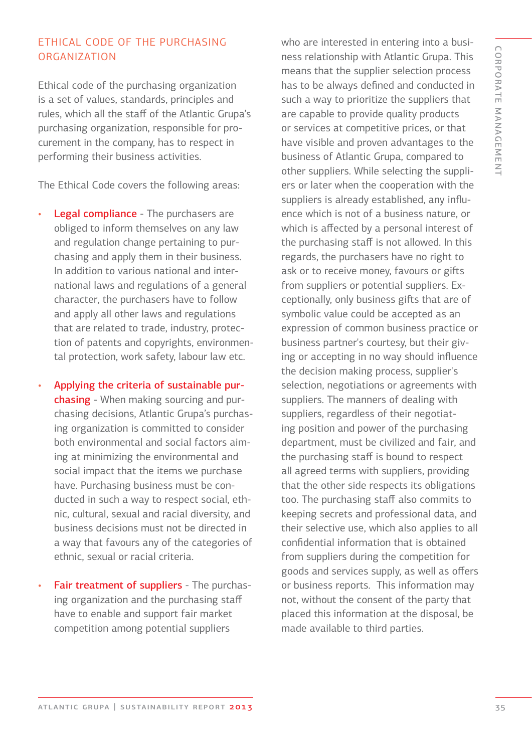## ETHICAL CODE OF THE PURCHASING ORGANIZATION

Ethical code of the purchasing organization is a set of values, standards, principles and rules, which all the staff of the Atlantic Grupa's purchasing organization, responsible for procurement in the company, has to respect in performing their business activities.

The Ethical Code covers the following areas:

- **Legal compliance** - The purchasers are obliged to inform themselves on any law and regulation change pertaining to purchasing and apply them in their business. In addition to various national and international laws and regulations of a general character, the purchasers have to follow and apply all other laws and regulations that are related to trade, industry, protection of patents and copyrights, environmental protection, work safety, labour law etc.

- **Applying the criteria of sustainable purchasing** - When making sourcing and purchasing decisions, Atlantic Grupa's purchasing organization is committed to consider both environmental and social factors aiming at minimizing the environmental and social impact that the items we purchase have. Purchasing business must be conducted in such a way to respect social, ethnic, cultural, sexual and racial diversity, and business decisions must not be directed in a way that favours any of the categories of ethnic, sexual or racial criteria.

- **Fair treatment of suppliers** - The purchasing organization and the purchasing staff have to enable and support fair market competition among potential suppliers who are interested in entering into a business relationship with Atlantic Grupa. This means that the supplier selection process has to be always defined and conducted in such a way to prioritize the suppliers that are capable to provide quality products or services at competitive prices, or that have visible and proven advantages to the business of Atlantic Grupa, compared to other suppliers. While selecting the suppliers or later when the cooperation with the suppliers is already established, any influence which is not of a business nature, or which is affected by a personal interest of the purchasing staff is not allowed. In this regards, the purchasers have no right to ask or to receive money, favours or gifts from suppliers or potential suppliers. Exceptionally, only business gifts that are of symbolic value could be accepted as an expression of common business practice or business partner's courtesy, but their giving or accepting in no way should influence the decision making process, supplier's selection, negotiations or agreements with suppliers. The manners of dealing with suppliers, regardless of their negotiating position and power of the purchasing department, must be civilized and fair, and the purchasing staff is bound to respect all agreed terms with suppliers, providing that the other side respects its obligations too. The purchasing staff also commits to keeping secrets and professional data, and their selective use, which also applies to all confidential information that is obtained from suppliers during the competition for goods and services supply, as well as offers or business reports. This information may not, without the consent of the party that placed this information at the disposal, be made available to third parties.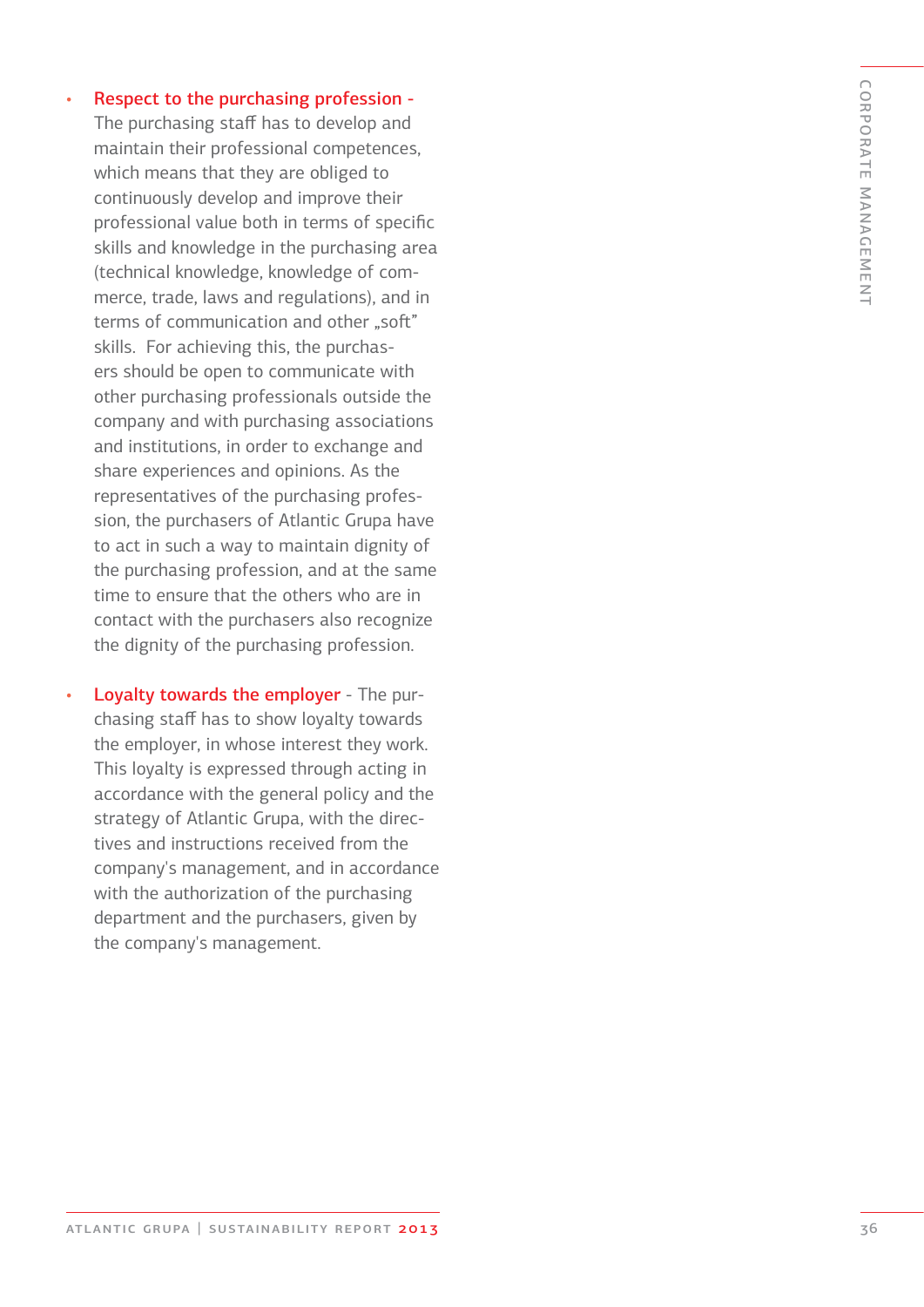- **Respect to the purchasing profession -** The purchasing staff has to develop and maintain their professional competences, which means that they are obliged to continuously develop and improve their professional value both in terms of specific skills and knowledge in the purchasing area (technical knowledge, knowledge of commerce, trade, laws and regulations), and in terms of communication and other „soft" skills. For achieving this, the purchasers should be open to communicate with other purchasing professionals outside the company and with purchasing associations and institutions, in order to exchange and share experiences and opinions. As the representatives of the purchasing profession, the purchasers of Atlantic Grupa have to act in such a way to maintain dignity of the purchasing profession, and at the same time to ensure that the others who are in contact with the purchasers also recognize the dignity of the purchasing profession.

- **Loyalty towards the employer** - The purchasing staff has to show loyalty towards the employer, in whose interest they work. This loyalty is expressed through acting in accordance with the general policy and the strategy of Atlantic Grupa, with the directives and instructions received from the company's management, and in accordance with the authorization of the purchasing department and the purchasers, given by the company's management.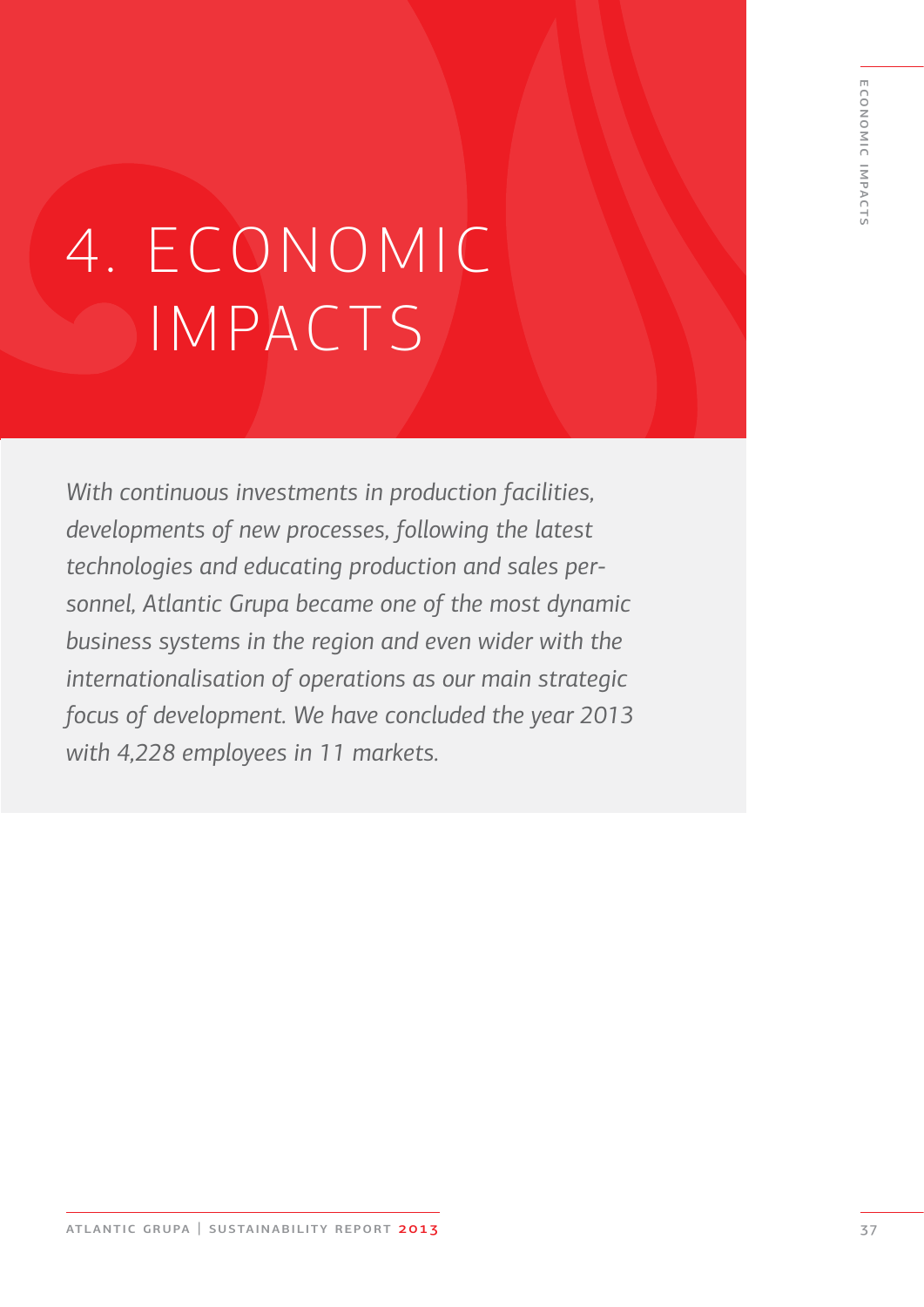# 4. ECONOMIC IMPACTS

*With continuous investments in production facilities, developments of new processes, following the latest technologies and educating production and sales personnel, Atlantic Grupa became one of the most dynamic business systems in the region and even wider with the internationalisation of operations as our main strategic focus of development. We have concluded the year 2013 with 4,228 employees in 11 markets.*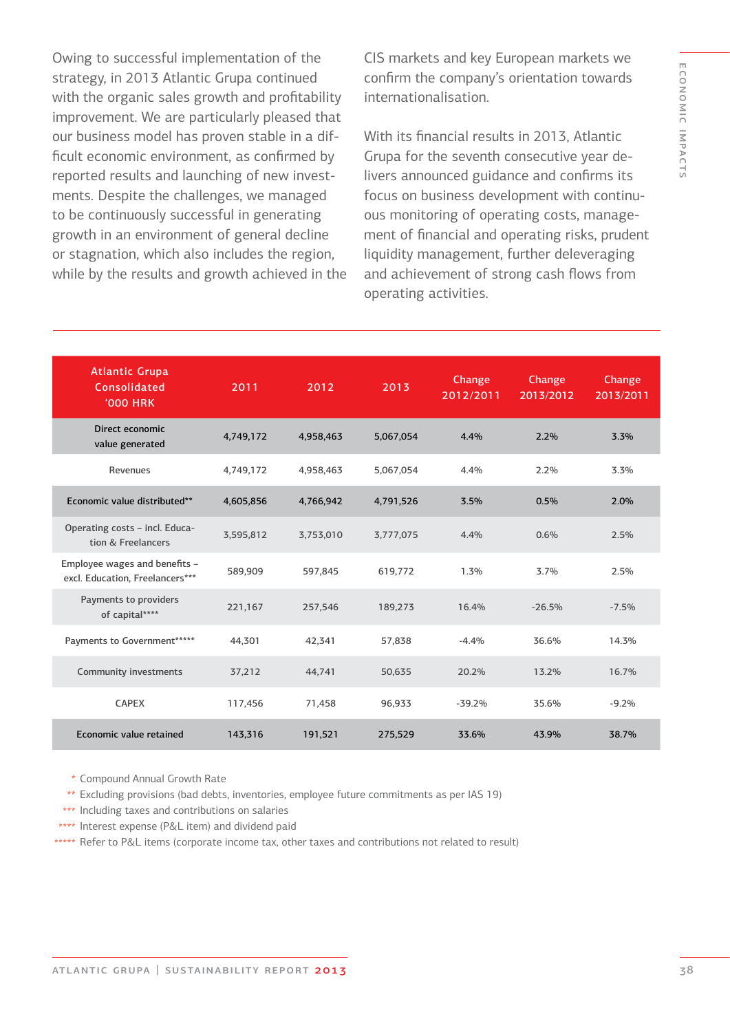Owing to successful implementation of the strategy, in 2013 Atlantic Grupa continued with the organic sales growth and profitability improvement. We are particularly pleased that our business model has proven stable in a difficult economic environment, as confirmed by reported results and launching of new investments. Despite the challenges, we managed to be continuously successful in generating growth in an environment of general decline or stagnation, which also includes the region, while by the results and growth achieved in the CIS markets and key European markets we confirm the company's orientation towards internationalisation.

With its financial results in 2013, Atlantic Grupa for the seventh consecutive year delivers announced guidance and confirms its focus on business development with continuous monitoring of operating costs, management of financial and operating risks, prudent liquidity management, further deleveraging and achievement of strong cash flows from operating activities.

| Atlantic Grupa Consolidated '000 HRK | 2011 | 2012 | 2013 | Change 2012/2011 | Change 2013/2012 | Change 2013/2011 |
|---|---|---|---|---|---|---|
| Direct economic value generated | 4,749,172 | 4,958,463 | 5,067,054 | 4.4% | 2.2% | 3.3% |
| Revenues | 4,749,172 | 4,958,463 | 5,067,054 | 4.4% | 2.2% | 3.3% |
| Economic value distributed** | 4,605,856 | 4,766,942 | 4,791,526 | 3.5% | 0.5% | 2.0% |
| Operating costs – incl. Education & Freelancers | 3,595,812 | 3,753,010 | 3,777,075 | 4.4% | 0.6% | 2.5% |
| Employee wages and benefits – excl. Education, Freelancers*** | 589,909 | 597,845 | 619,772 | 1.3% | 3.7% | 2.5% |
| Payments to providers of capital**** | 221,167 | 257,546 | 189,273 | 16.4% | -26.5% | -7.5% |
| Payments to Government***** | 44,301 | 42,341 | 57,838 | -4.4% | 36.6% | 14.3% |
| Community investments | 37,212 | 44,741 | 50,635 | 20.2% | 13.2% | 16.7% |
| CAPEX | 117,456 | 71,458 | 96,933 | -39.2% | 35.6% | -9.2% |
| Economic value retained | 143,316 | 191,521 | 275,529 | 33.6% | 43.9% | 38.7% |

\* Compound Annual Growth Rate
** Excluding provisions (bad debts, inventories, employee future commitments as per IAS 19)
*** Including taxes and contributions on salaries
**** Interest expense (P&L item) and dividend paid
***** Refer to P&L items (corporate income tax, other taxes and contributions not related to result)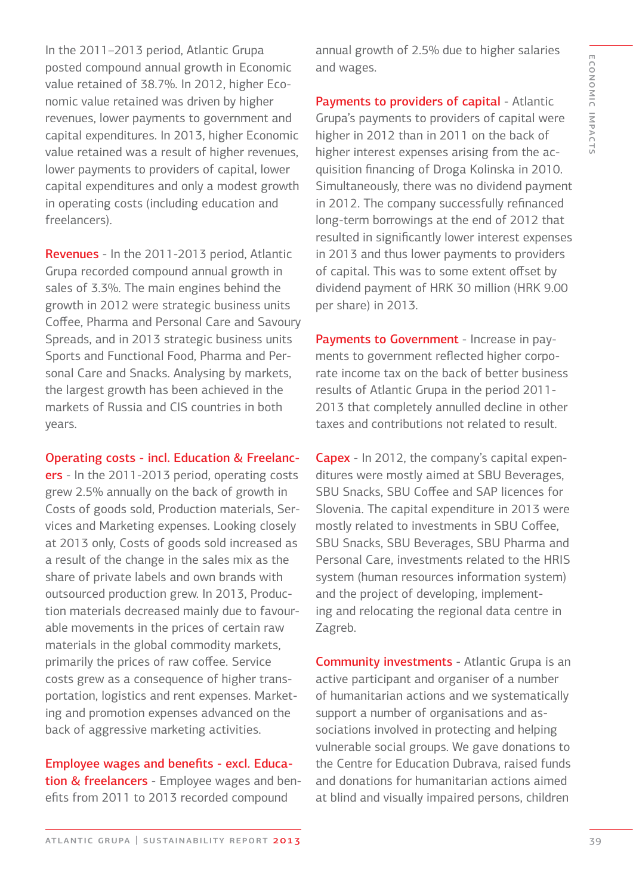In the 2011–2013 period, Atlantic Grupa posted compound annual growth in Economic value retained of 38.7%. In 2012, higher Economic value retained was driven by higher revenues, lower payments to government and capital expenditures. In 2013, higher Economic value retained was a result of higher revenues, lower payments to providers of capital, lower capital expenditures and only a modest growth in operating costs (including education and freelancers).

**Revenues** - In the 2011-2013 period, Atlantic Grupa recorded compound annual growth in sales of 3.3%. The main engines behind the growth in 2012 were strategic business units Coffee, Pharma and Personal Care and Savoury Spreads, and in 2013 strategic business units Sports and Functional Food, Pharma and Personal Care and Snacks. Analysing by markets, the largest growth has been achieved in the markets of Russia and CIS countries in both years.

**Operating costs - incl. Education & Freelancers** - In the 2011-2013 period, operating costs grew 2.5% annually on the back of growth in Costs of goods sold, Production materials, Services and Marketing expenses. Looking closely at 2013 only, Costs of goods sold increased as a result of the change in the sales mix as the share of private labels and own brands with outsourced production grew. In 2013, Production materials decreased mainly due to favourable movements in the prices of certain raw materials in the global commodity markets, primarily the prices of raw coffee. Service costs grew as a consequence of higher transportation, logistics and rent expenses. Marketing and promotion expenses advanced on the back of aggressive marketing activities.

**Employee wages and benefits - excl. Education & freelancers** - Employee wages and benefits from 2011 to 2013 recorded compound annual growth of 2.5% due to higher salaries and wages.

**Payments to providers of capital** - Atlantic Grupa's payments to providers of capital were higher in 2012 than in 2011 on the back of higher interest expenses arising from the acquisition financing of Droga Kolinska in 2010. Simultaneously, there was no dividend payment in 2012. The company successfully refinanced long-term borrowings at the end of 2012 that resulted in significantly lower interest expenses in 2013 and thus lower payments to providers of capital. This was to some extent offset by dividend payment of HRK 30 million (HRK 9.00 per share) in 2013.

**Payments to Government** - Increase in payments to government reflected higher corporate income tax on the back of better business results of Atlantic Grupa in the period 2011-2013 that completely annulled decline in other taxes and contributions not related to result.

**Capex** - In 2012, the company's capital expenditures were mostly aimed at SBU Beverages, SBU Snacks, SBU Coffee and SAP licences for Slovenia. The capital expenditure in 2013 were mostly related to investments in SBU Coffee, SBU Snacks, SBU Beverages, SBU Pharma and Personal Care, investments related to the HRIS system (human resources information system) and the project of developing, implementing and relocating the regional data centre in Zagreb.

**Community investments** - Atlantic Grupa is an active participant and organiser of a number of humanitarian actions and we systematically support a number of organisations and associations involved in protecting and helping vulnerable social groups. We gave donations to the Centre for Education Dubrava, raised funds and donations for humanitarian actions aimed at blind and visually impaired persons, children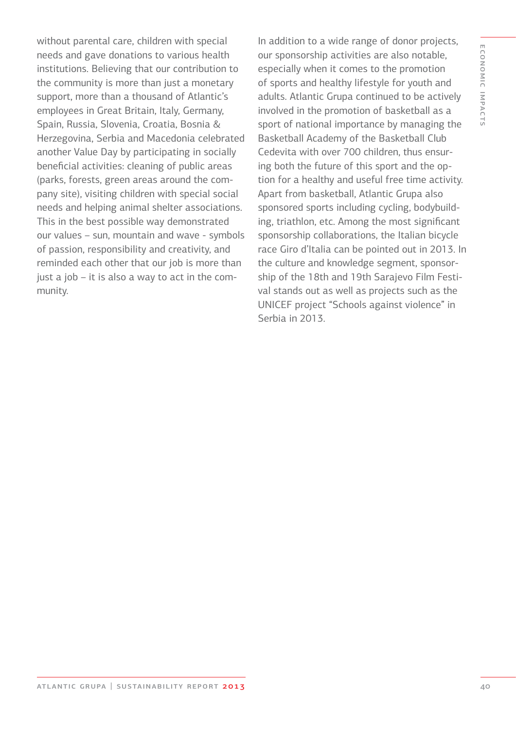without parental care, children with special needs and gave donations to various health institutions. Believing that our contribution to the community is more than just a monetary support, more than a thousand of Atlantic's employees in Great Britain, Italy, Germany, Spain, Russia, Slovenia, Croatia, Bosnia & Herzegovina, Serbia and Macedonia celebrated another Value Day by participating in socially beneficial activities: cleaning of public areas (parks, forests, green areas around the company site), visiting children with special social needs and helping animal shelter associations. This in the best possible way demonstrated our values – sun, mountain and wave - symbols of passion, responsibility and creativity, and reminded each other that our job is more than just a job – it is also a way to act in the community.

In addition to a wide range of donor projects, our sponsorship activities are also notable, especially when it comes to the promotion of sports and healthy lifestyle for youth and adults. Atlantic Grupa continued to be actively involved in the promotion of basketball as a sport of national importance by managing the Basketball Academy of the Basketball Club Cedevita with over 700 children, thus ensuring both the future of this sport and the option for a healthy and useful free time activity. Apart from basketball, Atlantic Grupa also sponsored sports including cycling, bodybuilding, triathlon, etc. Among the most significant sponsorship collaborations, the Italian bicycle race Giro d'Italia can be pointed out in 2013. In the culture and knowledge segment, sponsorship of the 18th and 19th Sarajevo Film Festival stands out as well as projects such as the UNICEF project "Schools against violence" in Serbia in 2013.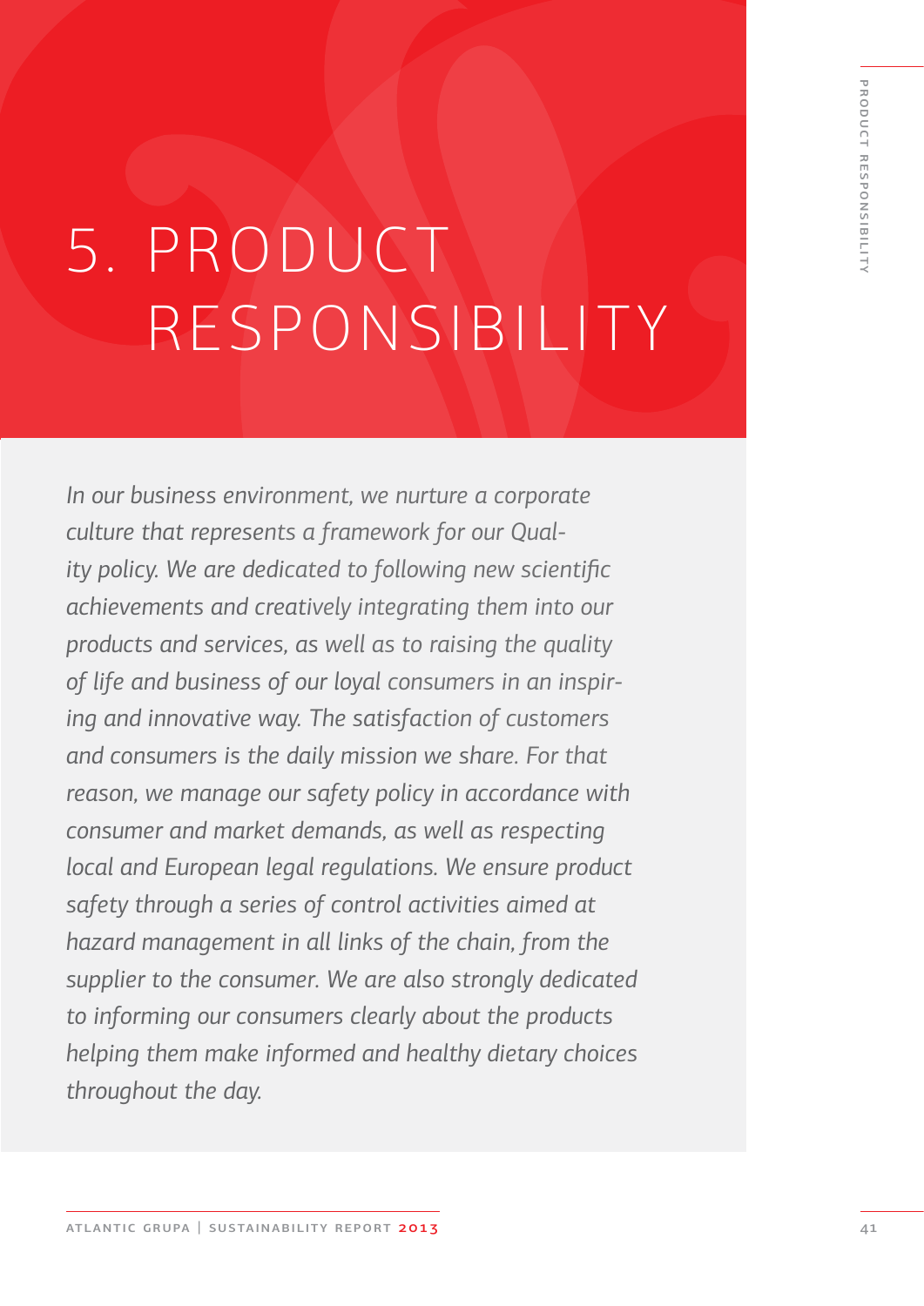# 5. PRODUCT RESPONSIBILITY

*In our business environment, we nurture a corporate culture that represents a framework for our Quality policy. We are dedicated to following new scientific achievements and creatively integrating them into our products and services, as well as to raising the quality of life and business of our loyal consumers in an inspiring and innovative way. The satisfaction of customers and consumers is the daily mission we share. For that reason, we manage our safety policy in accordance with consumer and market demands, as well as respecting local and European legal regulations. We ensure product safety through a series of control activities aimed at hazard management in all links of the chain, from the supplier to the consumer. We are also strongly dedicated to informing our consumers clearly about the products helping them make informed and healthy dietary choices throughout the day.*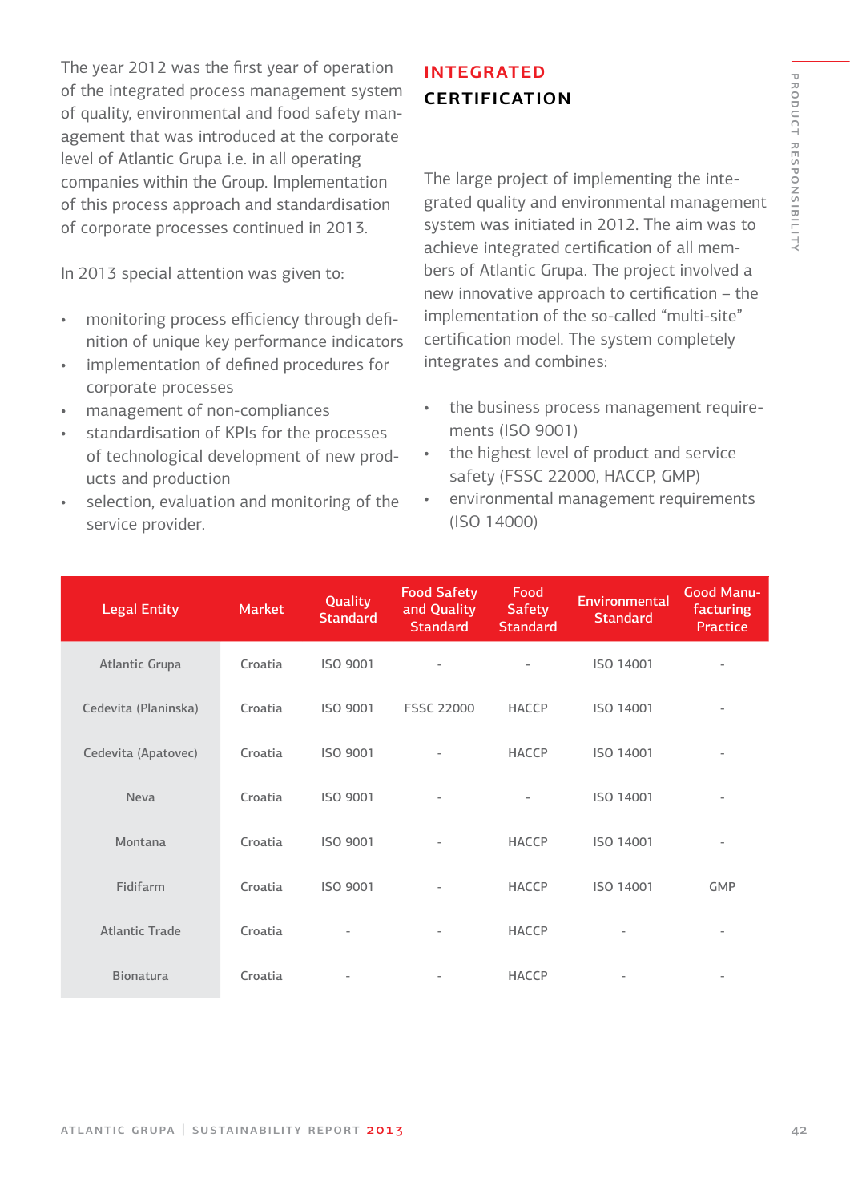The year 2012 was the first year of operation of the integrated process management system of quality, environmental and food safety management that was introduced at the corporate level of Atlantic Grupa i.e. in all operating companies within the Group. Implementation of this process approach and standardisation of corporate processes continued in 2013.

In 2013 special attention was given to:

- monitoring process efficiency through definition of unique key performance indicators
- implementation of defined procedures for corporate processes
- management of non-compliances
- standardisation of KPIs for the processes of technological development of new products and production
- selection, evaluation and monitoring of the service provider.

## INTEGRATED CERTIFICATION

The large project of implementing the integrated quality and environmental management system was initiated in 2012. The aim was to achieve integrated certification of all members of Atlantic Grupa. The project involved a new innovative approach to certification – the implementation of the so-called "multi-site" certification model. The system completely integrates and combines:

- the business process management requirements (ISO 9001)
- the highest level of product and service safety (FSSC 22000, HACCP, GMP)
- environmental management requirements (ISO 14000)

| Legal Entity | Market | Quality Standard | Food Safety and Quality Standard | Food Safety Standard | Environmental Standard | Good Manufacturing Practice |
|---|---|---|---|---|---|---|
| Atlantic Grupa | Croatia | ISO 9001 | - | - | ISO 14001 | - |
| Cedevita (Planinska) | Croatia | ISO 9001 | FSSC 22000 | HACCP | ISO 14001 | - |
| Cedevita (Apatovec) | Croatia | ISO 9001 | - | HACCP | ISO 14001 | - |
| Neva | Croatia | ISO 9001 | - | - | ISO 14001 | - |
| Montana | Croatia | ISO 9001 | - | HACCP | ISO 14001 | - |
| Fidifarm | Croatia | ISO 9001 | - | HACCP | ISO 14001 | GMP |
| Atlantic Trade | Croatia | - | - | HACCP | - | - |
| Bionatura | Croatia | - | - | HACCP | - | - |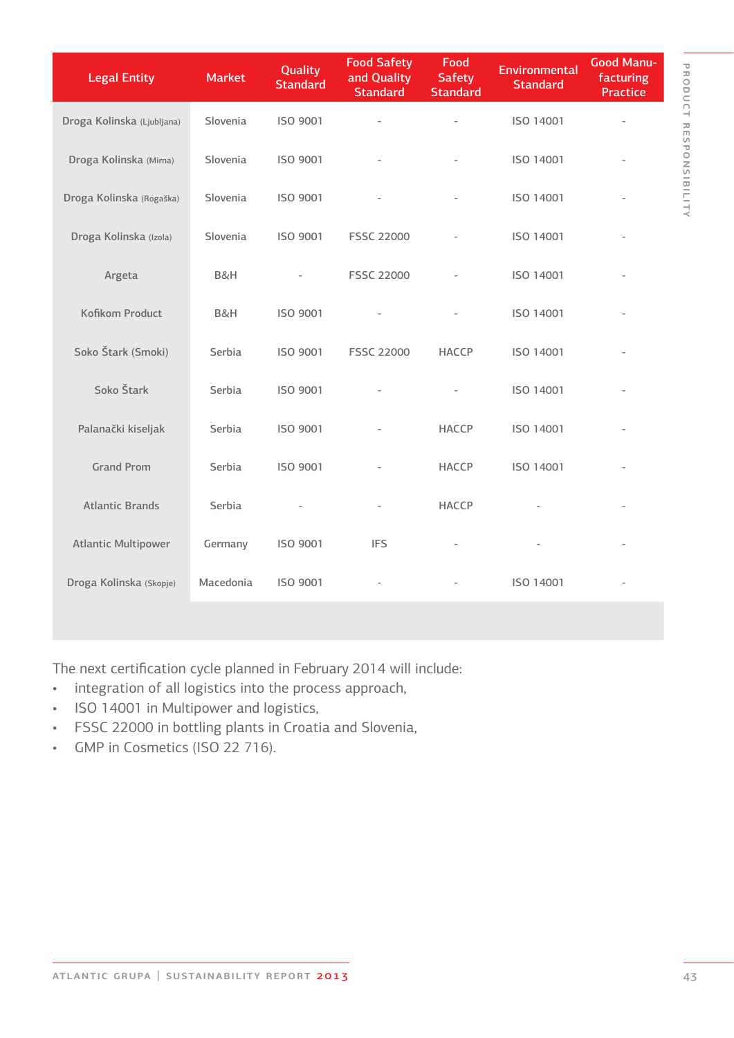| Legal Entity | Market | Quality Standard | Food Safety and Quality Standard | Food Safety Standard | Environmental Standard | Good Manufacturing Practice |
|---|---|---|---|---|---|---|
| Droga Kolinska (Ljubljana) | Slovenia | ISO 9001 | - | - | ISO 14001 | - |
| Droga Kolinska (Mirna) | Slovenia | ISO 9001 | - | - | ISO 14001 | - |
| Droga Kolinska (Rogaška) | Slovenia | ISO 9001 | - | - | ISO 14001 | - |
| Droga Kolinska (Izola) | Slovenia | ISO 9001 | FSSC 22000 | - | ISO 14001 | - |
| Argeta | B&H | - | FSSC 22000 | - | ISO 14001 | - |
| Kofikom Product | B&H | ISO 9001 | - | - | ISO 14001 | - |
| Soko Štark (Smoki) | Serbia | ISO 9001 | FSSC 22000 | HACCP | ISO 14001 | - |
| Soko Štark | Serbia | ISO 9001 | - | - | ISO 14001 | - |
| Palanački kiseljak | Serbia | ISO 9001 | - | HACCP | ISO 14001 | - |
| Grand Prom | Serbia | ISO 9001 | - | HACCP | ISO 14001 | - |
| Atlantic Brands | Serbia | - | - | HACCP | - | - |
| Atlantic Multipower | Germany | ISO 9001 | IFS | - | - | - |
| Droga Kolinska (Skopje) | Macedonia | ISO 9001 | - | - | ISO 14001 | - |

The next certification cycle planned in February 2014 will include:

- integration of all logistics into the process approach,
- ISO 14001 in Multipower and logistics,
- FSSC 22000 in bottling plants in Croatia and Slovenia,
- GMP in Cosmetics (ISO 22 716).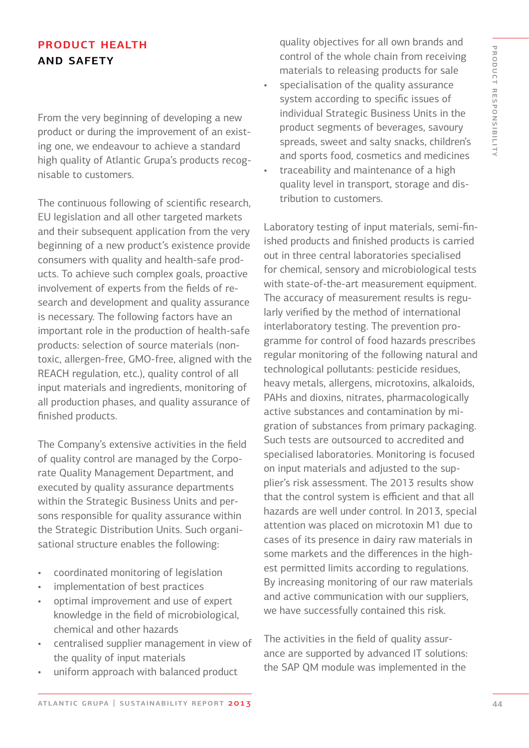## PRODUCT HEALTH AND SAFETY

From the very beginning of developing a new product or during the improvement of an existing one, we endeavour to achieve a standard high quality of Atlantic Grupa's products recognisable to customers.

The continuous following of scientific research, EU legislation and all other targeted markets and their subsequent application from the very beginning of a new product's existence provide consumers with quality and health-safe products. To achieve such complex goals, proactive involvement of experts from the fields of research and development and quality assurance is necessary. The following factors have an important role in the production of health-safe products: selection of source materials (non-toxic, allergen-free, GMO-free, aligned with the REACH regulation, etc.), quality control of all input materials and ingredients, monitoring of all production phases, and quality assurance of finished products.

The Company's extensive activities in the field of quality control are managed by the Corporate Quality Management Department, and executed by quality assurance departments within the Strategic Business Units and persons responsible for quality assurance within the Strategic Distribution Units. Such organisational structure enables the following:

- coordinated monitoring of legislation
- implementation of best practices
- optimal improvement and use of expert knowledge in the field of microbiological, chemical and other hazards
- centralised supplier management in view of the quality of input materials
- uniform approach with balanced product quality objectives for all own brands and control of the whole chain from receiving materials to releasing products for sale
- specialisation of the quality assurance system according to specific issues of individual Strategic Business Units in the product segments of beverages, savoury spreads, sweet and salty snacks, children's and sports food, cosmetics and medicines
- traceability and maintenance of a high quality level in transport, storage and distribution to customers.

Laboratory testing of input materials, semi-finished products and finished products is carried out in three central laboratories specialised for chemical, sensory and microbiological tests with state-of-the-art measurement equipment. The accuracy of measurement results is regularly verified by the method of international interlaboratory testing. The prevention programme for control of food hazards prescribes regular monitoring of the following natural and technological pollutants: pesticide residues, heavy metals, allergens, microtoxins, alkaloids, PAHs and dioxins, nitrates, pharmacologically active substances and contamination by migration of substances from primary packaging. Such tests are outsourced to accredited and specialised laboratories. Monitoring is focused on input materials and adjusted to the supplier's risk assessment. The 2013 results show that the control system is efficient and that all hazards are well under control. In 2013, special attention was placed on microtoxin M1 due to cases of its presence in dairy raw materials in some markets and the differences in the highest permitted limits according to regulations. By increasing monitoring of our raw materials and active communication with our suppliers, we have successfully contained this risk.

The activities in the field of quality assurance are supported by advanced IT solutions: the SAP QM module was implemented in the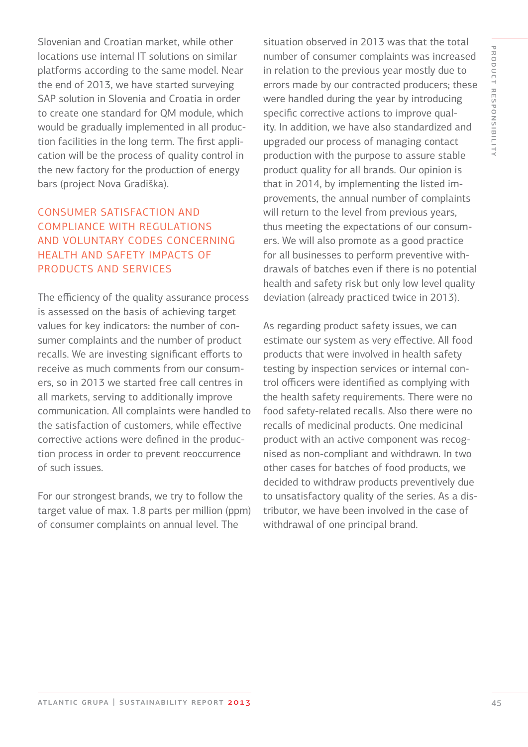Slovenian and Croatian market, while other locations use internal IT solutions on similar platforms according to the same model. Near the end of 2013, we have started surveying SAP solution in Slovenia and Croatia in order to create one standard for QM module, which would be gradually implemented in all production facilities in the long term. The first application will be the process of quality control in the new factory for the production of energy bars (project Nova Gradiška).

## CONSUMER SATISFACTION AND COMPLIANCE WITH REGULATIONS AND VOLUNTARY CODES CONCERNING HEALTH AND SAFETY IMPACTS OF PRODUCTS AND SERVICES

The efficiency of the quality assurance process is assessed on the basis of achieving target values for key indicators: the number of consumer complaints and the number of product recalls. We are investing significant efforts to receive as much comments from our consumers, so in 2013 we started free call centres in all markets, serving to additionally improve communication. All complaints were handled to the satisfaction of customers, while effective corrective actions were defined in the production process in order to prevent reoccurrence of such issues.

For our strongest brands, we try to follow the target value of max. 1.8 parts per million (ppm) of consumer complaints on annual level. The situation observed in 2013 was that the total number of consumer complaints was increased in relation to the previous year mostly due to errors made by our contracted producers; these were handled during the year by introducing specific corrective actions to improve quality. In addition, we have also standardized and upgraded our process of managing contact production with the purpose to assure stable product quality for all brands. Our opinion is that in 2014, by implementing the listed improvements, the annual number of complaints will return to the level from previous years, thus meeting the expectations of our consumers. We will also promote as a good practice for all businesses to perform preventive withdrawals of batches even if there is no potential health and safety risk but only low level quality deviation (already practiced twice in 2013).

As regarding product safety issues, we can estimate our system as very effective. All food products that were involved in health safety testing by inspection services or internal control officers were identified as complying with the health safety requirements. There were no food safety-related recalls. Also there were no recalls of medicinal products. One medicinal product with an active component was recognised as non-compliant and withdrawn. In two other cases for batches of food products, we decided to withdraw products preventively due to unsatisfactory quality of the series. As a distributor, we have been involved in the case of withdrawal of one principal brand.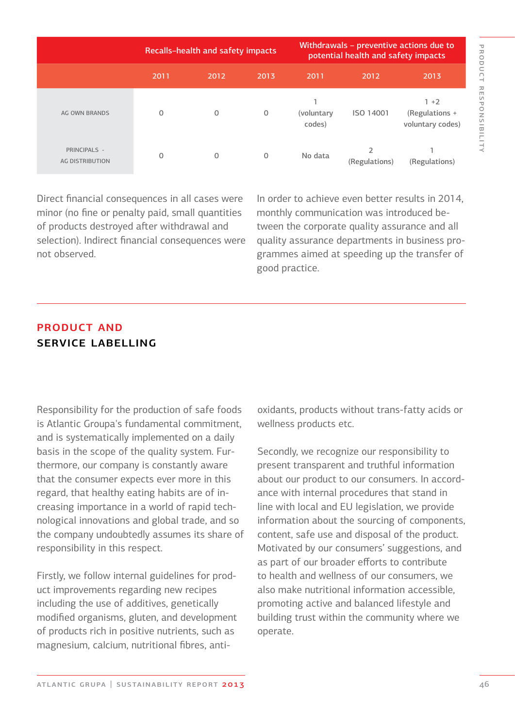| | Recalls–health and safety impacts | | | Withdrawals – preventive actions due to potential health and safety impacts | | |
|---|---|---|---|---|---|---|
| | 2011 | 2012 | 2013 | 2011 | 2012 | 2013 |
| AG OWN BRANDS | 0 | 0 | 0 | 1 (voluntary codes) | ISO 14001 | 1 +2 (Regulations + voluntary codes) |
| PRINCIPALS - AG DISTRIBUTION | 0 | 0 | 0 | No data | 2 (Regulations) | 1 (Regulations) |

Direct financial consequences in all cases were minor (no fine or penalty paid, small quantities of products destroyed after withdrawal and selection). Indirect financial consequences were not observed.

In order to achieve even better results in 2014, monthly communication was introduced between the corporate quality assurance and all quality assurance departments in business programmes aimed at speeding up the transfer of good practice.

## PRODUCT AND SERVICE LABELLING

Responsibility for the production of safe foods is Atlantic Groupa's fundamental commitment, and is systematically implemented on a daily basis in the scope of the quality system. Furthermore, our company is constantly aware that the consumer expects ever more in this regard, that healthy eating habits are of increasing importance in a world of rapid technological innovations and global trade, and so the company undoubtedly assumes its share of responsibility in this respect.

Firstly, we follow internal guidelines for product improvements regarding new recipes including the use of additives, genetically modified organisms, gluten, and development of products rich in positive nutrients, such as magnesium, calcium, nutritional fibres, antioxidants, products without trans-fatty acids or wellness products etc.

Secondly, we recognize our responsibility to present transparent and truthful information about our product to our consumers. In accordance with internal procedures that stand in line with local and EU legislation, we provide information about the sourcing of components, content, safe use and disposal of the product. Motivated by our consumers' suggestions, and as part of our broader efforts to contribute to health and wellness of our consumers, we also make nutritional information accessible, promoting active and balanced lifestyle and building trust within the community where we operate.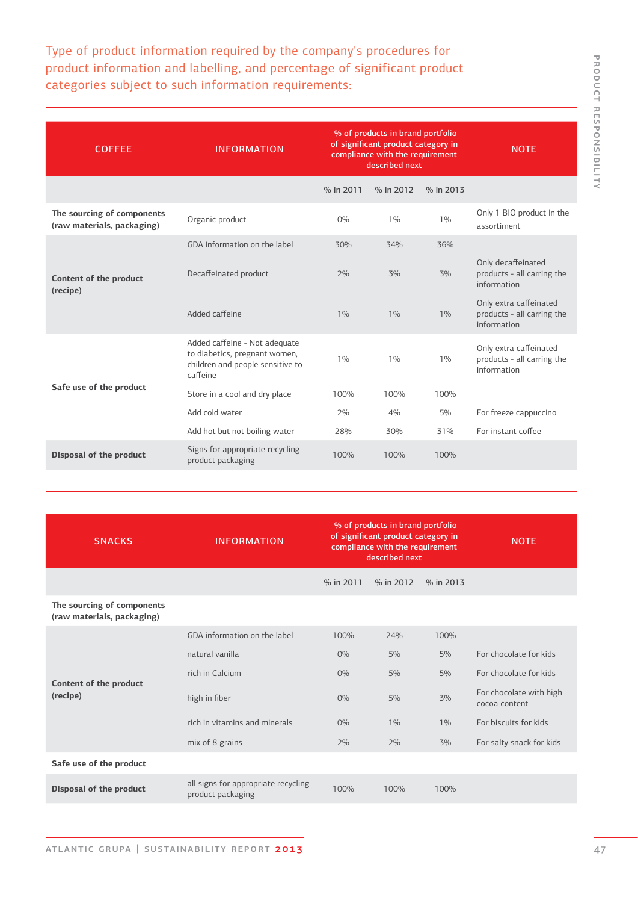## Type of product information required by the company's procedures for product information and labelling, and percentage of significant product categories subject to such information requirements:

| COFFEE | INFORMATION | % of products in brand portfolio of significant product category in compliance with the requirement described next | | | NOTE |
|---|---|---|---|---|---|
| | | % in 2011 | % in 2012 | % in 2013 | |
| **The sourcing of components (raw materials, packaging)** | Organic product | 0% | 1% | 1% | Only 1 BIO product in the assortment |
| **Content of the product (recipe)** | GDA information on the label | 30% | 34% | 36% | |
| | Decaffeinated product | 2% | 3% | 3% | Only decaffeinated products - all carring the information |
| | Added caffeine | 1% | 1% | 1% | Only extra caffeinated products - all carring the information |
| **Safe use of the product** | Added caffeine - Not adequate to diabetics, pregnant women, children and people sensitive to caffeine | 1% | 1% | 1% | Only extra caffeinated products - all carring the information |
| | Store in a cool and dry place | 100% | 100% | 100% | |
| | Add cold water | 2% | 4% | 5% | For freeze cappuccino |
| | Add hot but not boiling water | 28% | 30% | 31% | For instant coffee |
| **Disposal of the product** | Signs for appropriate recycling product packaging | 100% | 100% | 100% | |

| SNACKS | INFORMATION | % of products in brand portfolio of significant product category in compliance with the requirement described next | | | NOTE |
|---|---|---|---|---|---|
| | | % in 2011 | % in 2012 | % in 2013 | |
| **The sourcing of components (raw materials, packaging)** | | | | | |
| **Content of the product (recipe)** | GDA information on the label | 100% | 24% | 100% | |
| | natural vanilla | 0% | 5% | 5% | For chocolate for kids |
| | rich in Calcium | 0% | 5% | 5% | For chocolate for kids |
| | high in fiber | 0% | 5% | 3% | For chocolate with high cocoa content |
| | rich in vitamins and minerals | 0% | 1% | 1% | For biscuits for kids |
| | mix of 8 grains | 2% | 2% | 3% | For salty snack for kids |
| **Safe use of the product** | | | | | |
| **Disposal of the product** | all signs for appropriate recycling product packaging | 100% | 100% | 100% | |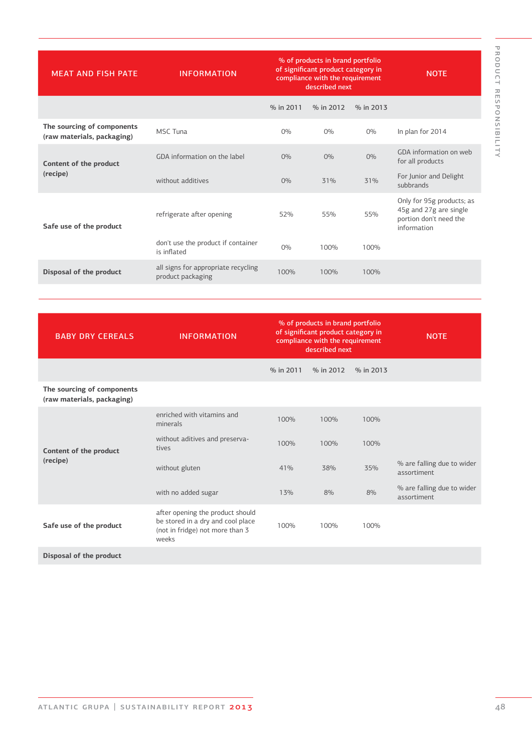| MEAT AND FISH PATE | INFORMATION | % of products in brand portfolio of significant product category in compliance with the requirement described next | | | NOTE |
|---|---|---|---|---|---|
| | | % in 2011 | % in 2012 | % in 2013 | |
| **The sourcing of components (raw materials, packaging)** | MSC Tuna | 0% | 0% | 0% | In plan for 2014 |
| **Content of the product (recipe)** | GDA information on the label | 0% | 0% | 0% | GDA information on web for all products |
| | without additives | 0% | 31% | 31% | For Junior and Delight subbrands |
| **Safe use of the product** | refrigerate after opening | 52% | 55% | 55% | Only for 95g products; as 45g and 27g are single portion don't need the information |
| | don't use the product if container is inflated | 0% | 100% | 100% | |
| **Disposal of the product** | all signs for appropriate recycling product packaging | 100% | 100% | 100% | |

| BABY DRY CEREALS | INFORMATION | % of products in brand portfolio of significant product category in compliance with the requirement described next | | | NOTE |
|---|---|---|---|---|---|
| | | % in 2011 | % in 2012 | % in 2013 | |
| **The sourcing of components (raw materials, packaging)** | | | | | |
| **Content of the product (recipe)** | enriched with vitamins and minerals | 100% | 100% | 100% | |
| | without aditives and preservatives | 100% | 100% | 100% | |
| | without gluten | 41% | 38% | 35% | % are falling due to wider assortment |
| | with no added sugar | 13% | 8% | 8% | % are falling due to wider assortment |
| **Safe use of the product** | after opening the product should be stored in a dry and cool place (not in fridge) not more than 3 weeks | 100% | 100% | 100% | |
| **Disposal of the product** | | | | | |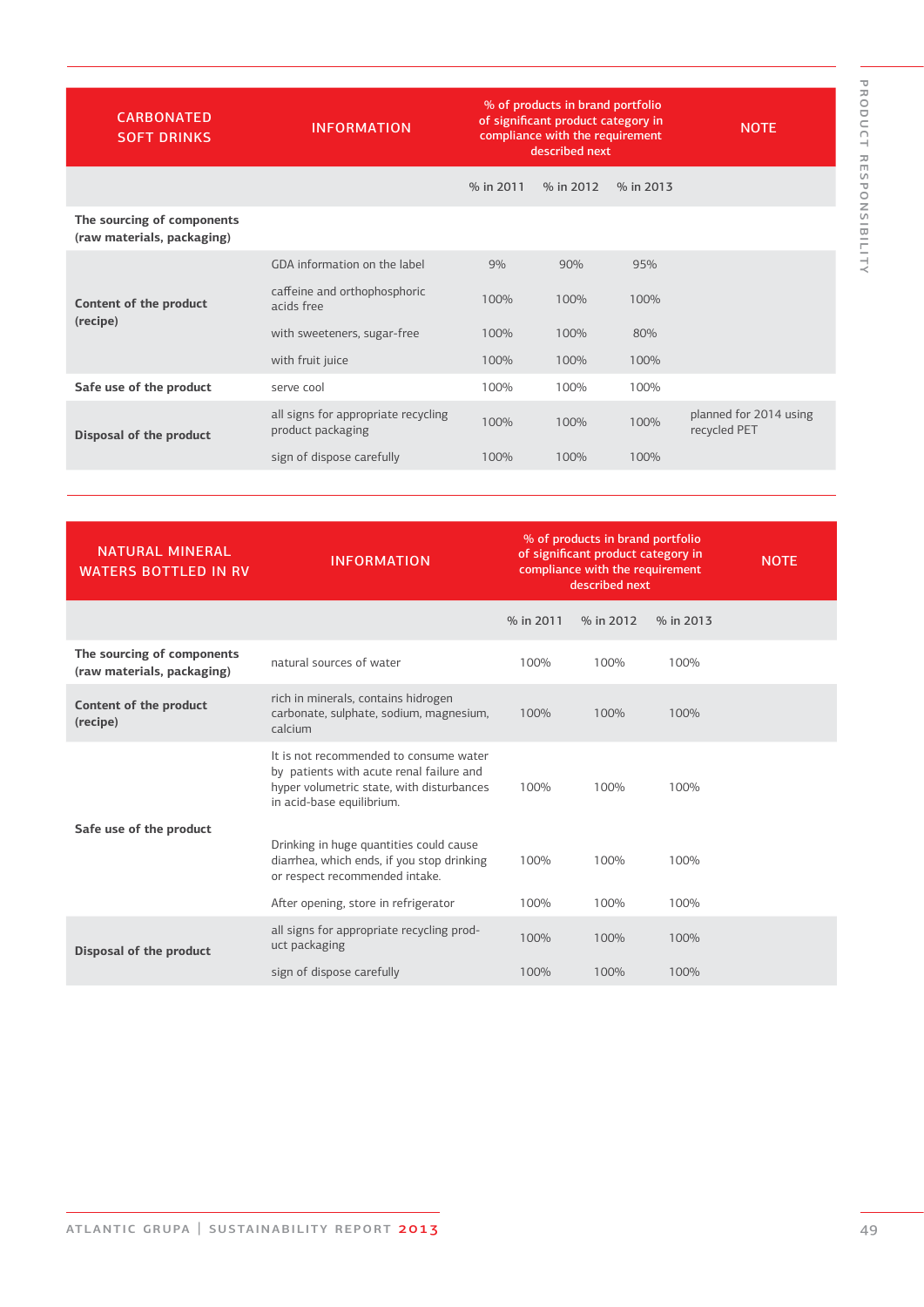| CARBONATED SOFT DRINKS | INFORMATION | % of products in brand portfolio of significant product category in compliance with the requirement described next | | | NOTE |
|---|---|---|---|---|---|
| | | % in 2011 | % in 2012 | % in 2013 | |
| The sourcing of components (raw materials, packaging) | | | | | |
| Content of the product (recipe) | GDA information on the label | 9% | 90% | 95% | |
| | caffeine and orthophosphoric acids free | 100% | 100% | 100% | |
| | with sweeteners, sugar-free | 100% | 100% | 80% | |
| | with fruit juice | 100% | 100% | 100% | |
| Safe use of the product | serve cool | 100% | 100% | 100% | |
| Disposal of the product | all signs for appropriate recycling product packaging | 100% | 100% | 100% | planned for 2014 using recycled PET |
| | sign of dispose carefully | 100% | 100% | 100% | |

| NATURAL MINERAL WATERS BOTTLED IN RV | INFORMATION | % of products in brand portfolio of significant product category in compliance with the requirement described next | | | NOTE |
|---|---|---|---|---|---|
| | | % in 2011 | % in 2012 | % in 2013 | |
| The sourcing of components (raw materials, packaging) | natural sources of water | 100% | 100% | 100% | |
| Content of the product (recipe) | rich in minerals, contains hidrogen carbonate, sulphate, sodium, magnesium, calcium | 100% | 100% | 100% | |
| Safe use of the product | It is not recommended to consume water by patients with acute renal failure and hyper volumetric state, with disturbances in acid-base equilibrium. | 100% | 100% | 100% | |
| | Drinking in huge quantities could cause diarrhea, which ends, if you stop drinking or respect recommended intake. | 100% | 100% | 100% | |
| | After opening, store in refrigerator | 100% | 100% | 100% | |
| Disposal of the product | all signs for appropriate recycling product packaging | 100% | 100% | 100% | |
| | sign of dispose carefully | 100% | 100% | 100% | |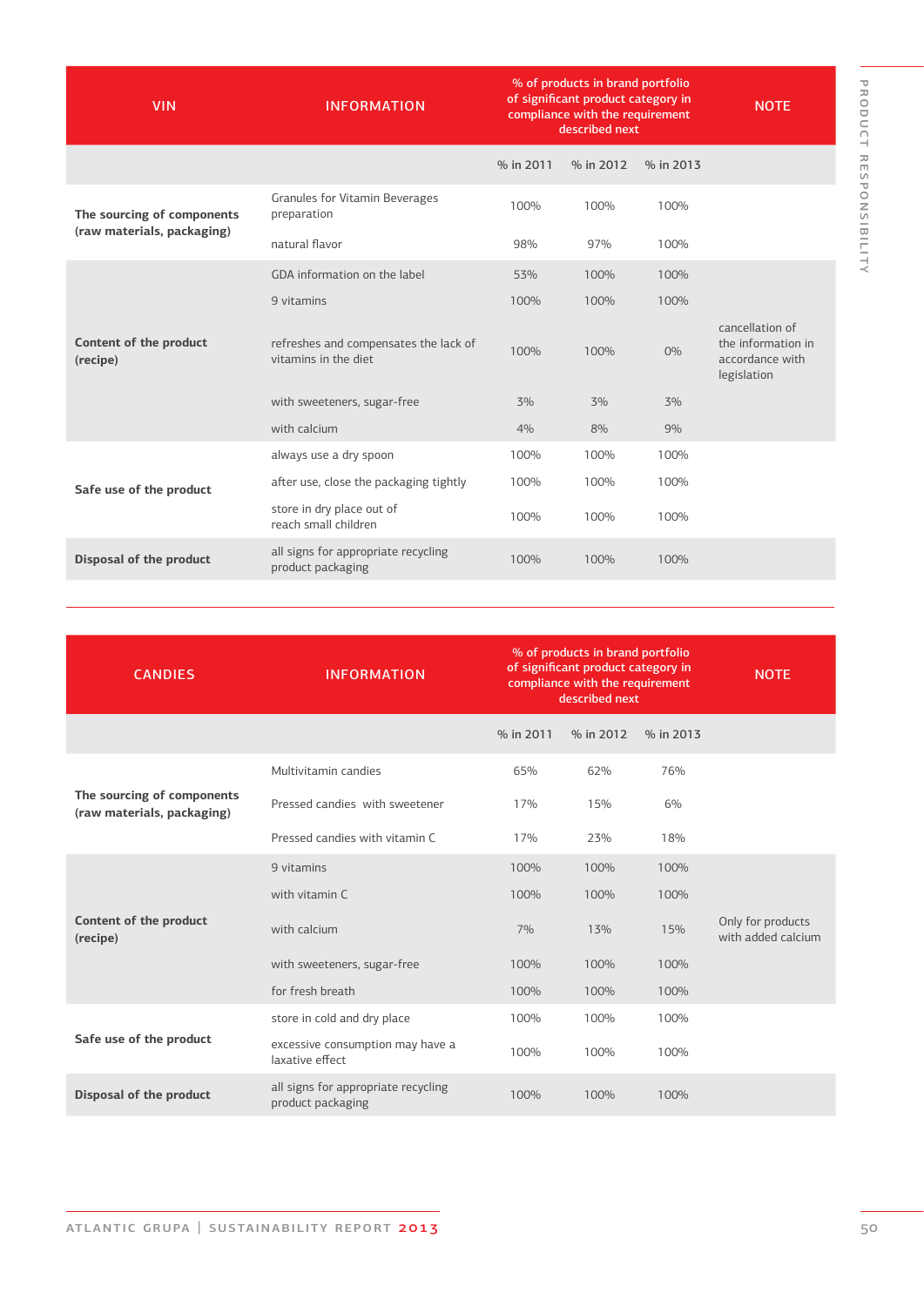| VIN | INFORMATION | % of products in brand portfolio of significant product category in compliance with the requirement described next | | | NOTE |
|---|---|---|---|---|---|
| | | % in 2011 | % in 2012 | % in 2013 | |
| **The sourcing of components (raw materials, packaging)** | Granules for Vitamin Beverages preparation | 100% | 100% | 100% | |
| | natural flavor | 98% | 97% | 100% | |
| **Content of the product (recipe)** | GDA information on the label | 53% | 100% | 100% | |
| | 9 vitamins | 100% | 100% | 100% | |
| | refreshes and compensates the lack of vitamins in the diet | 100% | 100% | 0% | cancellation of the information in accordance with legislation |
| | with sweeteners, sugar-free | 3% | 3% | 3% | |
| | with calcium | 4% | 8% | 9% | |
| **Safe use of the product** | always use a dry spoon | 100% | 100% | 100% | |
| | after use, close the packaging tightly | 100% | 100% | 100% | |
| | store in dry place out of reach small children | 100% | 100% | 100% | |
| **Disposal of the product** | all signs for appropriate recycling product packaging | 100% | 100% | 100% | |

| CANDIES | INFORMATION | % of products in brand portfolio of significant product category in compliance with the requirement described next | | | NOTE |
|---|---|---|---|---|---|
| | | % in 2011 | % in 2012 | % in 2013 | |
| **The sourcing of components (raw materials, packaging)** | Multivitamin candies | 65% | 62% | 76% | |
| | Pressed candies with sweetener | 17% | 15% | 6% | |
| | Pressed candies with vitamin C | 17% | 23% | 18% | |
| **Content of the product (recipe)** | 9 vitamins | 100% | 100% | 100% | |
| | with vitamin C | 100% | 100% | 100% | |
| | with calcium | 7% | 13% | 15% | Only for products with added calcium |
| | with sweeteners, sugar-free | 100% | 100% | 100% | |
| | for fresh breath | 100% | 100% | 100% | |
| **Safe use of the product** | store in cold and dry place | 100% | 100% | 100% | |
| | excessive consumption may have a laxative effect | 100% | 100% | 100% | |
| **Disposal of the product** | all signs for appropriate recycling product packaging | 100% | 100% | 100% | |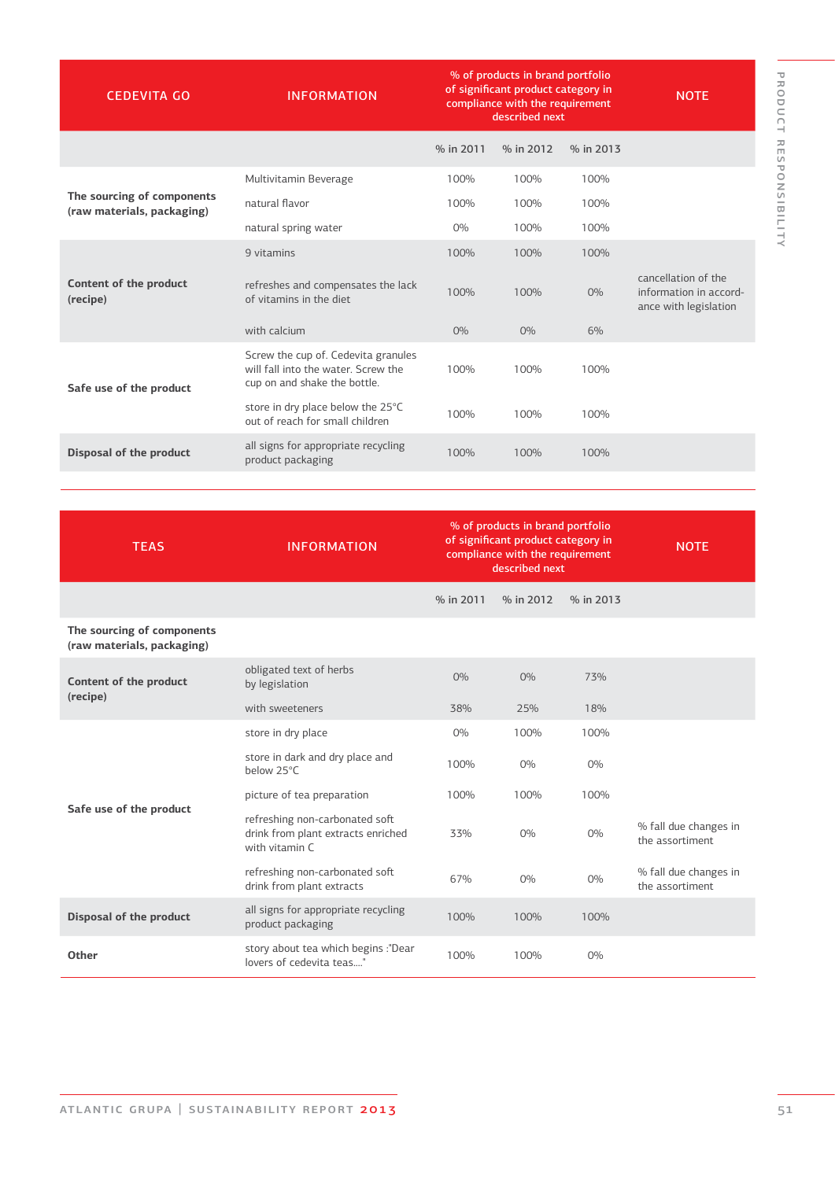| CEDEVITA GO | INFORMATION | % of products in brand portfolio of significant product category in compliance with the requirement described next | | | NOTE |
|---|---|---|---|---|---|
| | | % in 2011 | % in 2012 | % in 2013 | |
| **The sourcing of components (raw materials, packaging)** | Multivitamin Beverage | 100% | 100% | 100% | |
| | natural flavor | 100% | 100% | 100% | |
| | natural spring water | 0% | 100% | 100% | |
| **Content of the product (recipe)** | 9 vitamins | 100% | 100% | 100% | |
| | refreshes and compensates the lack of vitamins in the diet | 100% | 100% | 0% | cancellation of the information in accordance with legislation |
| | with calcium | 0% | 0% | 6% | |
| **Safe use of the product** | Screw the cup of. Cedevita granules will fall into the water. Screw the cup on and shake the bottle. | 100% | 100% | 100% | |
| | store in dry place below the 25°C out of reach for small children | 100% | 100% | 100% | |
| **Disposal of the product** | all signs for appropriate recycling product packaging | 100% | 100% | 100% | |

| TEAS | INFORMATION | % of products in brand portfolio of significant product category in compliance with the requirement described next | | | NOTE |
|---|---|---|---|---|---|
| | | % in 2011 | % in 2012 | % in 2013 | |
| **The sourcing of components (raw materials, packaging)** | | | | | |
| **Content of the product (recipe)** | obligated text of herbs by legislation | 0% | 0% | 73% | |
| | with sweeteners | 38% | 25% | 18% | |
| **Safe use of the product** | store in dry place | 0% | 100% | 100% | |
| | store in dark and dry place and below 25°C | 100% | 0% | 0% | |
| | picture of tea preparation | 100% | 100% | 100% | |
| | refreshing non-carbonated soft drink from plant extracts enriched with vitamin C | 33% | 0% | 0% | % fall due changes in the assortiment |
| | refreshing non-carbonated soft drink from plant extracts | 67% | 0% | 0% | % fall due changes in the assortiment |
| **Disposal of the product** | all signs for appropriate recycling product packaging | 100% | 100% | 100% | |
| **Other** | story about tea which begins :"Dear lovers of cedevita teas...." | 100% | 100% | 0% | |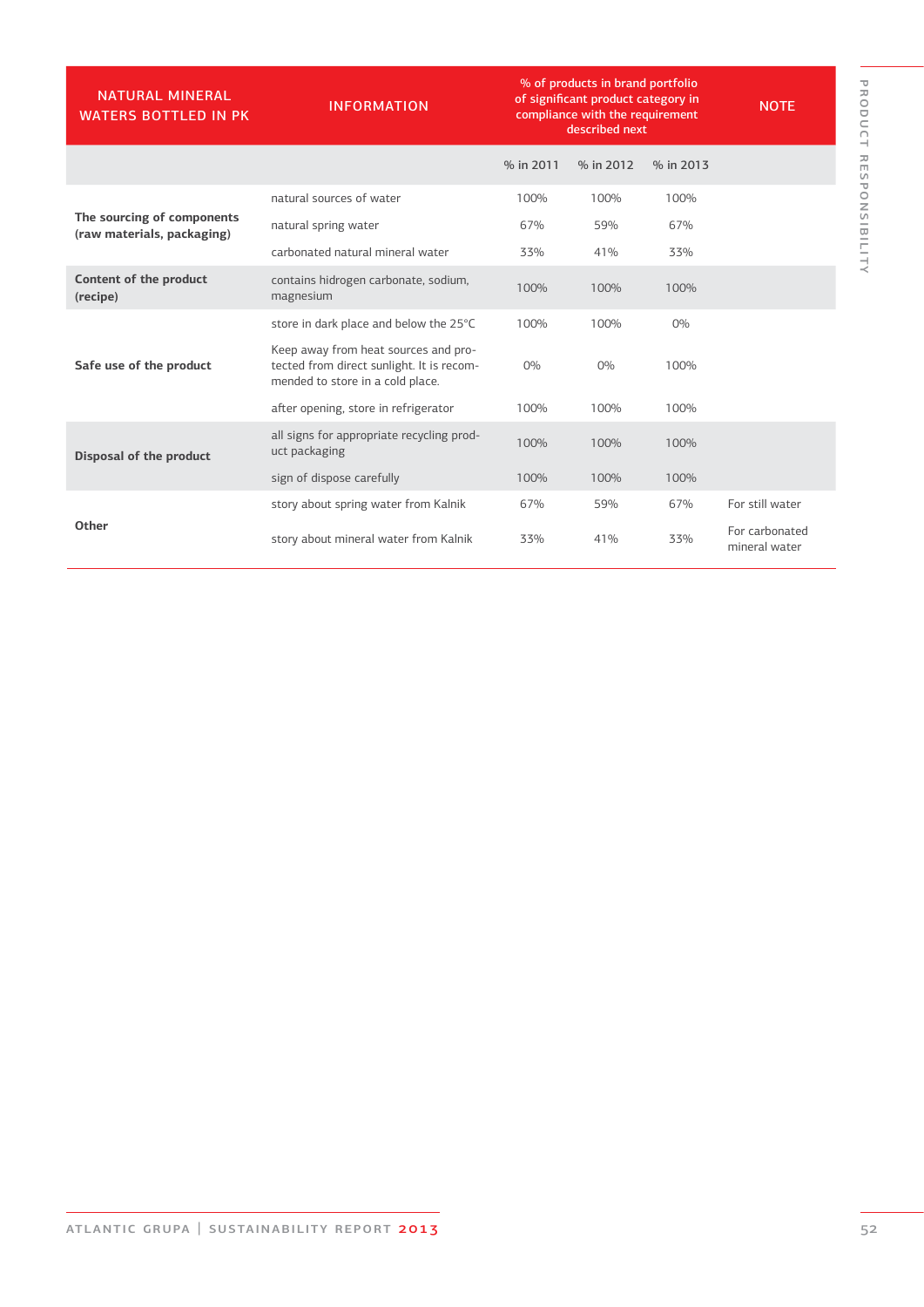| NATURAL MINERAL WATERS BOTTLED IN PK | INFORMATION | % of products in brand portfolio of significant product category in compliance with the requirement described next | | | NOTE |
|---|---|---|---|---|---|
| | | % in 2011 | % in 2012 | % in 2013 | |
| The sourcing of components (raw materials, packaging) | natural sources of water | 100% | 100% | 100% | |
| | natural spring water | 67% | 59% | 67% | |
| | carbonated natural mineral water | 33% | 41% | 33% | |
| Content of the product (recipe) | contains hidrogen carbonate, sodium, magnesium | 100% | 100% | 100% | |
| Safe use of the product | store in dark place and below the 25°C | 100% | 100% | 0% | |
| | Keep away from heat sources and protected from direct sunlight. It is recommended to store in a cold place. | 0% | 0% | 100% | |
| | after opening, store in refrigerator | 100% | 100% | 100% | |
| Disposal of the product | all signs for appropriate recycling product packaging | 100% | 100% | 100% | |
| | sign of dispose carefully | 100% | 100% | 100% | |
| Other | story about spring water from Kalnik | 67% | 59% | 67% | For still water |
| | story about mineral water from Kalnik | 33% | 41% | 33% | For carbonated mineral water |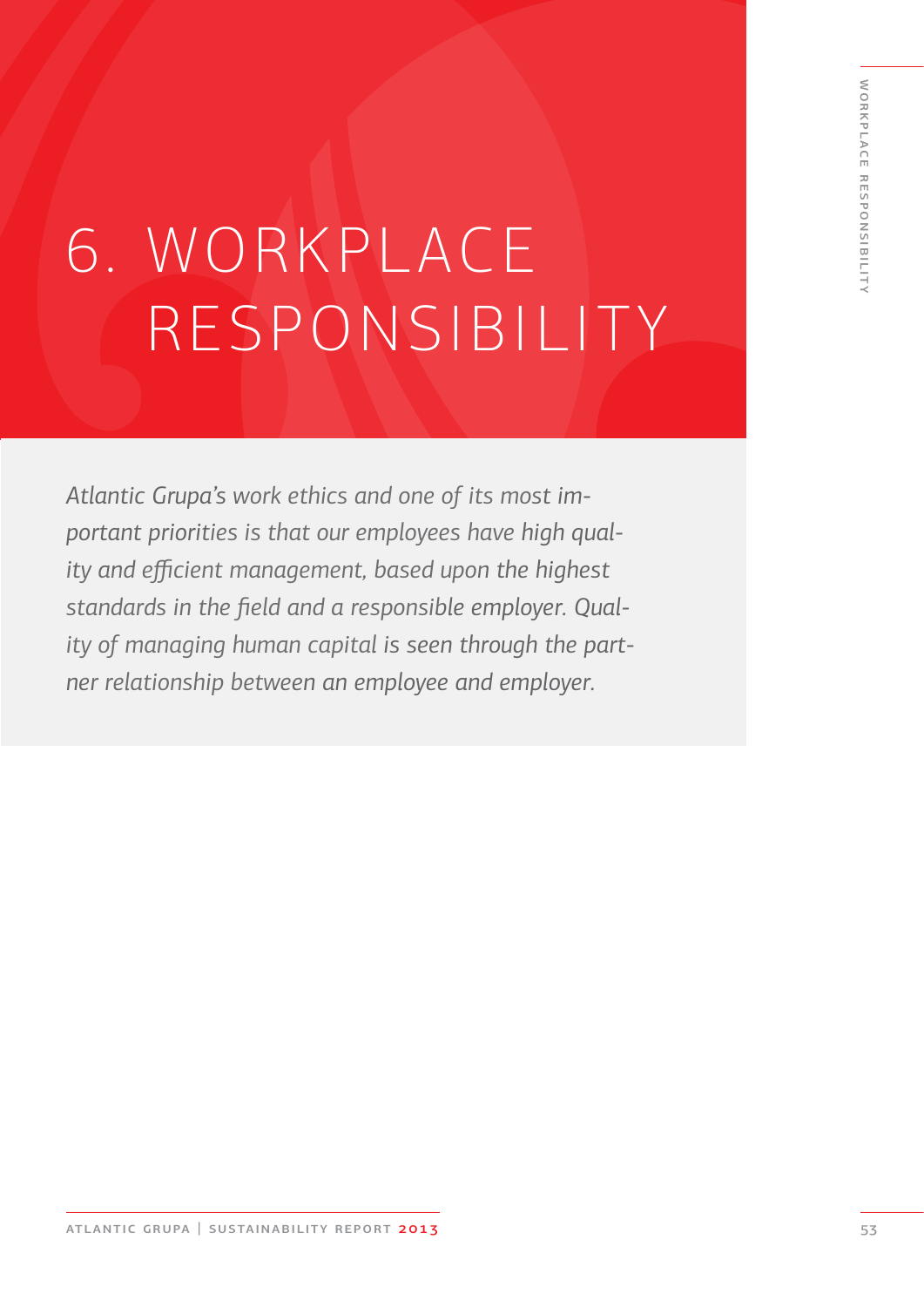# 6. WORKPLACE RESPONSIBILITY

*Atlantic Grupa's work ethics and one of its most important priorities is that our employees have high quality and efficient management, based upon the highest standards in the field and a responsible employer. Quality of managing human capital is seen through the partner relationship between an employee and employer.*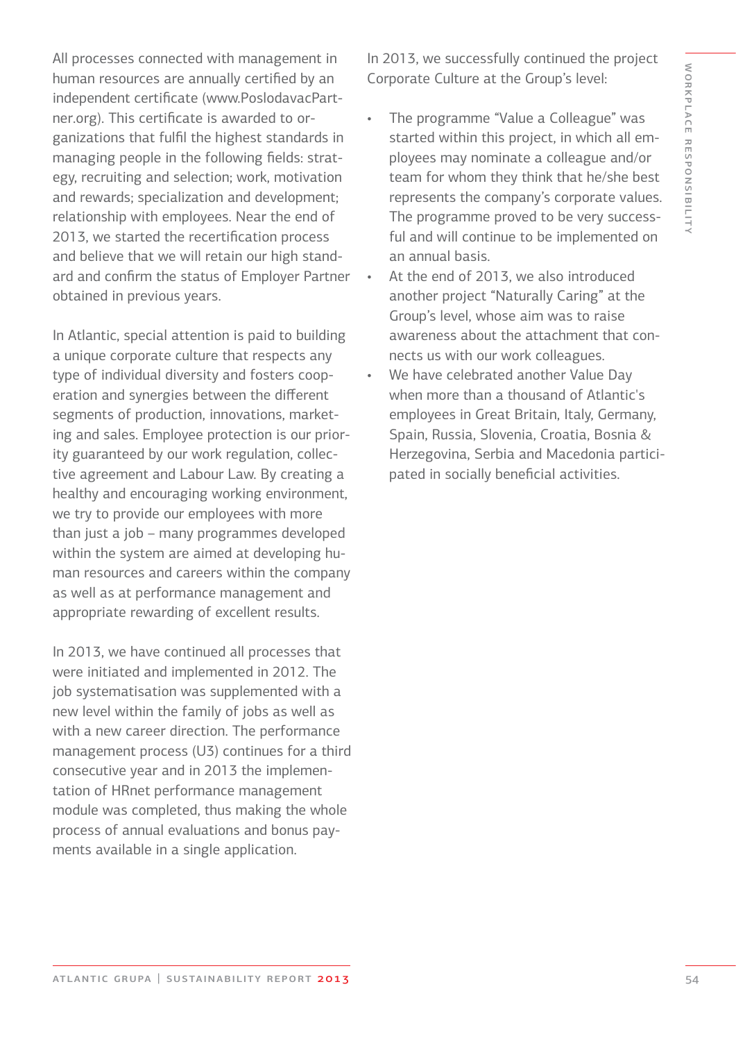All processes connected with management in human resources are annually certified by an independent certificate (www.PoslodavacPartner.org). This certificate is awarded to organizations that fulfil the highest standards in managing people in the following fields: strategy, recruiting and selection; work, motivation and rewards; specialization and development; relationship with employees. Near the end of 2013, we started the recertification process and believe that we will retain our high standard and confirm the status of Employer Partner obtained in previous years.

In Atlantic, special attention is paid to building a unique corporate culture that respects any type of individual diversity and fosters cooperation and synergies between the different segments of production, innovations, marketing and sales. Employee protection is our priority guaranteed by our work regulation, collective agreement and Labour Law. By creating a healthy and encouraging working environment, we try to provide our employees with more than just a job – many programmes developed within the system are aimed at developing human resources and careers within the company as well as at performance management and appropriate rewarding of excellent results.

In 2013, we have continued all processes that were initiated and implemented in 2012. The job systematisation was supplemented with a new level within the family of jobs as well as with a new career direction. The performance management process (U3) continues for a third consecutive year and in 2013 the implementation of HRnet performance management module was completed, thus making the whole process of annual evaluations and bonus payments available in a single application.

In 2013, we successfully continued the project Corporate Culture at the Group's level:

- The programme "Value a Colleague" was started within this project, in which all employees may nominate a colleague and/or team for whom they think that he/she best represents the company's corporate values. The programme proved to be very successful and will continue to be implemented on an annual basis.
- At the end of 2013, we also introduced another project "Naturally Caring" at the Group's level, whose aim was to raise awareness about the attachment that connects us with our work colleagues.
- We have celebrated another Value Day when more than a thousand of Atlantic's employees in Great Britain, Italy, Germany, Spain, Russia, Slovenia, Croatia, Bosnia & Herzegovina, Serbia and Macedonia participated in socially beneficial activities.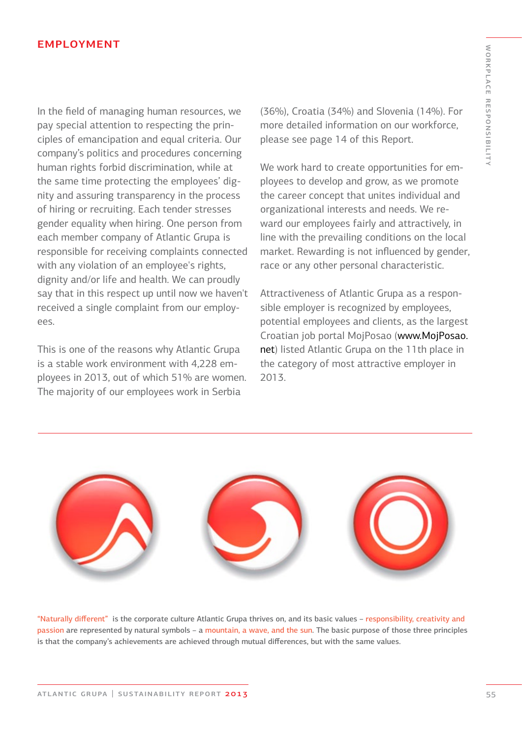## EMPLOYMENT

In the field of managing human resources, we pay special attention to respecting the principles of emancipation and equal criteria. Our company's politics and procedures concerning human rights forbid discrimination, while at the same time protecting the employees' dignity and assuring transparency in the process of hiring or recruiting. Each tender stresses gender equality when hiring. One person from each member company of Atlantic Grupa is responsible for receiving complaints connected with any violation of an employee's rights, dignity and/or life and health. We can proudly say that in this respect up until now we haven't received a single complaint from our employees.

This is one of the reasons why Atlantic Grupa is a stable work environment with 4,228 employees in 2013, out of which 51% are women. The majority of our employees work in Serbia (36%), Croatia (34%) and Slovenia (14%). For more detailed information on our workforce, please see page 14 of this Report.

We work hard to create opportunities for employees to develop and grow, as we promote the career concept that unites individual and organizational interests and needs. We reward our employees fairly and attractively, in line with the prevailing conditions on the local market. Rewarding is not influenced by gender, race or any other personal characteristic.

Attractiveness of Atlantic Grupa as a responsible employer is recognized by employees, potential employees and clients, as the largest Croatian job portal MojPosao (www.MojPosao.net) listed Atlantic Grupa on the 11th place in the category of most attractive employer in 2013.

"Naturally different" is the corporate culture Atlantic Grupa thrives on, and its basic values – responsibility, creativity and passion are represented by natural symbols – a mountain, a wave, and the sun. The basic purpose of those three principles is that the company's achievements are achieved through mutual differences, but with the same values.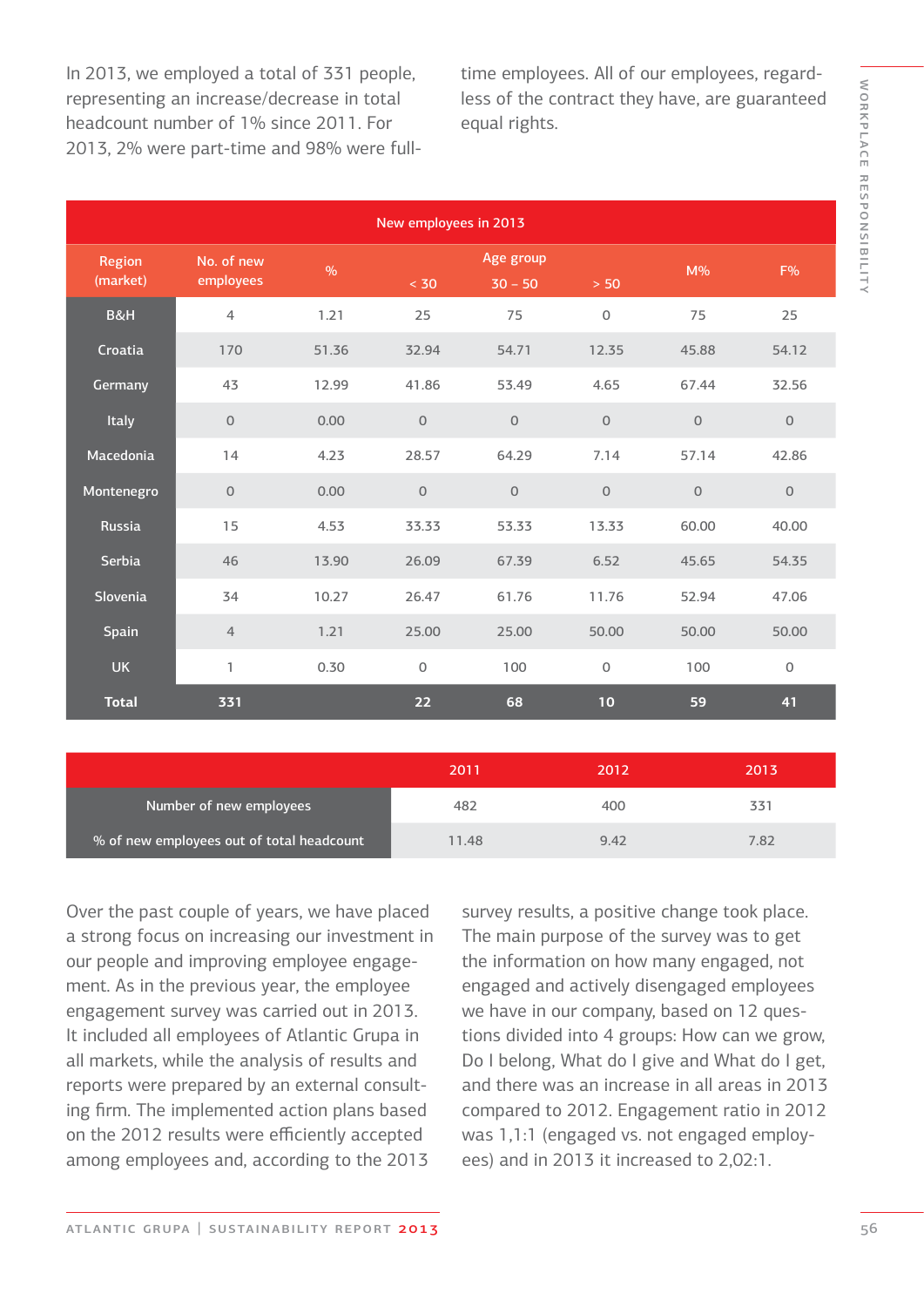In 2013, we employed a total of 331 people, representing an increase/decrease in total headcount number of 1% since 2011. For 2013, 2% were part-time and 98% were full-time employees. All of our employees, regardless of the contract they have, are guaranteed equal rights.

| New employees in 2013 | | | | | | | |
|---|---|---|---|---|---|---|---|
| Region (market) | No. of new employees | % | Age group | | | M% | F% |
| | | | < 30 | 30 – 50 | > 50 | | |
| B&H | 4 | 1.21 | 25 | 75 | 0 | 75 | 25 |
| Croatia | 170 | 51.36 | 32.94 | 54.71 | 12.35 | 45.88 | 54.12 |
| Germany | 43 | 12.99 | 41.86 | 53.49 | 4.65 | 67.44 | 32.56 |
| Italy | 0 | 0.00 | 0 | 0 | 0 | 0 | 0 |
| Macedonia | 14 | 4.23 | 28.57 | 64.29 | 7.14 | 57.14 | 42.86 |
| Montenegro | 0 | 0.00 | 0 | 0 | 0 | 0 | 0 |
| Russia | 15 | 4.53 | 33.33 | 53.33 | 13.33 | 60.00 | 40.00 |
| Serbia | 46 | 13.90 | 26.09 | 67.39 | 6.52 | 45.65 | 54.35 |
| Slovenia | 34 | 10.27 | 26.47 | 61.76 | 11.76 | 52.94 | 47.06 |
| Spain | 4 | 1.21 | 25.00 | 25.00 | 50.00 | 50.00 | 50.00 |
| UK | 1 | 0.30 | 0 | 100 | 0 | 100 | 0 |
| **Total** | **331** | | **22** | **68** | **10** | **59** | **41** |

| | 2011 | 2012 | 2013 |
|---|---|---|---|
| Number of new employees | 482 | 400 | 331 |
| % of new employees out of total headcount | 11.48 | 9.42 | 7.82 |

Over the past couple of years, we have placed a strong focus on increasing our investment in our people and improving employee engagement. As in the previous year, the employee engagement survey was carried out in 2013. It included all employees of Atlantic Grupa in all markets, while the analysis of results and reports were prepared by an external consulting firm. The implemented action plans based on the 2012 results were efficiently accepted among employees and, according to the 2013 survey results, a positive change took place. The main purpose of the survey was to get the information on how many engaged, not engaged and actively disengaged employees we have in our company, based on 12 questions divided into 4 groups: How can we grow, Do I belong, What do I give and What do I get, and there was an increase in all areas in 2013 compared to 2012. Engagement ratio in 2012 was 1,1:1 (engaged vs. not engaged employees) and in 2013 it increased to 2,02:1.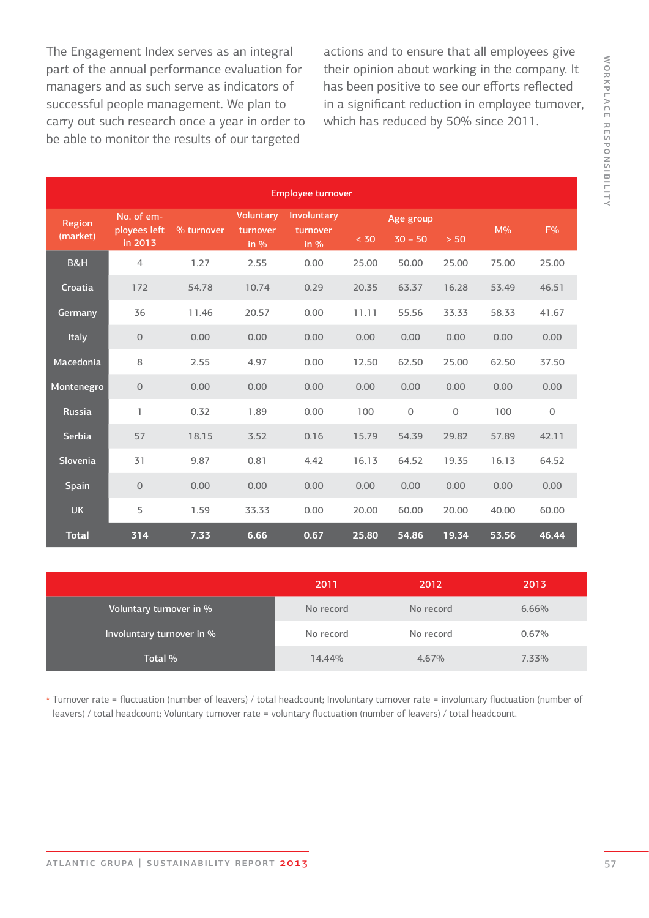The Engagement Index serves as an integral part of the annual performance evaluation for managers and as such serve as indicators of successful people management. We plan to carry out such research once a year in order to be able to monitor the results of our targeted actions and to ensure that all employees give their opinion about working in the company. It has been positive to see our efforts reflected in a significant reduction in employee turnover, which has reduced by 50% since 2011.

| Employee turnover | | | | | | | | | |
|---|---|---|---|---|---|---|---|---|---|
| Region (market) | No. of employees left in 2013 | % turnover | Voluntary turnover in % | Involuntary turnover in % | Age group | | | M% | F% |
| | | | | | < 30 | 30 – 50 | > 50 | | |
| B&H | 4 | 1.27 | 2.55 | 0.00 | 25.00 | 50.00 | 25.00 | 75.00 | 25.00 |
| Croatia | 172 | 54.78 | 10.74 | 0.29 | 20.35 | 63.37 | 16.28 | 53.49 | 46.51 |
| Germany | 36 | 11.46 | 20.57 | 0.00 | 11.11 | 55.56 | 33.33 | 58.33 | 41.67 |
| Italy | 0 | 0.00 | 0.00 | 0.00 | 0.00 | 0.00 | 0.00 | 0.00 | 0.00 |
| Macedonia | 8 | 2.55 | 4.97 | 0.00 | 12.50 | 62.50 | 25.00 | 62.50 | 37.50 |
| Montenegro | 0 | 0.00 | 0.00 | 0.00 | 0.00 | 0.00 | 0.00 | 0.00 | 0.00 |
| Russia | 1 | 0.32 | 1.89 | 0.00 | 100 | 0 | 0 | 100 | 0 |
| Serbia | 57 | 18.15 | 3.52 | 0.16 | 15.79 | 54.39 | 29.82 | 57.89 | 42.11 |
| Slovenia | 31 | 9.87 | 0.81 | 4.42 | 16.13 | 64.52 | 19.35 | 16.13 | 64.52 |
| Spain | 0 | 0.00 | 0.00 | 0.00 | 0.00 | 0.00 | 0.00 | 0.00 | 0.00 |
| UK | 5 | 1.59 | 33.33 | 0.00 | 20.00 | 60.00 | 20.00 | 40.00 | 60.00 |
| **Total** | **314** | **7.33** | **6.66** | **0.67** | **25.80** | **54.86** | **19.34** | **53.56** | **46.44** |

| | 2011 | 2012 | 2013 |
|---|---|---|---|
| Voluntary turnover in % | No record | No record | 6.66% |
| Involuntary turnover in % | No record | No record | 0.67% |
| Total % | 14.44% | 4.67% | 7.33% |

* Turnover rate = fluctuation (number of leavers) / total headcount; Involuntary turnover rate = involuntary fluctuation (number of leavers) / total headcount; Voluntary turnover rate = voluntary fluctuation (number of leavers) / total headcount.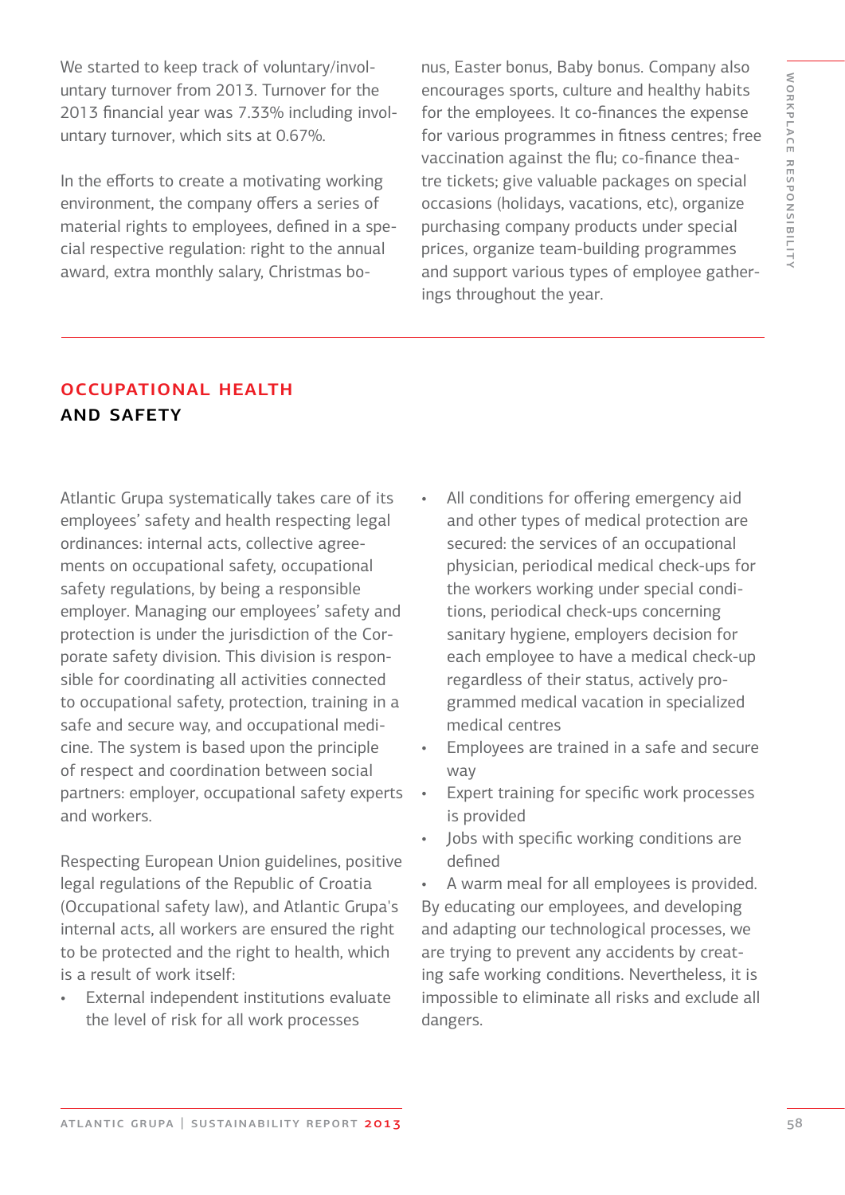We started to keep track of voluntary/involuntary turnover from 2013. Turnover for the 2013 financial year was 7.33% including involuntary turnover, which sits at 0.67%.

In the efforts to create a motivating working environment, the company offers a series of material rights to employees, defined in a special respective regulation: right to the annual award, extra monthly salary, Christmas bonus, Easter bonus, Baby bonus. Company also encourages sports, culture and healthy habits for the employees. It co-finances the expense for various programmes in fitness centres; free vaccination against the flu; co-finance theatre tickets; give valuable packages on special occasions (holidays, vacations, etc), organize purchasing company products under special prices, organize team-building programmes and support various types of employee gatherings throughout the year.

## OCCUPATIONAL HEALTH AND SAFETY

Atlantic Grupa systematically takes care of its employees' safety and health respecting legal ordinances: internal acts, collective agreements on occupational safety, occupational safety regulations, by being a responsible employer. Managing our employees' safety and protection is under the jurisdiction of the Corporate safety division. This division is responsible for coordinating all activities connected to occupational safety, protection, training in a safe and secure way, and occupational medicine. The system is based upon the principle of respect and coordination between social partners: employer, occupational safety experts and workers.

Respecting European Union guidelines, positive legal regulations of the Republic of Croatia (Occupational safety law), and Atlantic Grupa's internal acts, all workers are ensured the right to be protected and the right to health, which is a result of work itself:

- External independent institutions evaluate the level of risk for all work processes
- All conditions for offering emergency aid and other types of medical protection are secured: the services of an occupational physician, periodical medical check-ups for the workers working under special conditions, periodical check-ups concerning sanitary hygiene, employers decision for each employee to have a medical check-up regardless of their status, actively programmed medical vacation in specialized medical centres
- Employees are trained in a safe and secure way
- Expert training for specific work processes is provided
- Jobs with specific working conditions are defined
- A warm meal for all employees is provided.

By educating our employees, and developing and adapting our technological processes, we are trying to prevent any accidents by creating safe working conditions. Nevertheless, it is impossible to eliminate all risks and exclude all dangers.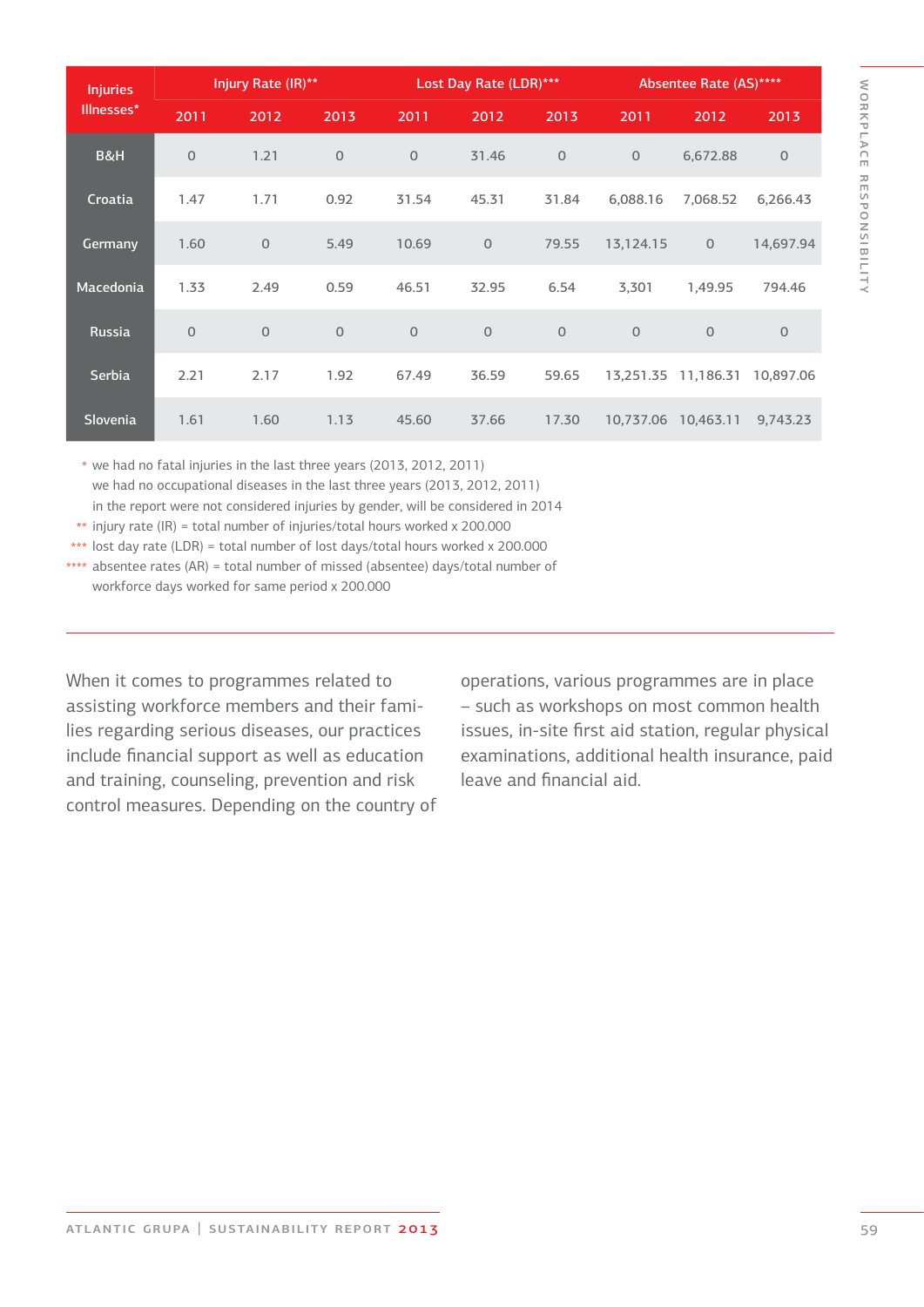| Injuries Illnesses* | Injury Rate (IR)** | | | Lost Day Rate (LDR)*** | | | Absentee Rate (AS)**** | | |
|---|---|---|---|---|---|---|---|---|---|
| | 2011 | 2012 | 2013 | 2011 | 2012 | 2013 | 2011 | 2012 | 2013 |
| B&H | 0 | 1.21 | 0 | 0 | 31.46 | 0 | 0 | 6,672.88 | 0 |
| Croatia | 1.47 | 1.71 | 0.92 | 31.54 | 45.31 | 31.84 | 6,088.16 | 7,068.52 | 6,266.43 |
| Germany | 1.60 | 0 | 5.49 | 10.69 | 0 | 79.55 | 13,124.15 | 0 | 14,697.94 |
| Macedonia | 1.33 | 2.49 | 0.59 | 46.51 | 32.95 | 6.54 | 3,301 | 1,49.95 | 794.46 |
| Russia | 0 | 0 | 0 | 0 | 0 | 0 | 0 | 0 | 0 |
| Serbia | 2.21 | 2.17 | 1.92 | 67.49 | 36.59 | 59.65 | 13,251.35 | 11,186.31 | 10,897.06 |
| Slovenia | 1.61 | 1.60 | 1.13 | 45.60 | 37.66 | 17.30 | 10,737.06 | 10,463.11 | 9,743.23 |

\* we had no fatal injuries in the last three years (2013, 2012, 2011)
we had no occupational diseases in the last three years (2013, 2012, 2011)
in the report were not considered injuries by gender, will be considered in 2014

\*\* injury rate (IR) = total number of injuries/total hours worked x 200.000

\*\*\* lost day rate (LDR) = total number of lost days/total hours worked x 200.000

\*\*\*\* absentee rates (AR) = total number of missed (absentee) days/total number of workforce days worked for same period x 200.000

When it comes to programmes related to assisting workforce members and their families regarding serious diseases, our practices include financial support as well as education and training, counseling, prevention and risk control measures. Depending on the country of operations, various programmes are in place – such as workshops on most common health issues, in-site first aid station, regular physical examinations, additional health insurance, paid leave and financial aid.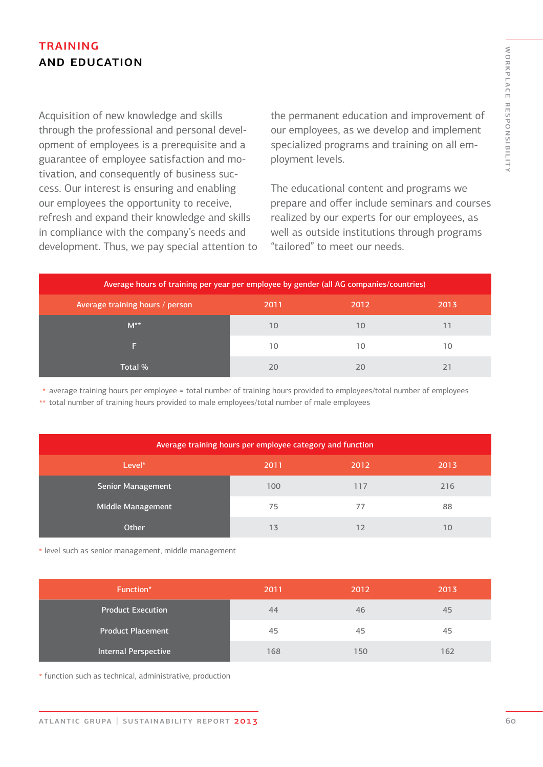# TRAINING AND EDUCATION

Acquisition of new knowledge and skills through the professional and personal development of employees is a prerequisite and a guarantee of employee satisfaction and motivation, and consequently of business success. Our interest is ensuring and enabling our employees the opportunity to receive, refresh and expand their knowledge and skills in compliance with the company's needs and development. Thus, we pay special attention to the permanent education and improvement of our employees, as we develop and implement specialized programs and training on all employment levels.

The educational content and programs we prepare and offer include seminars and courses realized by our experts for our employees, as well as outside institutions through programs "tailored" to meet our needs.

| Average hours of training per year per employee by gender (all AG companies/countries) | | | |
|---|---|---|---|
| Average training hours / person | 2011 | 2012 | 2013 |
| M** | 10 | 10 | 11 |
| F | 10 | 10 | 10 |
| Total % | 20 | 20 | 21 |

\* average training hours per employee = total number of training hours provided to employees/total number of employees

** total number of training hours provided to male employees/total number of male employees

| Average training hours per employee category and function | | | |
|---|---|---|---|
| Level* | 2011 | 2012 | 2013 |
| Senior Management | 100 | 117 | 216 |
| Middle Management | 75 | 77 | 88 |
| Other | 13 | 12 | 10 |

\* level such as senior management, middle management

| Function* | 2011 | 2012 | 2013 |
|---|---|---|---|
| Product Execution | 44 | 46 | 45 |
| Product Placement | 45 | 45 | 45 |
| Internal Perspective | 168 | 150 | 162 |

\* function such as technical, administrative, production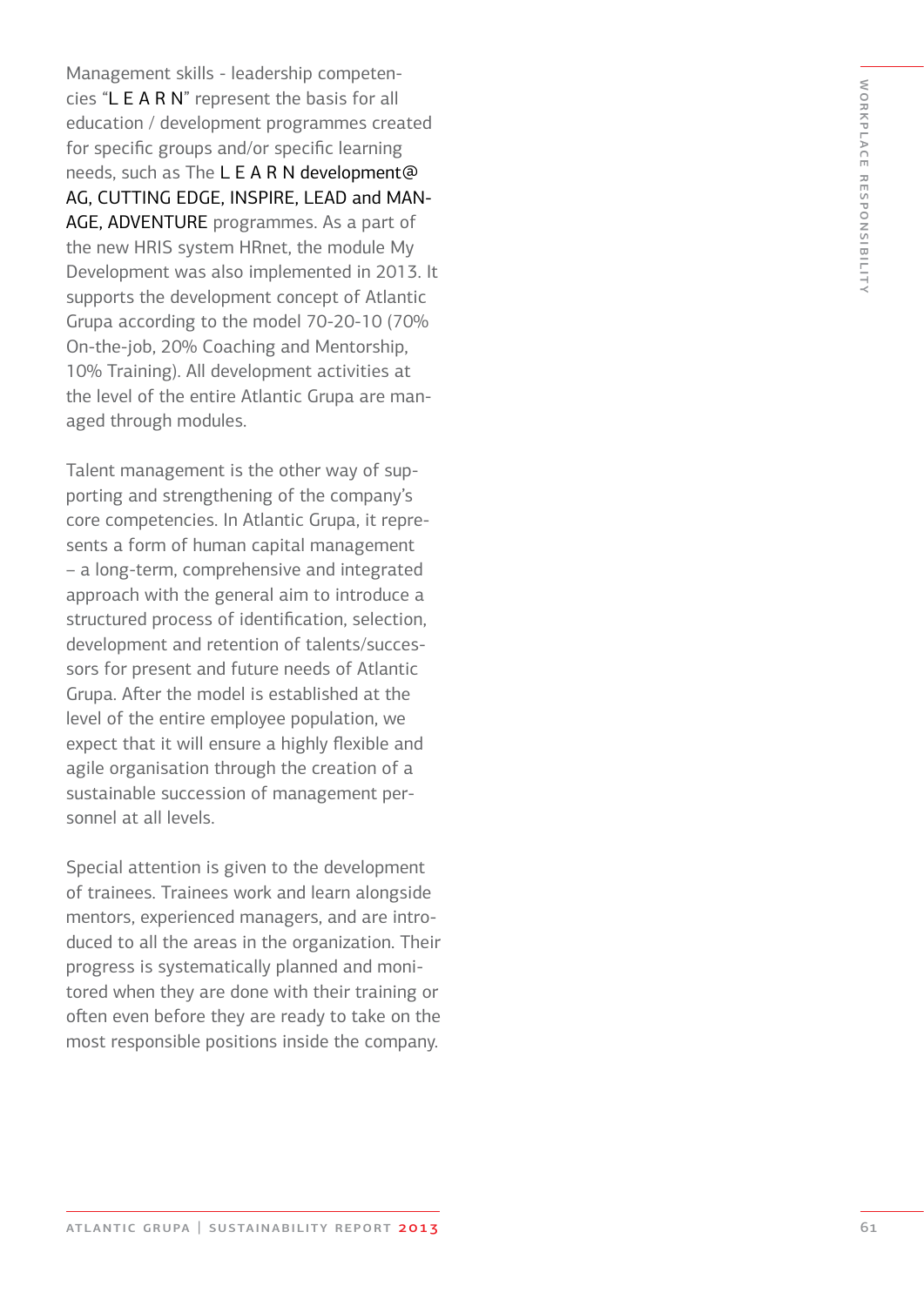Management skills - leadership competencies “L E A R N” represent the basis for all education / development programmes created for specific groups and/or specific learning needs, such as The L E A R N development@AG, CUTTING EDGE, INSPIRE, LEAD and MANAGE, ADVENTURE programmes. As a part of the new HRIS system HRnet, the module My Development was also implemented in 2013. It supports the development concept of Atlantic Grupa according to the model 70-20-10 (70% On-the-job, 20% Coaching and Mentorship, 10% Training). All development activities at the level of the entire Atlantic Grupa are managed through modules.

Talent management is the other way of supporting and strengthening of the company’s core competencies. In Atlantic Grupa, it represents a form of human capital management – a long-term, comprehensive and integrated approach with the general aim to introduce a structured process of identification, selection, development and retention of talents/successors for present and future needs of Atlantic Grupa. After the model is established at the level of the entire employee population, we expect that it will ensure a highly flexible and agile organisation through the creation of a sustainable succession of management personnel at all levels.

Special attention is given to the development of trainees. Trainees work and learn alongside mentors, experienced managers, and are introduced to all the areas in the organization. Their progress is systematically planned and monitored when they are done with their training or often even before they are ready to take on the most responsible positions inside the company.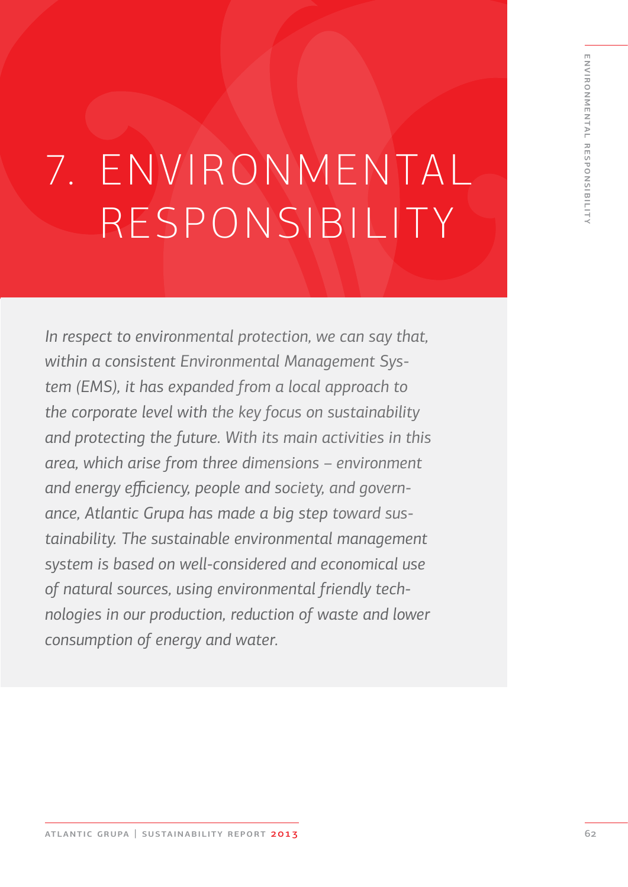# 7. ENVIRONMENTAL RESPONSIBILITY

*In respect to environmental protection, we can say that, within a consistent Environmental Management System (EMS), it has expanded from a local approach to the corporate level with the key focus on sustainability and protecting the future. With its main activities in this area, which arise from three dimensions – environment and energy efficiency, people and society, and governance, Atlantic Grupa has made a big step toward sustainability. The sustainable environmental management system is based on well-considered and economical use of natural sources, using environmental friendly technologies in our production, reduction of waste and lower consumption of energy and water.*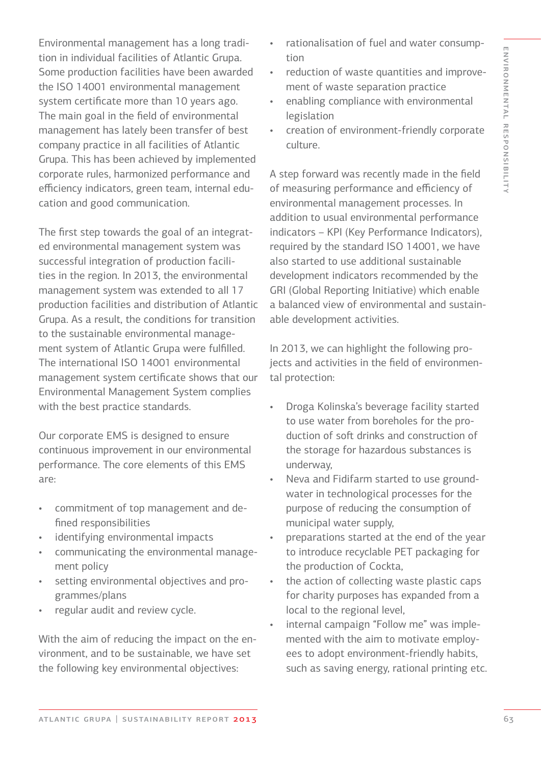Environmental management has a long tradition in individual facilities of Atlantic Grupa. Some production facilities have been awarded the ISO 14001 environmental management system certificate more than 10 years ago. The main goal in the field of environmental management has lately been transfer of best company practice in all facilities of Atlantic Grupa. This has been achieved by implemented corporate rules, harmonized performance and efficiency indicators, green team, internal education and good communication.

The first step towards the goal of an integrated environmental management system was successful integration of production facilities in the region. In 2013, the environmental management system was extended to all 17 production facilities and distribution of Atlantic Grupa. As a result, the conditions for transition to the sustainable environmental management system of Atlantic Grupa were fulfilled. The international ISO 14001 environmental management system certificate shows that our Environmental Management System complies with the best practice standards.

Our corporate EMS is designed to ensure continuous improvement in our environmental performance. The core elements of this EMS are:

- commitment of top management and defined responsibilities
- identifying environmental impacts
- communicating the environmental management policy
- setting environmental objectives and programmes/plans
- regular audit and review cycle.

With the aim of reducing the impact on the environment, and to be sustainable, we have set the following key environmental objectives:

- rationalisation of fuel and water consumption
- reduction of waste quantities and improvement of waste separation practice
- enabling compliance with environmental legislation
- creation of environment-friendly corporate culture.

A step forward was recently made in the field of measuring performance and efficiency of environmental management processes. In addition to usual environmental performance indicators – KPI (Key Performance Indicators), required by the standard ISO 14001, we have also started to use additional sustainable development indicators recommended by the GRI (Global Reporting Initiative) which enable a balanced view of environmental and sustainable development activities.

In 2013, we can highlight the following projects and activities in the field of environmental protection:

- Droga Kolinska's beverage facility started to use water from boreholes for the production of soft drinks and construction of the storage for hazardous substances is underway,
- Neva and Fidifarm started to use groundwater in technological processes for the purpose of reducing the consumption of municipal water supply,
- preparations started at the end of the year to introduce recyclable PET packaging for the production of Cockta,
- the action of collecting waste plastic caps for charity purposes has expanded from a local to the regional level,
- internal campaign "Follow me" was implemented with the aim to motivate employees to adopt environment-friendly habits, such as saving energy, rational printing etc.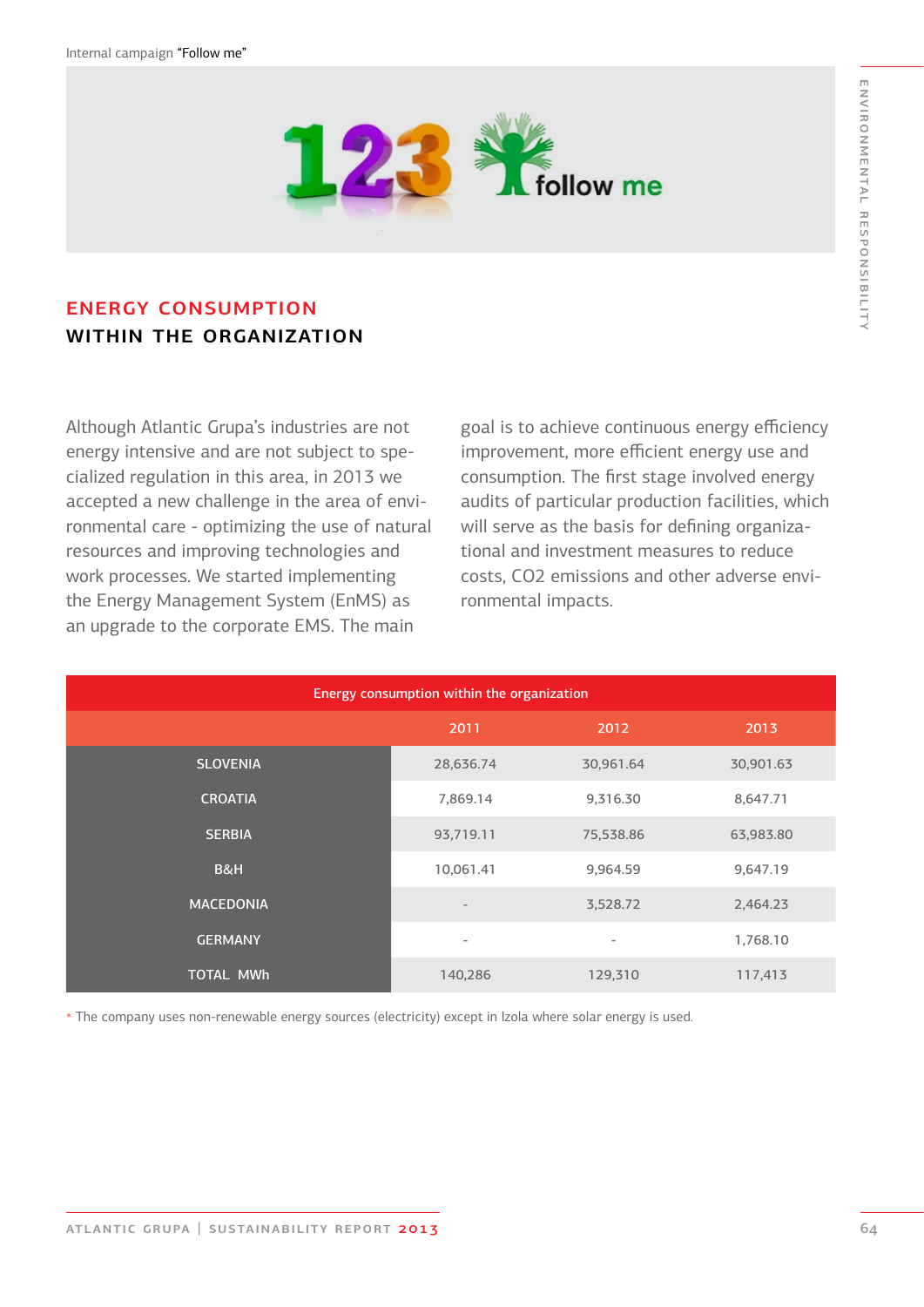Internal campaign **"Follow me"**

## ENERGY CONSUMPTION WITHIN THE ORGANIZATION

Although Atlantic Grupa's industries are not energy intensive and are not subject to specialized regulation in this area, in 2013 we accepted a new challenge in the area of environmental care - optimizing the use of natural resources and improving technologies and work processes. We started implementing the Energy Management System (EnMS) as an upgrade to the corporate EMS. The main goal is to achieve continuous energy efficiency improvement, more efficient energy use and consumption. The first stage involved energy audits of particular production facilities, which will serve as the basis for defining organizational and investment measures to reduce costs, $CO_2$ emissions and other adverse environmental impacts.

| Energy consumption within the organization | | | |
|---|---|---|---|
| | 2011 | 2012 | 2013 |
| SLOVENIA | 28,636.74 | 30,961.64 | 30,901.63 |
| CROATIA | 7,869.14 | 9,316.30 | 8,647.71 |
| SERBIA | 93,719.11 | 75,538.86 | 63,983.80 |
| B&H | 10,061.41 | 9,964.59 | 9,647.19 |
| MACEDONIA | - | 3,528.72 | 2,464.23 |
| GERMANY | - | - | 1,768.10 |
| TOTAL MWh | 140,286 | 129,310 | 117,413 |

* The company uses non-renewable energy sources (electricity) except in Izola where solar energy is used.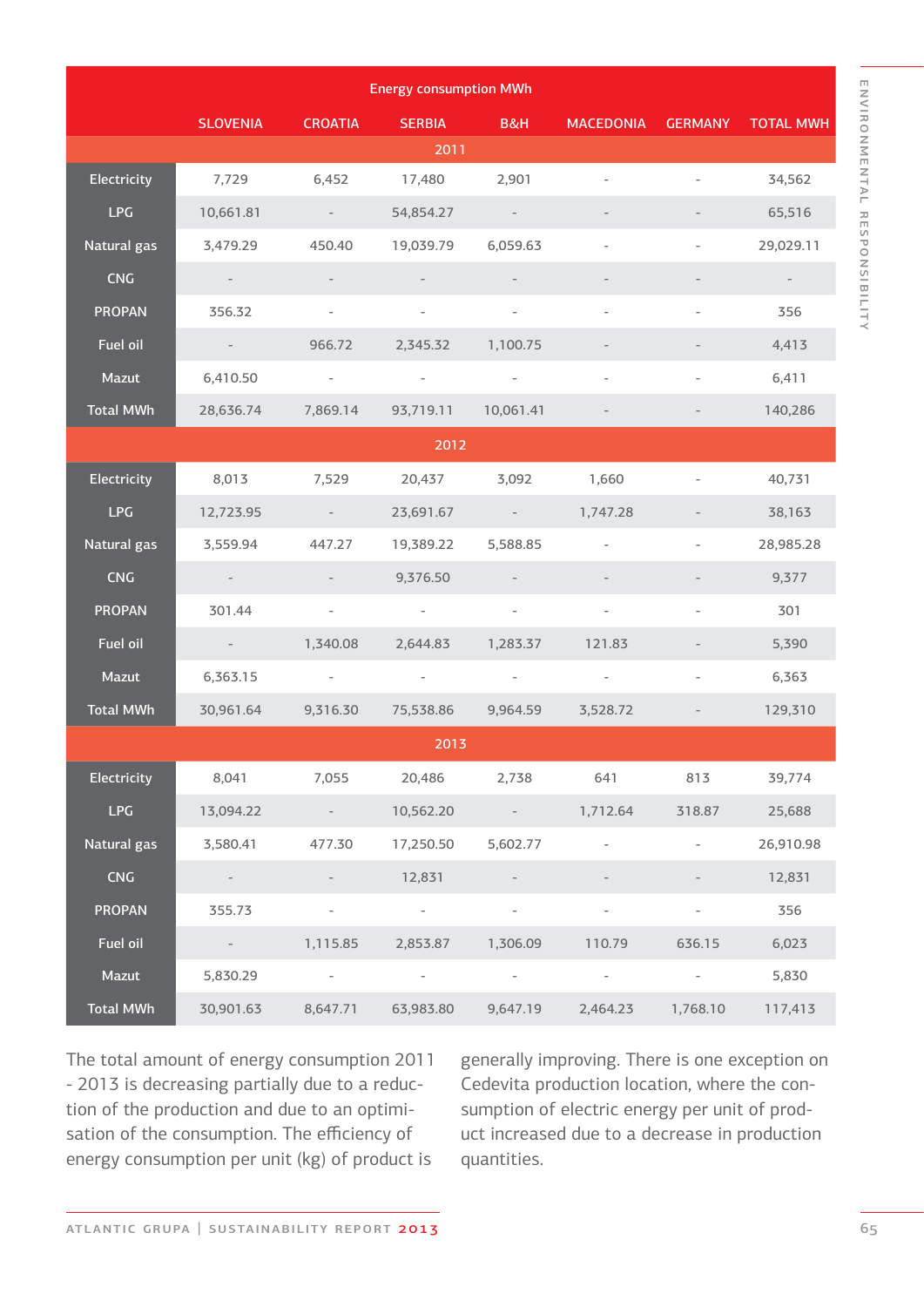| Energy consumption MWh | | | | | | | |
|---|---|---|---|---|---|---|---|
| | SLOVENIA | CROATIA | SERBIA | B&H | MACEDONIA | GERMANY | TOTAL MWH |
| **2011** | | | | | | | |
| Electricity | 7,729 | 6,452 | 17,480 | 2,901 | - | - | 34,562 |
| LPG | 10,661.81 | - | 54,854.27 | - | - | - | 65,516 |
| Natural gas | 3,479.29 | 450.40 | 19,039.79 | 6,059.63 | - | - | 29,029.11 |
| CNG | - | - | - | - | - | - | - |
| PROPAN | 356.32 | - | - | - | - | - | 356 |
| Fuel oil | - | 966.72 | 2,345.32 | 1,100.75 | - | - | 4,413 |
| Mazut | 6,410.50 | - | - | - | - | - | 6,411 |
| Total MWh | 28,636.74 | 7,869.14 | 93,719.11 | 10,061.41 | - | - | 140,286 |
| **2012** | | | | | | | |
| Electricity | 8,013 | 7,529 | 20,437 | 3,092 | 1,660 | - | 40,731 |
| LPG | 12,723.95 | - | 23,691.67 | - | 1,747.28 | - | 38,163 |
| Natural gas | 3,559.94 | 447.27 | 19,389.22 | 5,588.85 | - | - | 28,985.28 |
| CNG | - | - | 9,376.50 | - | - | - | 9,377 |
| PROPAN | 301.44 | - | - | - | - | - | 301 |
| Fuel oil | - | 1,340.08 | 2,644.83 | 1,283.37 | 121.83 | - | 5,390 |
| Mazut | 6,363.15 | - | - | - | - | - | 6,363 |
| Total MWh | 30,961.64 | 9,316.30 | 75,538.86 | 9,964.59 | 3,528.72 | - | 129,310 |
| **2013** | | | | | | | |
| Electricity | 8,041 | 7,055 | 20,486 | 2,738 | 641 | 813 | 39,774 |
| LPG | 13,094.22 | - | 10,562.20 | - | 1,712.64 | 318.87 | 25,688 |
| Natural gas | 3,580.41 | 477.30 | 17,250.50 | 5,602.77 | - | - | 26,910.98 |
| CNG | - | - | 12,831 | - | - | - | 12,831 |
| PROPAN | 355.73 | - | - | - | - | - | 356 |
| Fuel oil | - | 1,115.85 | 2,853.87 | 1,306.09 | 110.79 | 636.15 | 6,023 |
| Mazut | 5,830.29 | - | - | - | - | - | 5,830 |
| Total MWh | 30,901.63 | 8,647.71 | 63,983.80 | 9,647.19 | 2,464.23 | 1,768.10 | 117,413 |

The total amount of energy consumption 2011 - 2013 is decreasing partially due to a reduction of the production and due to an optimisation of the consumption. The efficiency of energy consumption per unit (kg) of product is generally improving. There is one exception on Cedevita production location, where the consumption of electric energy per unit of product increased due to a decrease in production quantities.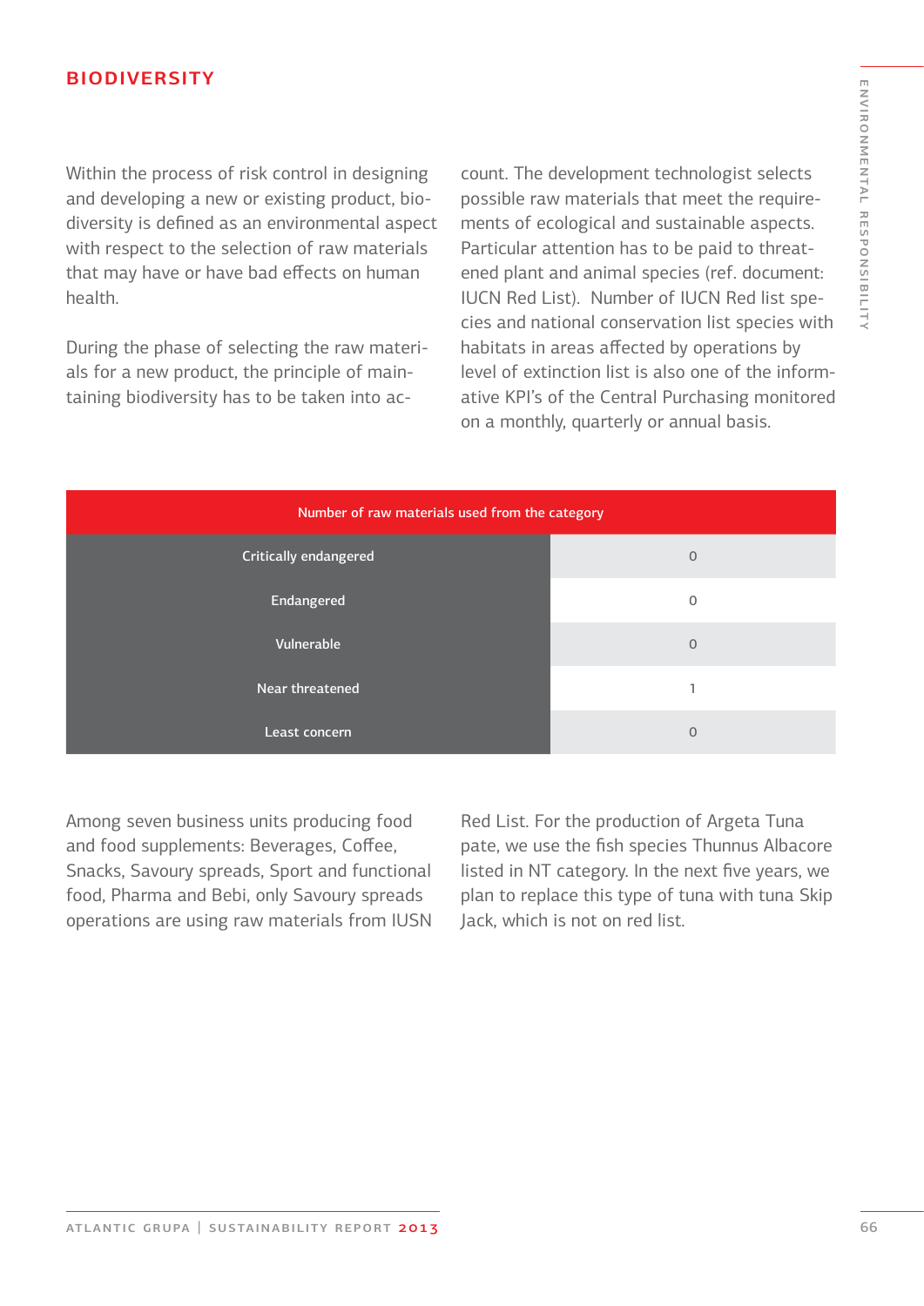## BIODIVERSITY

Within the process of risk control in designing and developing a new or existing product, biodiversity is defined as an environmental aspect with respect to the selection of raw materials that may have or have bad effects on human health.

During the phase of selecting the raw materials for a new product, the principle of maintaining biodiversity has to be taken into account. The development technologist selects possible raw materials that meet the requirements of ecological and sustainable aspects. Particular attention has to be paid to threatened plant and animal species (ref. document: IUCN Red List). Number of IUCN Red list species and national conservation list species with habitats in areas affected by operations by level of extinction list is also one of the informative KPI's of the Central Purchasing monitored on a monthly, quarterly or annual basis.

| Number of raw materials used from the category | |
|---|---|
| Critically endangered | 0 |
| Endangered | 0 |
| Vulnerable | 0 |
| Near threatened | 1 |
| Least concern | 0 |

Among seven business units producing food and food supplements: Beverages, Coffee, Snacks, Savoury spreads, Sport and functional food, Pharma and Bebi, only Savoury spreads operations are using raw materials from IUSN Red List. For the production of Argeta Tuna pate, we use the fish species Thunnus Albacore listed in NT category. In the next five years, we plan to replace this type of tuna with tuna Skip Jack, which is not on red list.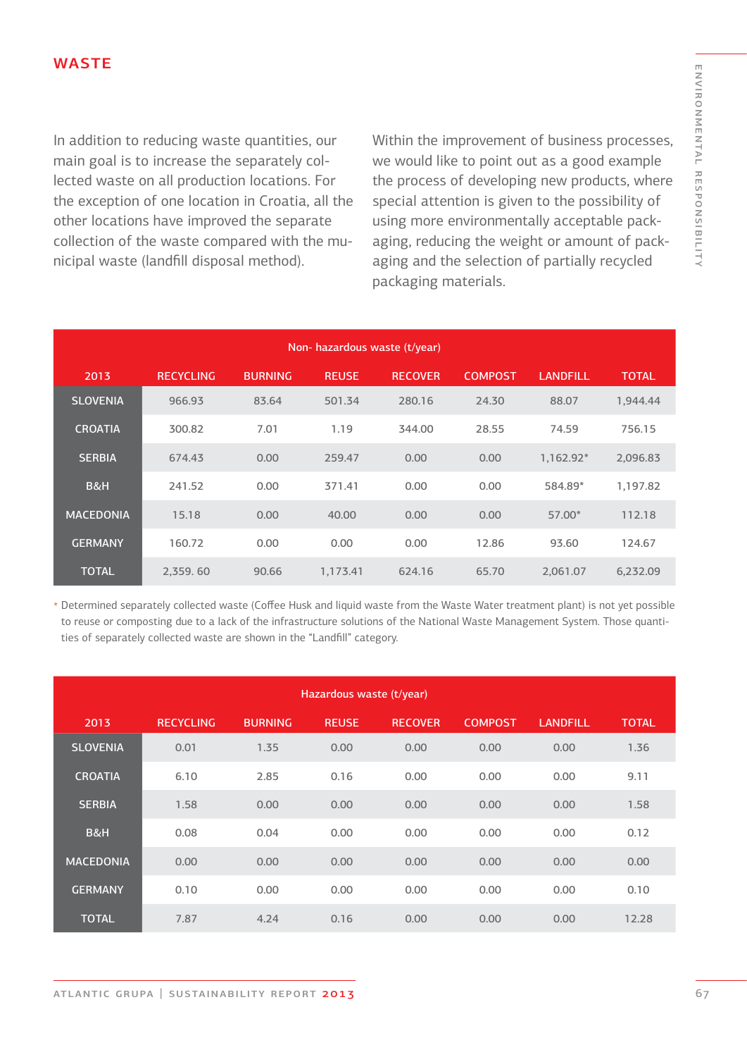# WASTE

In addition to reducing waste quantities, our main goal is to increase the separately collected waste on all production locations. For the exception of one location in Croatia, all the other locations have improved the separate collection of the waste compared with the municipal waste (landfill disposal method).

Within the improvement of business processes, we would like to point out as a good example the process of developing new products, where special attention is given to the possibility of using more environmentally acceptable packaging, reducing the weight or amount of packaging and the selection of partially recycled packaging materials.

| Non- hazardous waste (t/year) | | | | | | | |
|---|---|---|---|---|---|---|---|
| 2013 | RECYCLING | BURNING | REUSE | RECOVER | COMPOST | LANDFILL | TOTAL |
| SLOVENIA | 966.93 | 83.64 | 501.34 | 280.16 | 24.30 | 88.07 | 1,944.44 |
| CROATIA | 300.82 | 7.01 | 1.19 | 344.00 | 28.55 | 74.59 | 756.15 |
| SERBIA | 674.43 | 0.00 | 259.47 | 0.00 | 0.00 | 1,162.92* | 2,096.83 |
| B&H | 241.52 | 0.00 | 371.41 | 0.00 | 0.00 | 584.89* | 1,197.82 |
| MACEDONIA | 15.18 | 0.00 | 40.00 | 0.00 | 0.00 | 57.00* | 112.18 |
| GERMANY | 160.72 | 0.00 | 0.00 | 0.00 | 12.86 | 93.60 | 124.67 |
| TOTAL | 2,359. 60 | 90.66 | 1,173.41 | 624.16 | 65.70 | 2,061.07 | 6,232.09 |

\* Determined separately collected waste (Coffee Husk and liquid waste from the Waste Water treatment plant) is not yet possible to reuse or composting due to a lack of the infrastructure solutions of the National Waste Management System. Those quantities of separately collected waste are shown in the "Landfill" category.

| Hazardous waste (t/year) | | | | | | | |
|---|---|---|---|---|---|---|---|
| 2013 | RECYCLING | BURNING | REUSE | RECOVER | COMPOST | LANDFILL | TOTAL |
| SLOVENIA | 0.01 | 1.35 | 0.00 | 0.00 | 0.00 | 0.00 | 1.36 |
| CROATIA | 6.10 | 2.85 | 0.16 | 0.00 | 0.00 | 0.00 | 9.11 |
| SERBIA | 1.58 | 0.00 | 0.00 | 0.00 | 0.00 | 0.00 | 1.58 |
| B&H | 0.08 | 0.04 | 0.00 | 0.00 | 0.00 | 0.00 | 0.12 |
| MACEDONIA | 0.00 | 0.00 | 0.00 | 0.00 | 0.00 | 0.00 | 0.00 |
| GERMANY | 0.10 | 0.00 | 0.00 | 0.00 | 0.00 | 0.00 | 0.10 |
| TOTAL | 7.87 | 4.24 | 0.16 | 0.00 | 0.00 | 0.00 | 12.28 |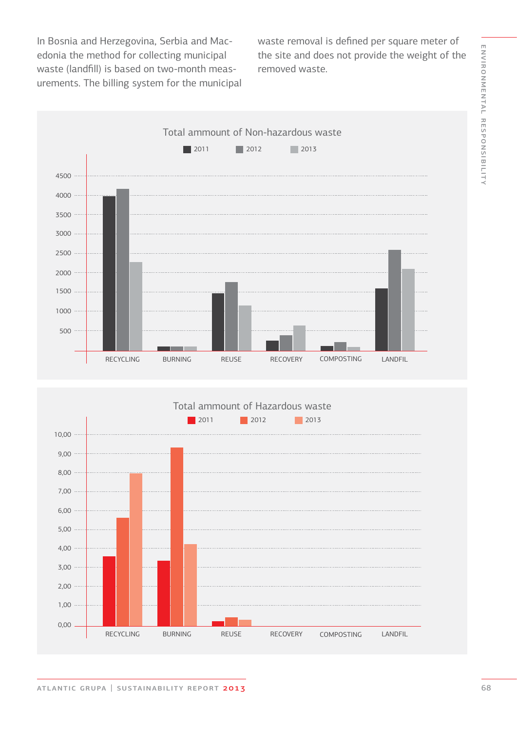In Bosnia and Herzegovina, Serbia and Macedonia the method for collecting municipal waste (landfill) is based on two-month measurements. The billing system for the municipal waste removal is defined per square meter of the site and does not provide the weight of the removed waste.

Total ammount of Non-hazardous waste

2011 2012 2013

4500
4000
3500
3000
2500
2000
1500
1000
500

RECYCLING BURNING REUSE RECOVERY COMPOSTING LANDFIL

Total ammount of Hazardous waste

2011 2012 2013

10,00
9,00
8,00
7,00
6,00
5,00
4,00
3,00
2,00
1,00
0,00

RECYCLING BURNING REUSE RECOVERY COMPOSTING LANDFIL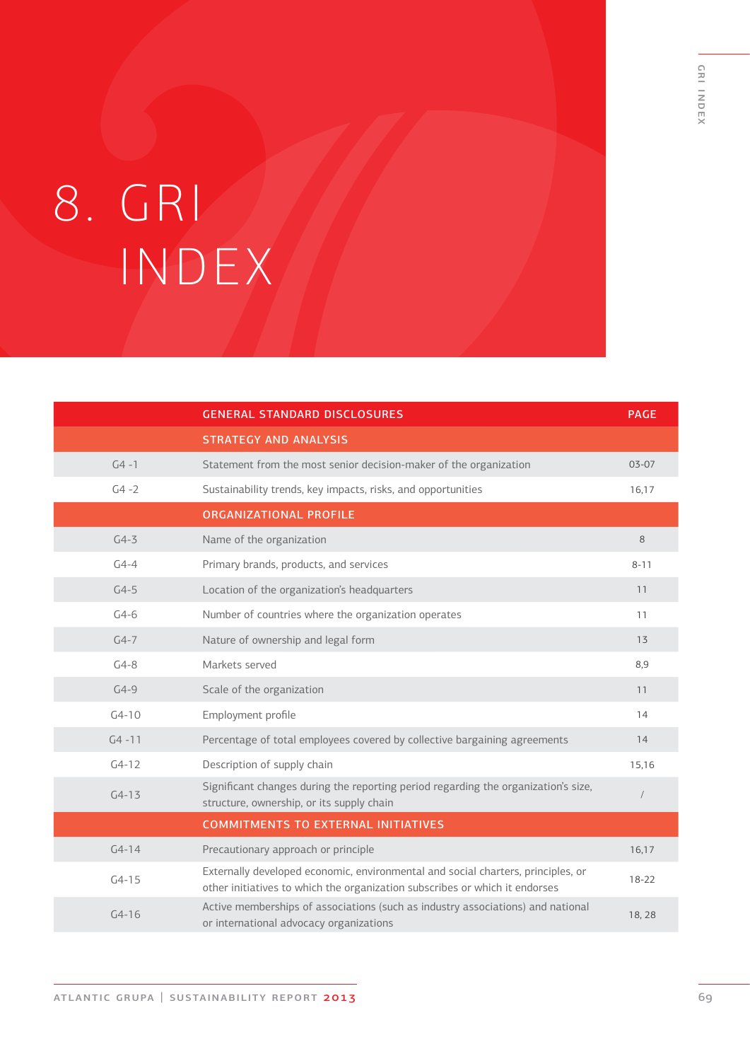# 8. GRI INDEX

| | GENERAL STANDARD DISCLOSURES | PAGE |
|---|---|---|
| | **STRATEGY AND ANALYSIS** | |
| G4 -1 | Statement from the most senior decision-maker of the organization | 03-07 |
| G4 -2 | Sustainability trends, key impacts, risks, and opportunities | 16,17 |
| | **ORGANIZATIONAL PROFILE** | |
| G4-3 | Name of the organization | 8 |
| G4-4 | Primary brands, products, and services | 8-11 |
| G4-5 | Location of the organization's headquarters | 11 |
| G4-6 | Number of countries where the organization operates | 11 |
| G4-7 | Nature of ownership and legal form | 13 |
| G4-8 | Markets served | 8,9 |
| G4-9 | Scale of the organization | 11 |
| G4-10 | Employment profile | 14 |
| G4 -11 | Percentage of total employees covered by collective bargaining agreements | 14 |
| G4-12 | Description of supply chain | 15,16 |
| G4-13 | Significant changes during the reporting period regarding the organization's size, structure, ownership, or its supply chain | / |
| | **COMMITMENTS TO EXTERNAL INITIATIVES** | |
| G4-14 | Precautionary approach or principle | 16,17 |
| G4-15 | Externally developed economic, environmental and social charters, principles, or other initiatives to which the organization subscribes or which it endorses | 18-22 |
| G4-16 | Active memberships of associations (such as industry associations) and national or international advocacy organizations | 18, 28 |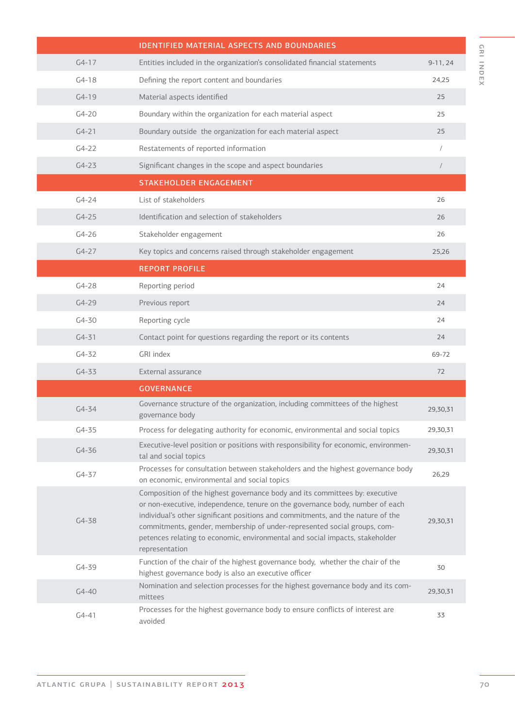| | IDENTIFIED MATERIAL ASPECTS AND BOUNDARIES | |
|---|---|---|
| G4-17 | Entities included in the organization's consolidated financial statements | 9-11, 24 |
| G4-18 | Defining the report content and boundaries | 24,25 |
| G4-19 | Material aspects identified | 25 |
| G4-20 | Boundary within the organization for each material aspect | 25 |
| G4-21 | Boundary outside the organization for each material aspect | 25 |
| G4-22 | Restatements of reported information | / |
| G4-23 | Significant changes in the scope and aspect boundaries | / |
| | **STAKEHOLDER ENGAGEMENT** | |
| G4-24 | List of stakeholders | 26 |
| G4-25 | Identification and selection of stakeholders | 26 |
| G4-26 | Stakeholder engagement | 26 |
| G4-27 | Key topics and concerns raised through stakeholder engagement | 25,26 |
| | **REPORT PROFILE** | |
| G4-28 | Reporting period | 24 |
| G4-29 | Previous report | 24 |
| G4-30 | Reporting cycle | 24 |
| G4-31 | Contact point for questions regarding the report or its contents | 24 |
| G4-32 | GRI index | 69-72 |
| G4-33 | External assurance | 72 |
| | **GOVERNANCE** | |
| G4-34 | Governance structure of the organization, including committees of the highest governance body | 29,30,31 |
| G4-35 | Process for delegating authority for economic, environmental and social topics | 29,30,31 |
| G4-36 | Executive-level position or positions with responsibility for economic, environmental and social topics | 29,30,31 |
| G4-37 | Processes for consultation between stakeholders and the highest governance body on economic, environmental and social topics | 26,29 |
| G4-38 | Composition of the highest governance body and its committees by: executive or non-executive, independence, tenure on the governance body, number of each individual's other significant positions and commitments, and the nature of the commitments, gender, membership of under-represented social groups, competences relating to economic, environmental and social impacts, stakeholder representation | 29,30,31 |
| G4-39 | Function of the chair of the highest governance body, whether the chair of the highest governance body is also an executive officer | 30 |
| G4-40 | Nomination and selection processes for the highest governance body and its committees | 29,30,31 |
| G4-41 | Processes for the highest governance body to ensure conflicts of interest are avoided | 33 |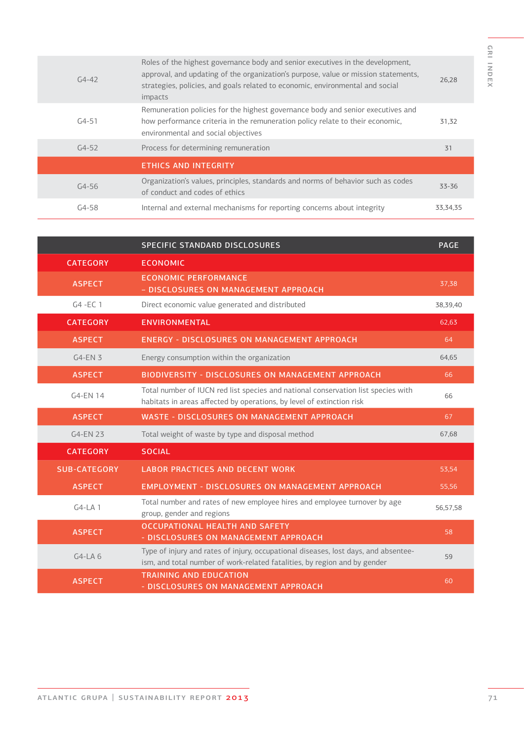| | | |
|---|---|---|
| G4-42 | Roles of the highest governance body and senior executives in the development, approval, and updating of the organization's purpose, value or mission statements, strategies, policies, and goals related to economic, environmental and social impacts | 26,28 |
| G4-51 | Remuneration policies for the highest governance body and senior executives and how performance criteria in the remuneration policy relate to their economic, environmental and social objectives | 31,32 |
| G4-52 | Process for determining remuneration | 31 |
| | ETHICS AND INTEGRITY | |
| G4-56 | Organization's values, principles, standards and norms of behavior such as codes of conduct and codes of ethics | 33-36 |
| G4-58 | Internal and external mechanisms for reporting concerns about integrity | 33,34,35 |

| | SPECIFIC STANDARD DISCLOSURES | PAGE |
|---|---|---|
| CATEGORY | ECONOMIC | |
| ASPECT | ECONOMIC PERFORMANCE – DISCLOSURES ON MANAGEMENT APPROACH | 37,38 |
| G4 -EC 1 | Direct economic value generated and distributed | 38,39,40 |
| CATEGORY | ENVIRONMENTAL | 62,63 |
| ASPECT | ENERGY - DISCLOSURES ON MANAGEMENT APPROACH | 64 |
| G4-EN 3 | Energy consumption within the organization | 64,65 |
| ASPECT | BIODIVERSITY - DISCLOSURES ON MANAGEMENT APPROACH | 66 |
| G4-EN 14 | Total number of IUCN red list species and national conservation list species with habitats in areas affected by operations, by level of extinction risk | 66 |
| ASPECT | WASTE - DISCLOSURES ON MANAGEMENT APPROACH | 67 |
| G4-EN 23 | Total weight of waste by type and disposal method | 67,68 |
| CATEGORY | SOCIAL | |
| SUB-CATEGORY | LABOR PRACTICES AND DECENT WORK | 53,54 |
| ASPECT | EMPLOYMENT - DISCLOSURES ON MANAGEMENT APPROACH | 55,56 |
| G4-LA 1 | Total number and rates of new employee hires and employee turnover by age group, gender and regions | 56,57,58 |
| ASPECT | OCCUPATIONAL HEALTH AND SAFETY - DISCLOSURES ON MANAGEMENT APPROACH | 58 |
| G4-LA 6 | Type of injury and rates of injury, occupational diseases, lost days, and absentee-ism, and total number of work-related fatalities, by region and by gender | 59 |
| ASPECT | TRAINING AND EDUCATION - DISCLOSURES ON MANAGEMENT APPROACH | 60 |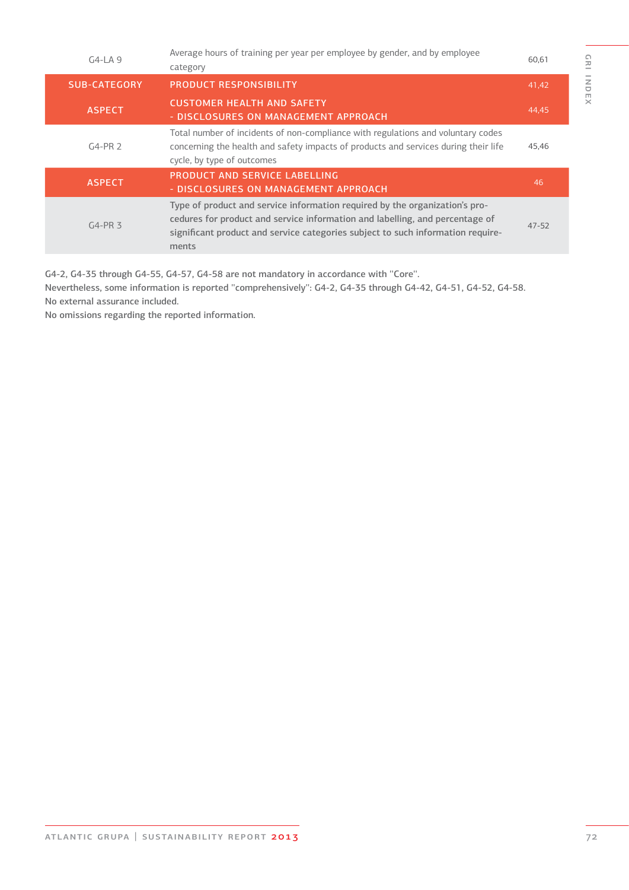| | | |
|---|---|---|
| G4-LA 9 | Average hours of training per year per employee by gender, and by employee category | 60,61 |
| SUB-CATEGORY | PRODUCT RESPONSIBILITY | 41,42 |
| ASPECT | CUSTOMER HEALTH AND SAFETY - DISCLOSURES ON MANAGEMENT APPROACH | 44,45 |
| G4-PR 2 | Total number of incidents of non-compliance with regulations and voluntary codes concerning the health and safety impacts of products and services during their life cycle, by type of outcomes | 45,46 |
| ASPECT | PRODUCT AND SERVICE LABELLING - DISCLOSURES ON MANAGEMENT APPROACH | 46 |
| G4-PR 3 | Type of product and service information required by the organization's procedures for product and service information and labelling, and percentage of significant product and service categories subject to such information requirements | 47-52 |

G4-2, G4-35 through G4-55, G4-57, G4-58 are not mandatory in accordance with "Core".
Nevertheless, some information is reported "comprehensively": G4-2, G4-35 through G4-42, G4-51, G4-52, G4-58.
No external assurance included.
No omissions regarding the reported information.